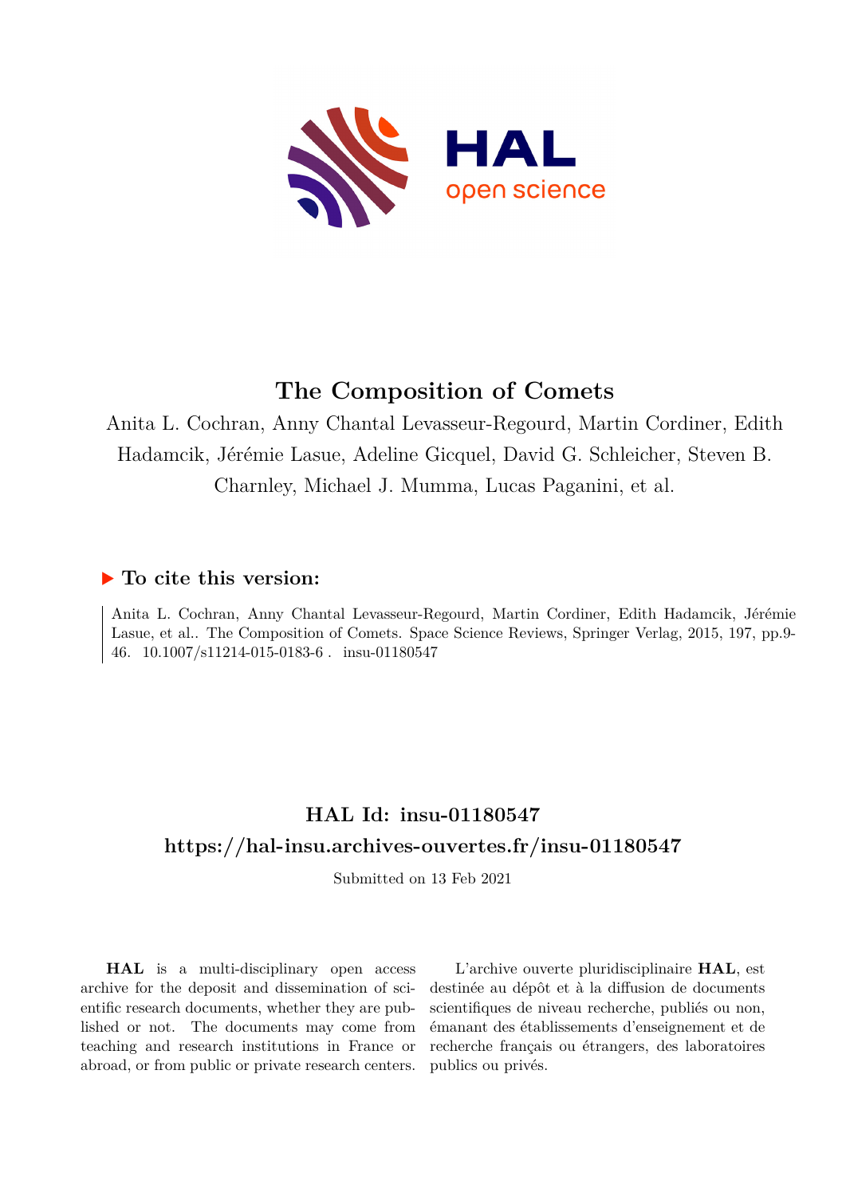# The Composition of Comets

Anita L. Cochran, Anny Chantal Levasseur-Regourd, Martin Cordiner, Edith Hadamcik, Jérémie Lasue, Adeline Gicquel, David G. Schleicher, Steven B. Charnley, Michael J. Mumma, Lucas Paganini, et al.

## ▶ To cite this version:

Anita L. Cochran, Anny Chantal Levasseur-Regourd, Martin Cordiner, Edith Hadamcik, Jérémie Lasue, et al.. The Composition of Comets. Space Science Reviews, Springer Verlag, 2015, 197, pp.9-46. 10.1007/s11214-015-0183-6 . insu-01180547

## HAL Id: insu-01180547

## https://hal-insu.archives-ouvertes.fr/insu-01180547

Submitted on 13 Feb 2021

**HAL** is a multi-disciplinary open access archive for the deposit and dissemination of scientific research documents, whether they are published or not. The documents may come from teaching and research institutions in France or abroad, or from public or private research centers.

L'archive ouverte pluridisciplinaire **HAL**, est destinée au dépôt et à la diffusion de documents scientifiques de niveau recherche, publiés ou non, émanant des établissements d'enseignement et de recherche français ou étrangers, des laboratoires publics ou privés.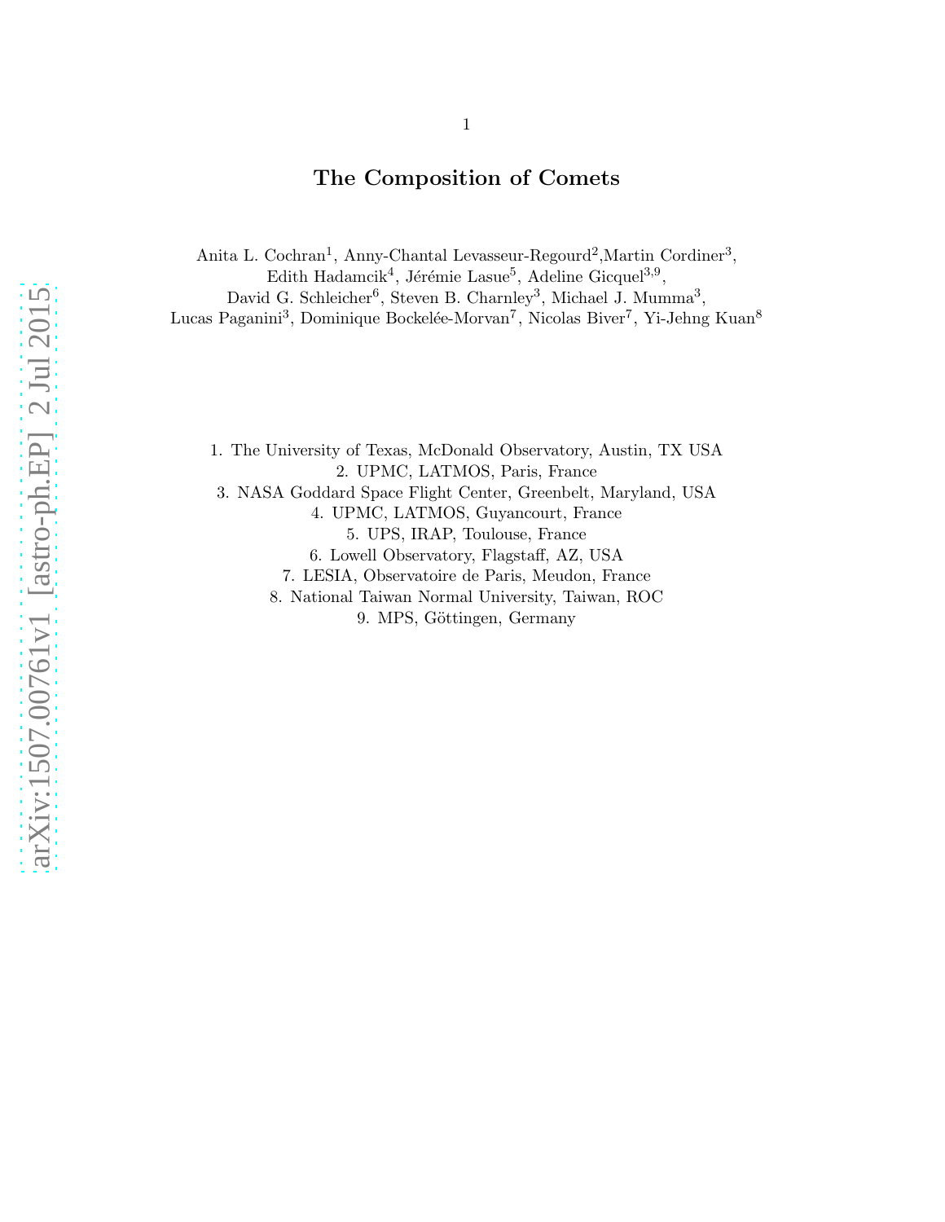# The Composition of Comets

Anita L. Cochran[1], Anny-Chantal Levasseur-Regourd[2], Martin Cordiner[3], Edith Hadamcik[4], Jérémie Lasue[5], Adeline Gicquel[3,9], David G. Schleicher[6], Steven B. Charnley[3], Michael J. Mumma[3], Lucas Paganini[3], Dominique Bockelée-Morvan[7], Nicolas Biver[7], Yi-Jehng Kuan[8]

1. The University of Texas, McDonald Observatory, Austin, TX USA
2. UPMC, LATMOS, Paris, France
3. NASA Goddard Space Flight Center, Greenbelt, Maryland, USA
4. UPMC, LATMOS, Guyancourt, France
5. UPS, IRAP, Toulouse, France
6. Lowell Observatory, Flagstaff, AZ, USA
7. LESIA, Observatoire de Paris, Meudon, France
8. National Taiwan Normal University, Taiwan, ROC
9. MPS, Göttingen, Germany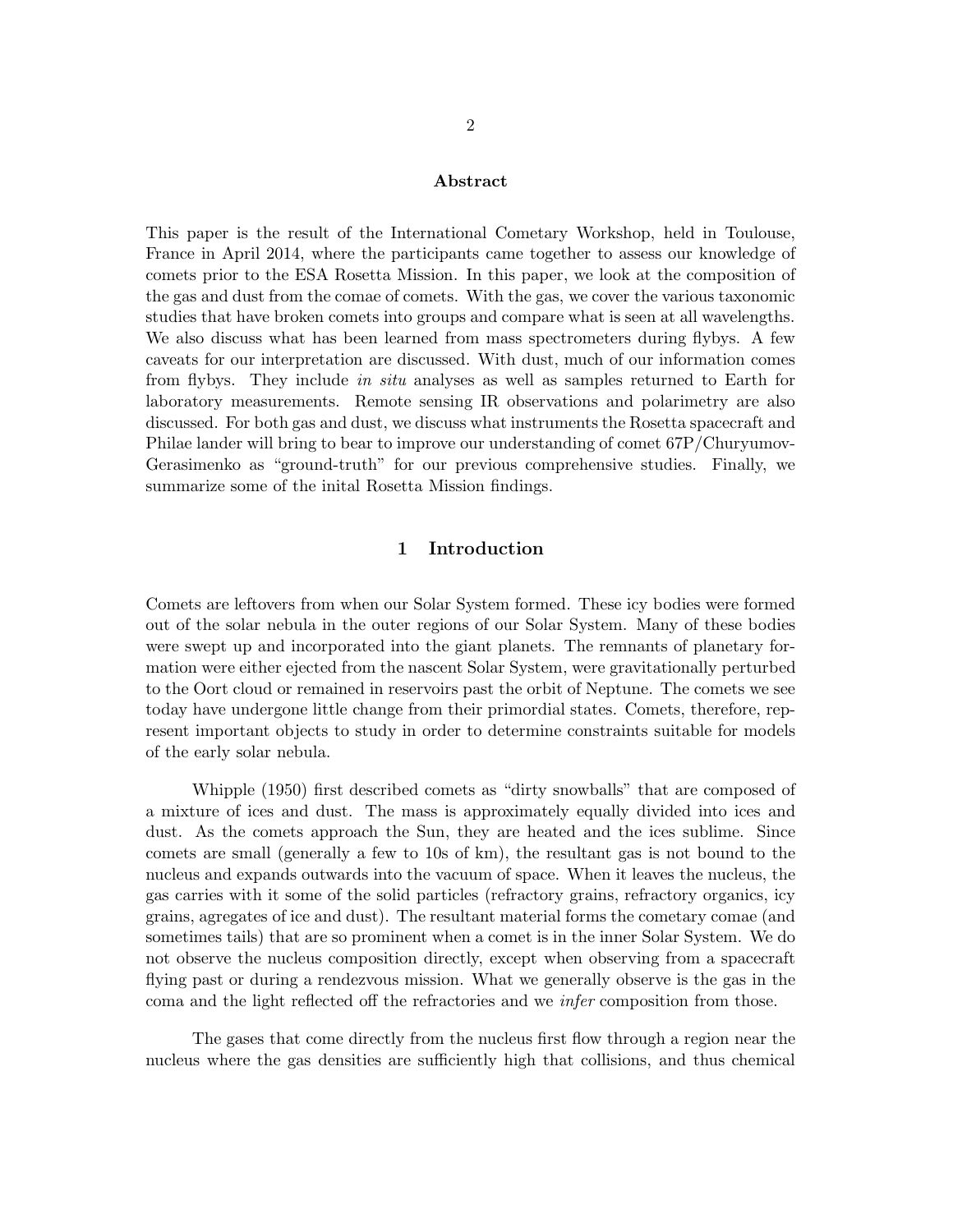## Abstract

This paper is the result of the International Cometary Workshop, held in Toulouse, France in April 2014, where the participants came together to assess our knowledge of comets prior to the ESA Rosetta Mission. In this paper, we look at the composition of the gas and dust from the comae of comets. With the gas, we cover the various taxonomic studies that have broken comets into groups and compare what is seen at all wavelengths. We also discuss what has been learned from mass spectrometers during flybys. A few caveats for our interpretation are discussed. With dust, much of our information comes from flybys. They include *in situ* analyses as well as samples returned to Earth for laboratory measurements. Remote sensing IR observations and polarimetry are also discussed. For both gas and dust, we discuss what instruments the Rosetta spacecraft and Philae lander will bring to bear to improve our understanding of comet 67P/Churyumov-Gerasimenko as "ground-truth" for our previous comprehensive studies. Finally, we summarize some of the inital Rosetta Mission findings.

# 1 Introduction

Comets are leftovers from when our Solar System formed. These icy bodies were formed out of the solar nebula in the outer regions of our Solar System. Many of these bodies were swept up and incorporated into the giant planets. The remnants of planetary formation were either ejected from the nascent Solar System, were gravitationally perturbed to the Oort cloud or remained in reservoirs past the orbit of Neptune. The comets we see today have undergone little change from their primordial states. Comets, therefore, represent important objects to study in order to determine constraints suitable for models of the early solar nebula.

Whipple (1950) first described comets as "dirty snowballs" that are composed of a mixture of ices and dust. The mass is approximately equally divided into ices and dust. As the comets approach the Sun, they are heated and the ices sublime. Since comets are small (generally a few to 10s of km), the resultant gas is not bound to the nucleus and expands outwards into the vacuum of space. When it leaves the nucleus, the gas carries with it some of the solid particles (refractory grains, refractory organics, icy grains, agregates of ice and dust). The resultant material forms the cometary comae (and sometimes tails) that are so prominent when a comet is in the inner Solar System. We do not observe the nucleus composition directly, except when observing from a spacecraft flying past or during a rendezvous mission. What we generally observe is the gas in the coma and the light reflected off the refractories and we *infer* composition from those.

The gases that come directly from the nucleus first flow through a region near the nucleus where the gas densities are sufficiently high that collisions, and thus chemical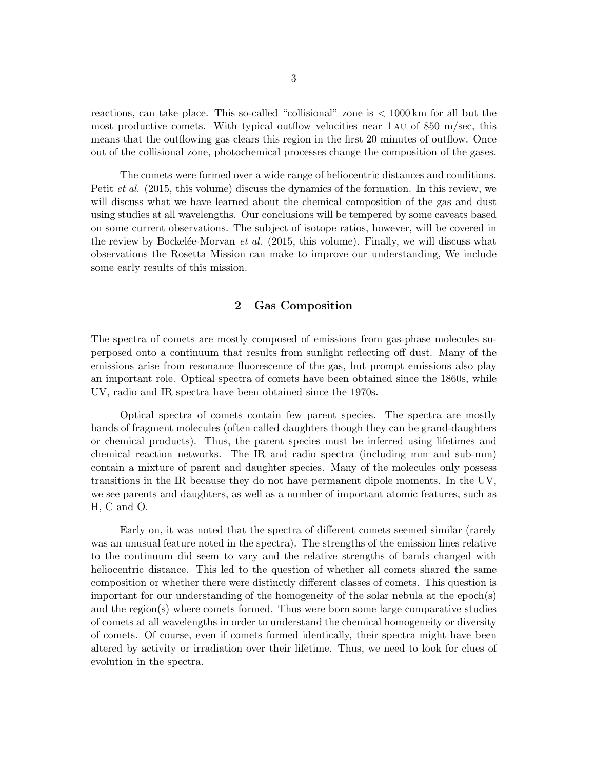reactions, can take place. This so-called "collisional" zone is $< 1000$ km for all but the most productive comets. With typical outflow velocities near 1 AU of 850 m/sec, this means that the outflowing gas clears this region in the first 20 minutes of outflow. Once out of the collisional zone, photochemical processes change the composition of the gases.

The comets were formed over a wide range of heliocentric distances and conditions. Petit *et al.* (2015, this volume) discuss the dynamics of the formation. In this review, we will discuss what we have learned about the chemical composition of the gas and dust using studies at all wavelengths. Our conclusions will be tempered by some caveats based on some current observations. The subject of isotope ratios, however, will be covered in the review by Bockelée-Morvan *et al.* (2015, this volume). Finally, we will discuss what observations the Rosetta Mission can make to improve our understanding, We include some early results of this mission.

## 2 Gas Composition

The spectra of comets are mostly composed of emissions from gas-phase molecules superposed onto a continuum that results from sunlight reflecting off dust. Many of the emissions arise from resonance fluorescence of the gas, but prompt emissions also play an important role. Optical spectra of comets have been obtained since the 1860s, while UV, radio and IR spectra have been obtained since the 1970s.

Optical spectra of comets contain few parent species. The spectra are mostly bands of fragment molecules (often called daughters though they can be grand-daughters or chemical products). Thus, the parent species must be inferred using lifetimes and chemical reaction networks. The IR and radio spectra (including mm and sub-mm) contain a mixture of parent and daughter species. Many of the molecules only possess transitions in the IR because they do not have permanent dipole moments. In the UV, we see parents and daughters, as well as a number of important atomic features, such as H, C and O.

Early on, it was noted that the spectra of different comets seemed similar (rarely was an unusual feature noted in the spectra). The strengths of the emission lines relative to the continuum did seem to vary and the relative strengths of bands changed with heliocentric distance. This led to the question of whether all comets shared the same composition or whether there were distinctly different classes of comets. This question is important for our understanding of the homogeneity of the solar nebula at the epoch(s) and the region(s) where comets formed. Thus were born some large comparative studies of comets at all wavelengths in order to understand the chemical homogeneity or diversity of comets. Of course, even if comets formed identically, their spectra might have been altered by activity or irradiation over their lifetime. Thus, we need to look for clues of evolution in the spectra.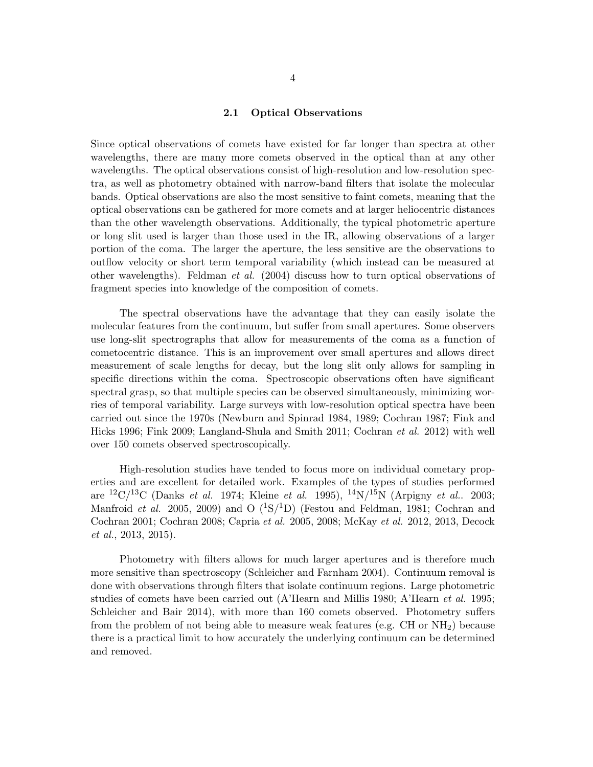### 2.1 Optical Observations

Since optical observations of comets have existed for far longer than spectra at other wavelengths, there are many more comets observed in the optical than at any other wavelengths. The optical observations consist of high-resolution and low-resolution spectra, as well as photometry obtained with narrow-band filters that isolate the molecular bands. Optical observations are also the most sensitive to faint comets, meaning that the optical observations can be gathered for more comets and at larger heliocentric distances than the other wavelength observations. Additionally, the typical photometric aperture or long slit used is larger than those used in the IR, allowing observations of a larger portion of the coma. The larger the aperture, the less sensitive are the observations to outflow velocity or short term temporal variability (which instead can be measured at other wavelengths). Feldman *et al.* (2004) discuss how to turn optical observations of fragment species into knowledge of the composition of comets.

The spectral observations have the advantage that they can easily isolate the molecular features from the continuum, but suffer from small apertures. Some observers use long-slit spectrographs that allow for measurements of the coma as a function of cometocentric distance. This is an improvement over small apertures and allows direct measurement of scale lengths for decay, but the long slit only allows for sampling in specific directions within the coma. Spectroscopic observations often have significant spectral grasp, so that multiple species can be observed simultaneously, minimizing worries of temporal variability. Large surveys with low-resolution optical spectra have been carried out since the 1970s (Newburn and Spinrad 1984, 1989; Cochran 1987; Fink and Hicks 1996; Fink 2009; Langland-Shula and Smith 2011; Cochran *et al.* 2012) with well over 150 comets observed spectroscopically.

High-resolution studies have tended to focus more on individual cometary properties and are excellent for detailed work. Examples of the types of studies performed are $^{12}C/^{13}C$ (Danks *et al.* 1974; Kleine *et al.* 1995), $^{14}N/^{15}N$ (Arpigny *et al.*. 2003; Manfroid *et al.* 2005, 2009) and O ($^1S/^1D$) (Festou and Feldman, 1981; Cochran and Cochran 2001; Cochran 2008; Capria *et al.* 2005, 2008; McKay *et al.* 2012, 2013, Decock *et al.*, 2013, 2015).

Photometry with filters allows for much larger apertures and is therefore much more sensitive than spectroscopy (Schleicher and Farnham 2004). Continuum removal is done with observations through filters that isolate continuum regions. Large photometric studies of comets have been carried out (A'Hearn and Millis 1980; A'Hearn *et al.* 1995; Schleicher and Bair 2014), with more than 160 comets observed. Photometry suffers from the problem of not being able to measure weak features (e.g. CH or $NH_2$) because there is a practical limit to how accurately the underlying continuum can be determined and removed.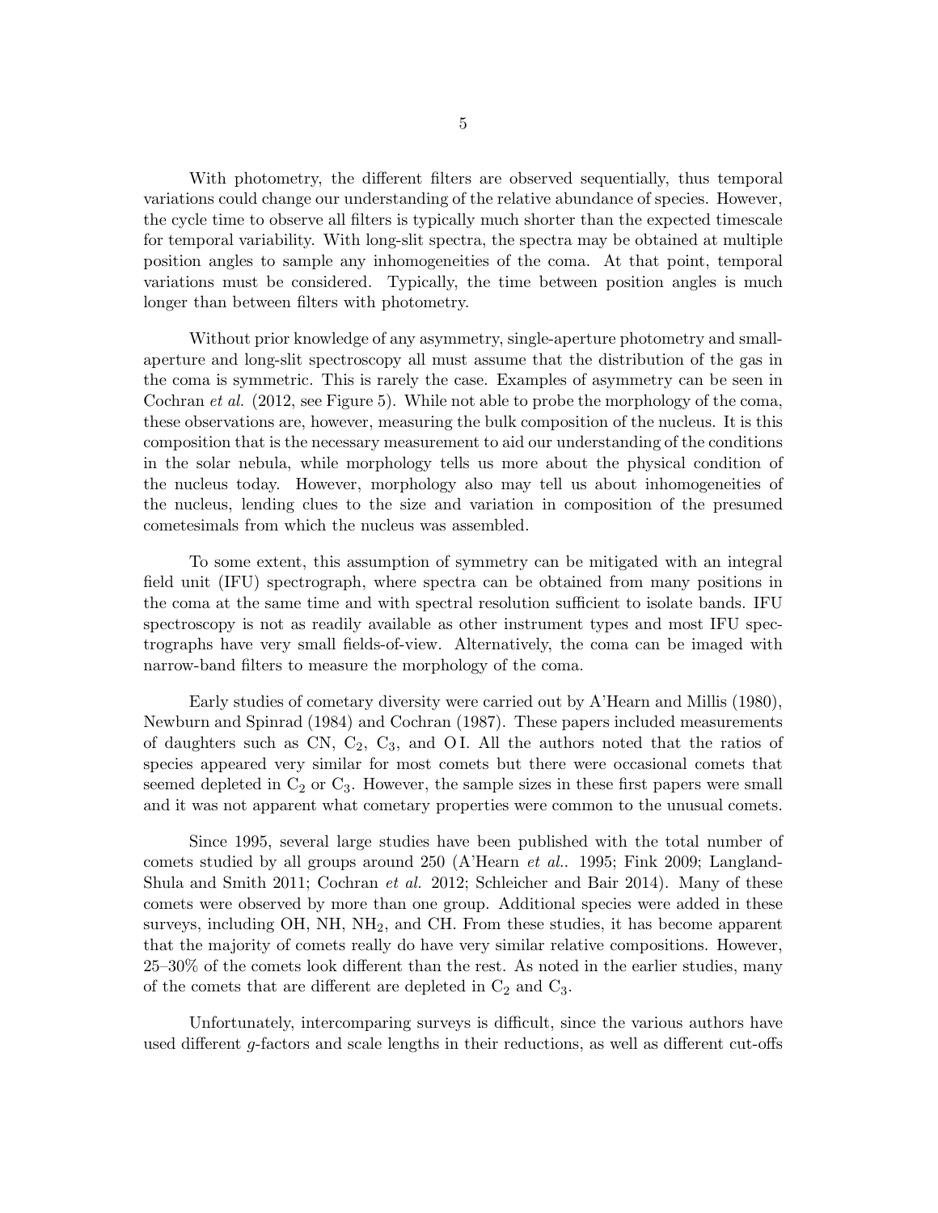With photometry, the different filters are observed sequentially, thus temporal variations could change our understanding of the relative abundance of species. However, the cycle time to observe all filters is typically much shorter than the expected timescale for temporal variability. With long-slit spectra, the spectra may be obtained at multiple position angles to sample any inhomogeneities of the coma. At that point, temporal variations must be considered. Typically, the time between position angles is much longer than between filters with photometry.

Without prior knowledge of any asymmetry, single-aperture photometry and small-aperture and long-slit spectroscopy all must assume that the distribution of the gas in the coma is symmetric. This is rarely the case. Examples of asymmetry can be seen in Cochran *et al.* (2012, see Figure 5). While not able to probe the morphology of the coma, these observations are, however, measuring the bulk composition of the nucleus. It is this composition that is the necessary measurement to aid our understanding of the conditions in the solar nebula, while morphology tells us more about the physical condition of the nucleus today. However, morphology also may tell us about inhomogeneities of the nucleus, lending clues to the size and variation in composition of the presumed cometesimals from which the nucleus was assembled.

To some extent, this assumption of symmetry can be mitigated with an integral field unit (IFU) spectrograph, where spectra can be obtained from many positions in the coma at the same time and with spectral resolution sufficient to isolate bands. IFU spectroscopy is not as readily available as other instrument types and most IFU spectrographs have very small fields-of-view. Alternatively, the coma can be imaged with narrow-band filters to measure the morphology of the coma.

Early studies of cometary diversity were carried out by A'Hearn and Millis (1980), Newburn and Spinrad (1984) and Cochran (1987). These papers included measurements of daughters such as CN, $C_2$, $C_3$, and O I. All the authors noted that the ratios of species appeared very similar for most comets but there were occasional comets that seemed depleted in $C_2$ or $C_3$. However, the sample sizes in these first papers were small and it was not apparent what cometary properties were common to the unusual comets.

Since 1995, several large studies have been published with the total number of comets studied by all groups around 250 (A'Hearn *et al.*. 1995; Fink 2009; Langland-Shula and Smith 2011; Cochran *et al.* 2012; Schleicher and Bair 2014). Many of these comets were observed by more than one group. Additional species were added in these surveys, including OH, NH, $NH_2$, and CH. From these studies, it has become apparent that the majority of comets really do have very similar relative compositions. However, 25–30% of the comets look different than the rest. As noted in the earlier studies, many of the comets that are different are depleted in $C_2$ and $C_3$.

Unfortunately, intercomparing surveys is difficult, since the various authors have used different $g$-factors and scale lengths in their reductions, as well as different cut-offs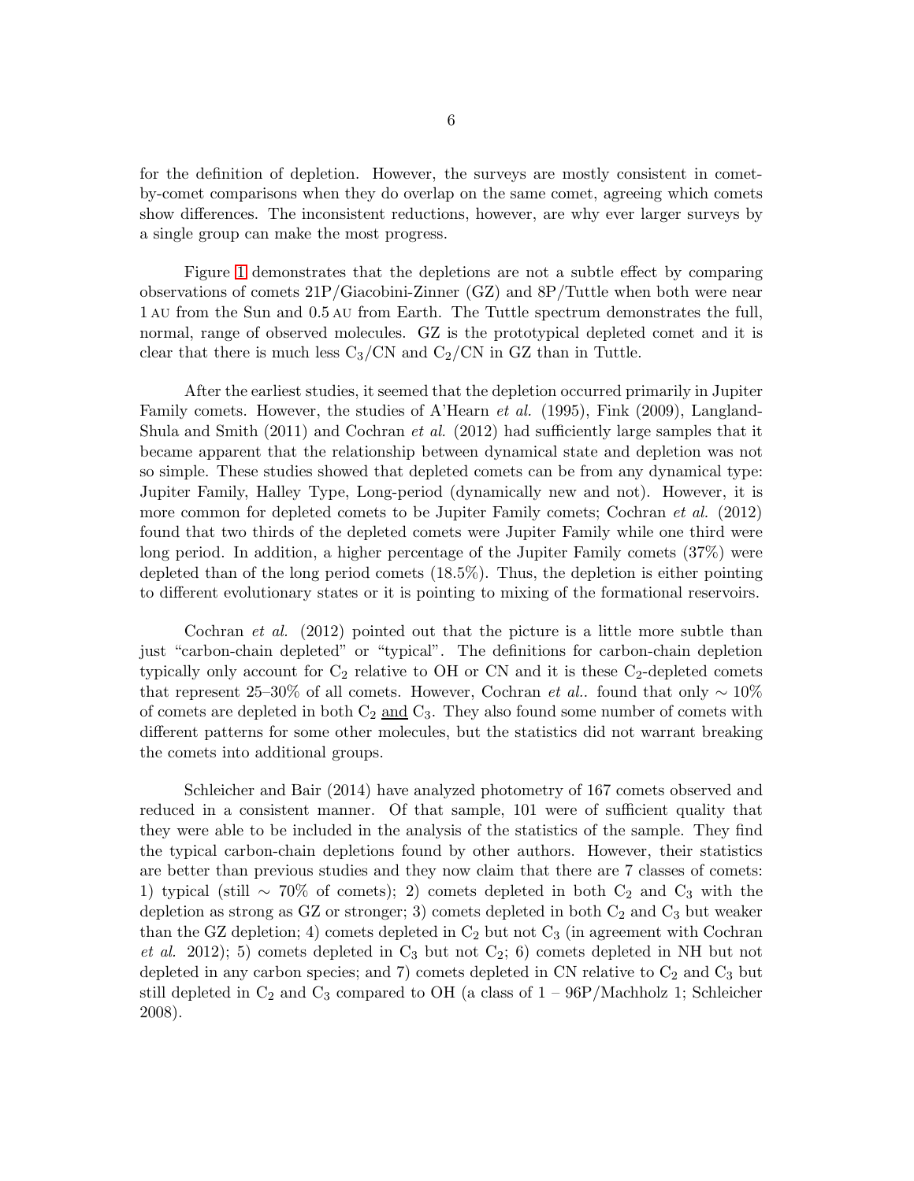for the definition of depletion. However, the surveys are mostly consistent in comet-by-comet comparisons when they do overlap on the same comet, agreeing which comets show differences. The inconsistent reductions, however, are why ever larger surveys by a single group can make the most progress.

Figure 1 demonstrates that the depletions are not a subtle effect by comparing observations of comets 21P/Giacobini-Zinner (GZ) and 8P/Tuttle when both were near 1 AU from the Sun and 0.5 AU from Earth. The Tuttle spectrum demonstrates the full, normal, range of observed molecules. GZ is the prototypical depleted comet and it is clear that there is much less $C_3$/CN and $C_2$/CN in GZ than in Tuttle.

After the earliest studies, it seemed that the depletion occurred primarily in Jupiter Family comets. However, the studies of A'Hearn *et al.* (1995), Fink (2009), Langland-Shula and Smith (2011) and Cochran *et al.* (2012) had sufficiently large samples that it became apparent that the relationship between dynamical state and depletion was not so simple. These studies showed that depleted comets can be from any dynamical type: Jupiter Family, Halley Type, Long-period (dynamically new and not). However, it is more common for depleted comets to be Jupiter Family comets; Cochran *et al.* (2012) found that two thirds of the depleted comets were Jupiter Family while one third were long period. In addition, a higher percentage of the Jupiter Family comets (37%) were depleted than of the long period comets (18.5%). Thus, the depletion is either pointing to different evolutionary states or it is pointing to mixing of the formational reservoirs.

Cochran *et al.* (2012) pointed out that the picture is a little more subtle than just "carbon-chain depleted" or "typical". The definitions for carbon-chain depletion typically only account for $C_2$ relative to OH or CN and it is these $C_2$-depleted comets that represent 25–30% of all comets. However, Cochran *et al.*. found that only $\sim 10\%$ of comets are depleted in both $C_2$ <u>and</u> $C_3$. They also found some number of comets with different patterns for some other molecules, but the statistics did not warrant breaking the comets into additional groups.

Schleicher and Bair (2014) have analyzed photometry of 167 comets observed and reduced in a consistent manner. Of that sample, 101 were of sufficient quality that they were able to be included in the analysis of the statistics of the sample. They find the typical carbon-chain depletions found by other authors. However, their statistics are better than previous studies and they now claim that there are 7 classes of comets: 1) typical (still $\sim 70\%$ of comets); 2) comets depleted in both $C_2$ and $C_3$ with the depletion as strong as GZ or stronger; 3) comets depleted in both $C_2$ and $C_3$ but weaker than the GZ depletion; 4) comets depleted in $C_2$ but not $C_3$ (in agreement with Cochran *et al.* 2012); 5) comets depleted in $C_3$ but not $C_2$; 6) comets depleted in NH but not depleted in any carbon species; and 7) comets depleted in CN relative to $C_2$ and $C_3$ but still depleted in $C_2$ and $C_3$ compared to OH (a class of 1 – 96P/Machholz 1; Schleicher 2008).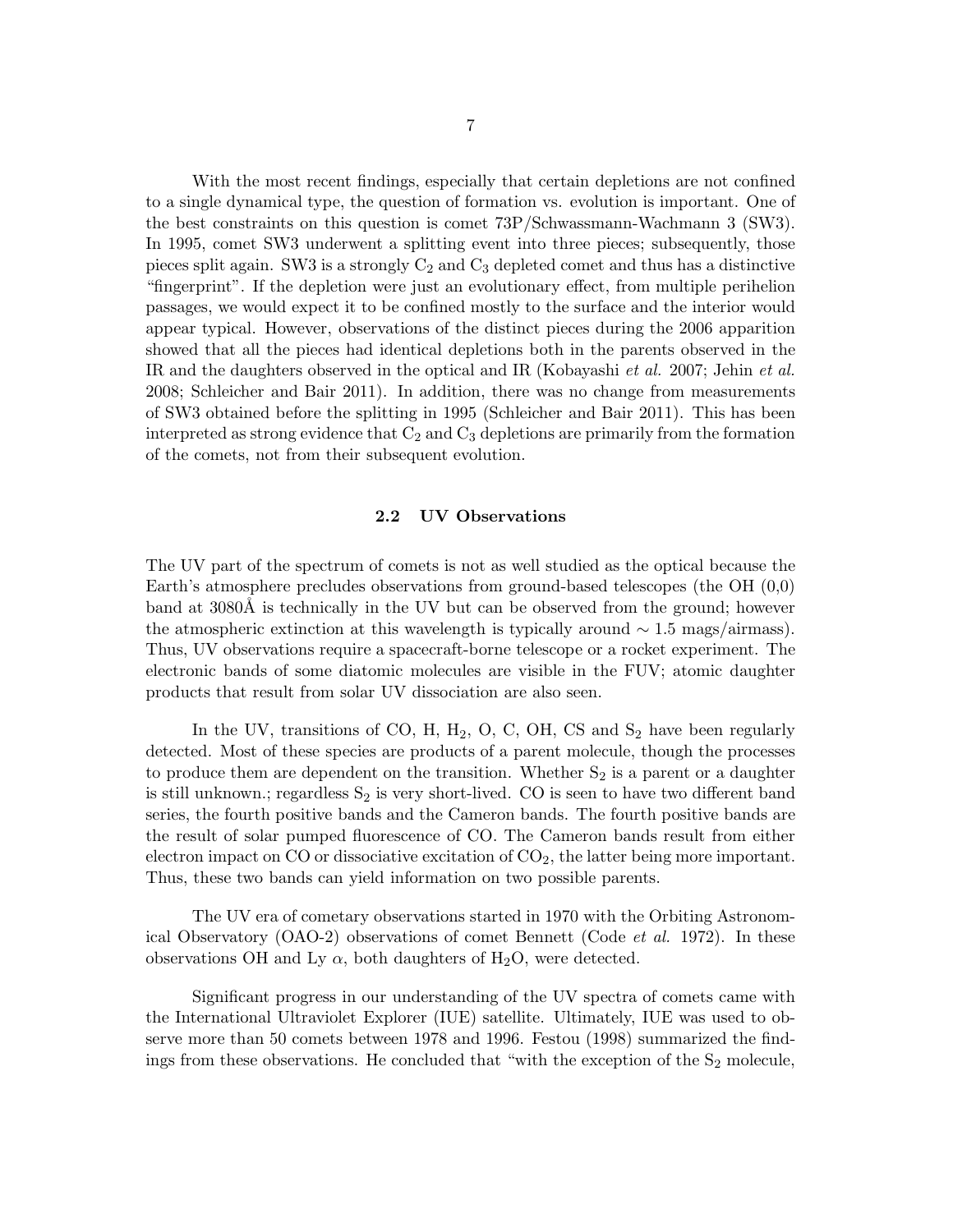With the most recent findings, especially that certain depletions are not confined to a single dynamical type, the question of formation vs. evolution is important. One of the best constraints on this question is comet 73P/Schwassmann-Wachmann 3 (SW3). In 1995, comet SW3 underwent a splitting event into three pieces; subsequently, those pieces split again. SW3 is a strongly $C_2$ and $C_3$ depleted comet and thus has a distinctive "fingerprint". If the depletion were just an evolutionary effect, from multiple perihelion passages, we would expect it to be confined mostly to the surface and the interior would appear typical. However, observations of the distinct pieces during the 2006 apparition showed that all the pieces had identical depletions both in the parents observed in the IR and the daughters observed in the optical and IR (Kobayashi *et al.* 2007; Jehin *et al.* 2008; Schleicher and Bair 2011). In addition, there was no change from measurements of SW3 obtained before the splitting in 1995 (Schleicher and Bair 2011). This has been interpreted as strong evidence that $C_2$ and $C_3$ depletions are primarily from the formation of the comets, not from their subsequent evolution.

### 2.2 UV Observations

The UV part of the spectrum of comets is not as well studied as the optical because the Earth's atmosphere precludes observations from ground-based telescopes (the OH (0,0) band at 3080Å is technically in the UV but can be observed from the ground; however the atmospheric extinction at this wavelength is typically around $\sim 1.5$ mags/airmass). Thus, UV observations require a spacecraft-borne telescope or a rocket experiment. The electronic bands of some diatomic molecules are visible in the FUV; atomic daughter products that result from solar UV dissociation are also seen.

In the UV, transitions of CO, H, $H_2$, O, C, OH, CS and $S_2$ have been regularly detected. Most of these species are products of a parent molecule, though the processes to produce them are dependent on the transition. Whether $S_2$ is a parent or a daughter is still unknown.; regardless $S_2$ is very short-lived. CO is seen to have two different band series, the fourth positive bands and the Cameron bands. The fourth positive bands are the result of solar pumped fluorescence of CO. The Cameron bands result from either electron impact on CO or dissociative excitation of $CO_2$, the latter being more important. Thus, these two bands can yield information on two possible parents.

The UV era of cometary observations started in 1970 with the Orbiting Astronomical Observatory (OAO-2) observations of comet Bennett (Code *et al.* 1972). In these observations OH and Ly $\alpha$, both daughters of $H_2O$, were detected.

Significant progress in our understanding of the UV spectra of comets came with the International Ultraviolet Explorer (IUE) satellite. Ultimately, IUE was used to observe more than 50 comets between 1978 and 1996. Festou (1998) summarized the findings from these observations. He concluded that "with the exception of the $S_2$ molecule,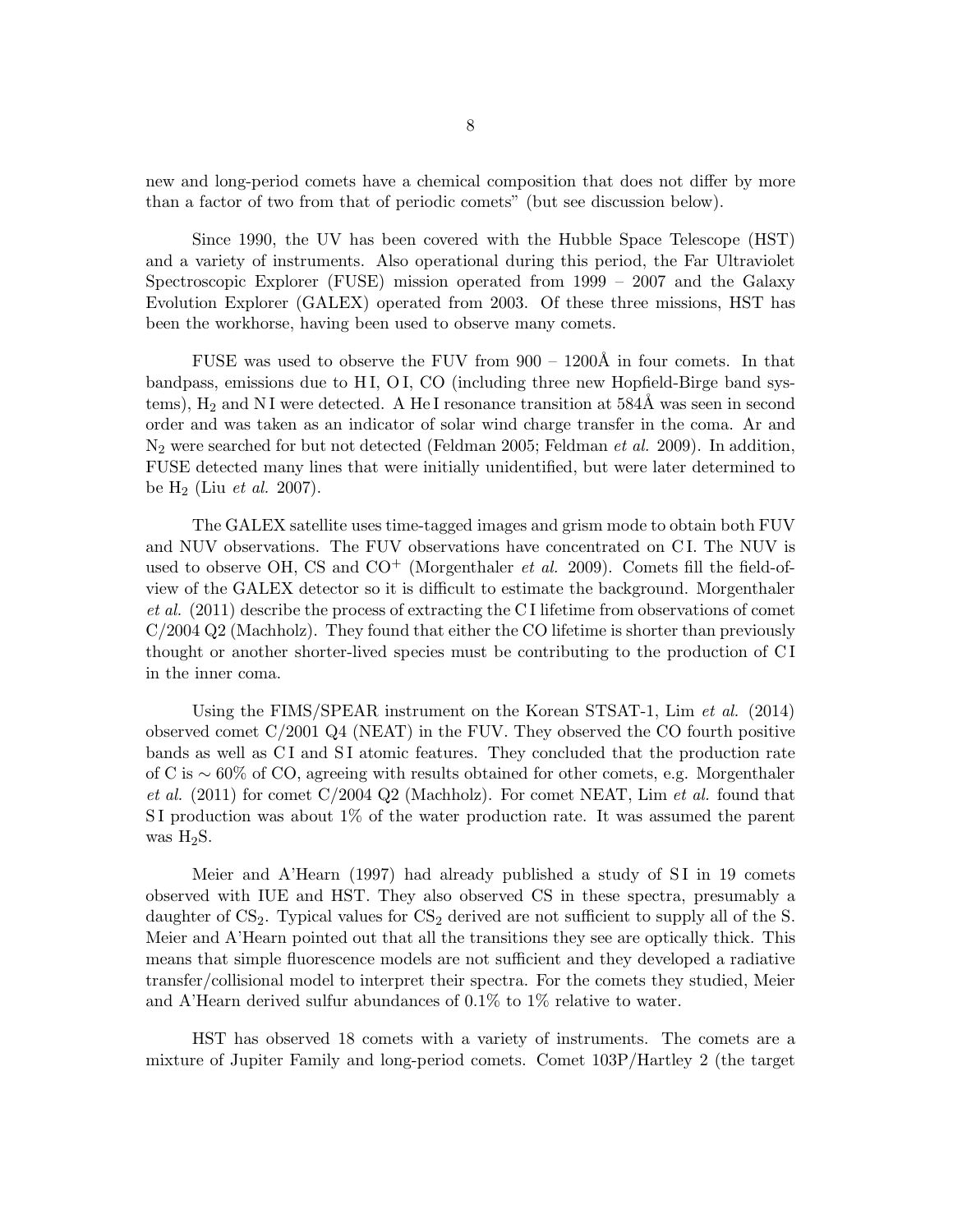new and long-period comets have a chemical composition that does not differ by more than a factor of two from that of periodic comets" (but see discussion below).

Since 1990, the UV has been covered with the Hubble Space Telescope (HST) and a variety of instruments. Also operational during this period, the Far Ultraviolet Spectroscopic Explorer (FUSE) mission operated from 1999 – 2007 and the Galaxy Evolution Explorer (GALEX) operated from 2003. Of these three missions, HST has been the workhorse, having been used to observe many comets.

FUSE was used to observe the FUV from 900 – 1200Å in four comets. In that bandpass, emissions due to H I, O I, CO (including three new Hopfield-Birge band systems), $H_2$ and N I were detected. A He I resonance transition at 584Å was seen in second order and was taken as an indicator of solar wind charge transfer in the coma. Ar and $N_2$ were searched for but not detected (Feldman 2005; Feldman *et al.* 2009). In addition, FUSE detected many lines that were initially unidentified, but were later determined to be $H_2$ (Liu *et al.* 2007).

The GALEX satellite uses time-tagged images and grism mode to obtain both FUV and NUV observations. The FUV observations have concentrated on C I. The NUV is used to observe OH, CS and $CO^+$ (Morgenthaler *et al.* 2009). Comets fill the field-of-view of the GALEX detector so it is difficult to estimate the background. Morgenthaler *et al.* (2011) describe the process of extracting the C I lifetime from observations of comet C/2004 Q2 (Machholz). They found that either the CO lifetime is shorter than previously thought or another shorter-lived species must be contributing to the production of C I in the inner coma.

Using the FIMS/SPEAR instrument on the Korean STSAT-1, Lim *et al.* (2014) observed comet C/2001 Q4 (NEAT) in the FUV. They observed the CO fourth positive bands as well as C I and S I atomic features. They concluded that the production rate of C is $\sim 60\%$ of CO, agreeing with results obtained for other comets, e.g. Morgenthaler *et al.* (2011) for comet C/2004 Q2 (Machholz). For comet NEAT, Lim *et al.* found that S I production was about 1% of the water production rate. It was assumed the parent was $H_2S$.

Meier and A'Hearn (1997) had already published a study of S I in 19 comets observed with IUE and HST. They also observed CS in these spectra, presumably a daughter of $CS_2$. Typical values for $CS_2$ derived are not sufficient to supply all of the S. Meier and A'Hearn pointed out that all the transitions they see are optically thick. This means that simple fluorescence models are not sufficient and they developed a radiative transfer/collisional model to interpret their spectra. For the comets they studied, Meier and A'Hearn derived sulfur abundances of 0.1% to 1% relative to water.

HST has observed 18 comets with a variety of instruments. The comets are a mixture of Jupiter Family and long-period comets. Comet 103P/Hartley 2 (the target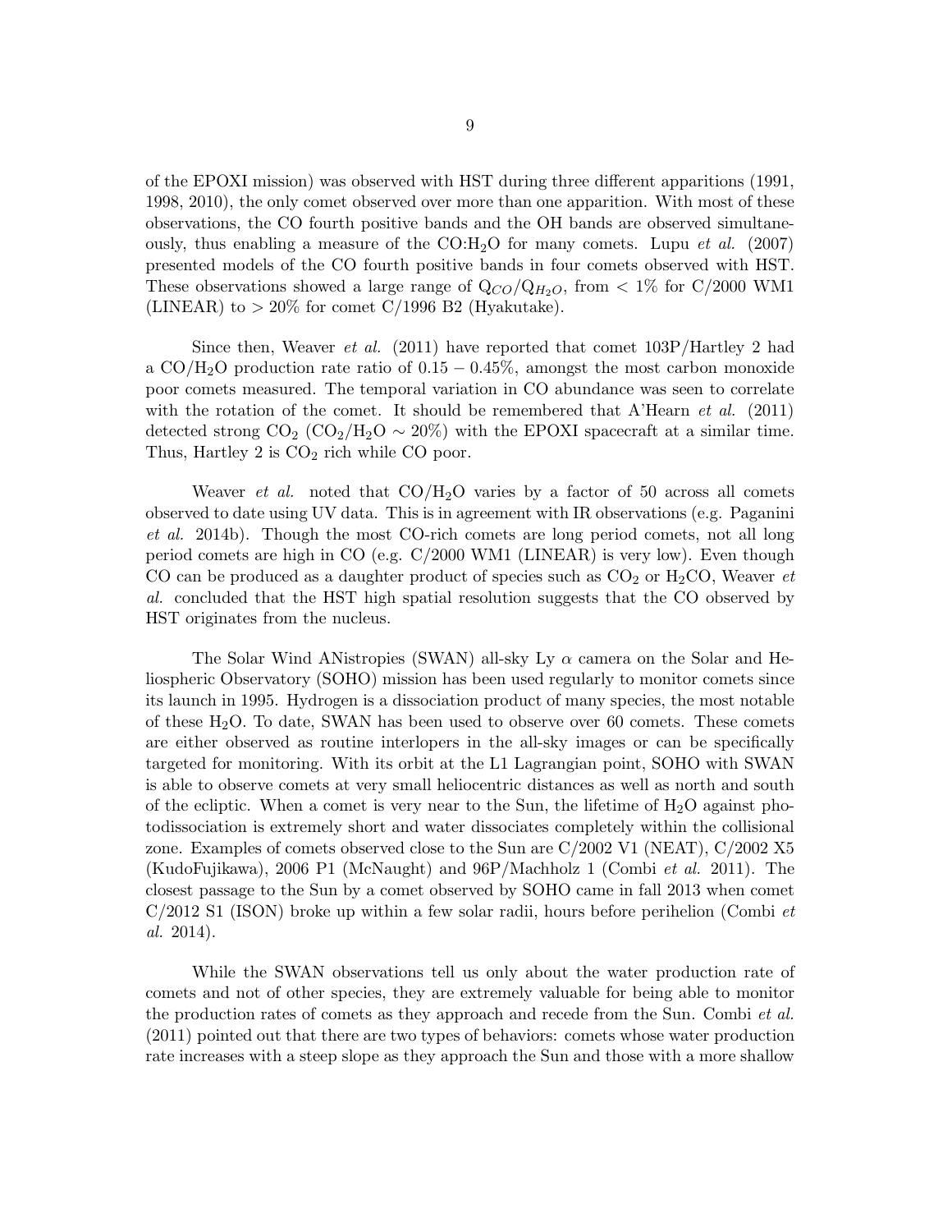of the EPOXI mission) was observed with HST during three different apparitions (1991, 1998, 2010), the only comet observed over more than one apparition. With most of these observations, the CO fourth positive bands and the OH bands are observed simultaneously, thus enabling a measure of the CO:$H_2O$ for many comets. Lupu *et al.* (2007) presented models of the CO fourth positive bands in four comets observed with HST. These observations showed a large range of $Q_{CO}/Q_{H_2O}$, from < 1% for C/2000 WM1 (LINEAR) to > 20% for comet C/1996 B2 (Hyakutake).

Since then, Weaver *et al.* (2011) have reported that comet 103P/Hartley 2 had a CO/$H_2O$ production rate ratio of $0.15 - 0.45\%$, amongst the most carbon monoxide poor comets measured. The temporal variation in CO abundance was seen to correlate with the rotation of the comet. It should be remembered that A'Hearn *et al.* (2011) detected strong $CO_2$ ($CO_2/H_2O \sim 20\%$) with the EPOXI spacecraft at a similar time. Thus, Hartley 2 is $CO_2$ rich while CO poor.

Weaver *et al.* noted that CO/$H_2O$ varies by a factor of 50 across all comets observed to date using UV data. This is in agreement with IR observations (e.g. Paganini *et al.* 2014b). Though the most CO-rich comets are long period comets, not all long period comets are high in CO (e.g. C/2000 WM1 (LINEAR) is very low). Even though CO can be produced as a daughter product of species such as $CO_2$ or $H_2CO$, Weaver *et al.* concluded that the HST high spatial resolution suggests that the CO observed by HST originates from the nucleus.

The Solar Wind ANistropies (SWAN) all-sky Ly $\alpha$ camera on the Solar and Heliospheric Observatory (SOHO) mission has been used regularly to monitor comets since its launch in 1995. Hydrogen is a dissociation product of many species, the most notable of these $H_2O$. To date, SWAN has been used to observe over 60 comets. These comets are either observed as routine interlopers in the all-sky images or can be specifically targeted for monitoring. With its orbit at the L1 Lagrangian point, SOHO with SWAN is able to observe comets at very small heliocentric distances as well as north and south of the ecliptic. When a comet is very near to the Sun, the lifetime of $H_2O$ against photodissociation is extremely short and water dissociates completely within the collisional zone. Examples of comets observed close to the Sun are C/2002 V1 (NEAT), C/2002 X5 (KudoFujikawa), 2006 P1 (McNaught) and 96P/Machholz 1 (Combi *et al.* 2011). The closest passage to the Sun by a comet observed by SOHO came in fall 2013 when comet C/2012 S1 (ISON) broke up within a few solar radii, hours before perihelion (Combi *et al.* 2014).

While the SWAN observations tell us only about the water production rate of comets and not of other species, they are extremely valuable for being able to monitor the production rates of comets as they approach and recede from the Sun. Combi *et al.* (2011) pointed out that there are two types of behaviors: comets whose water production rate increases with a steep slope as they approach the Sun and those with a more shallow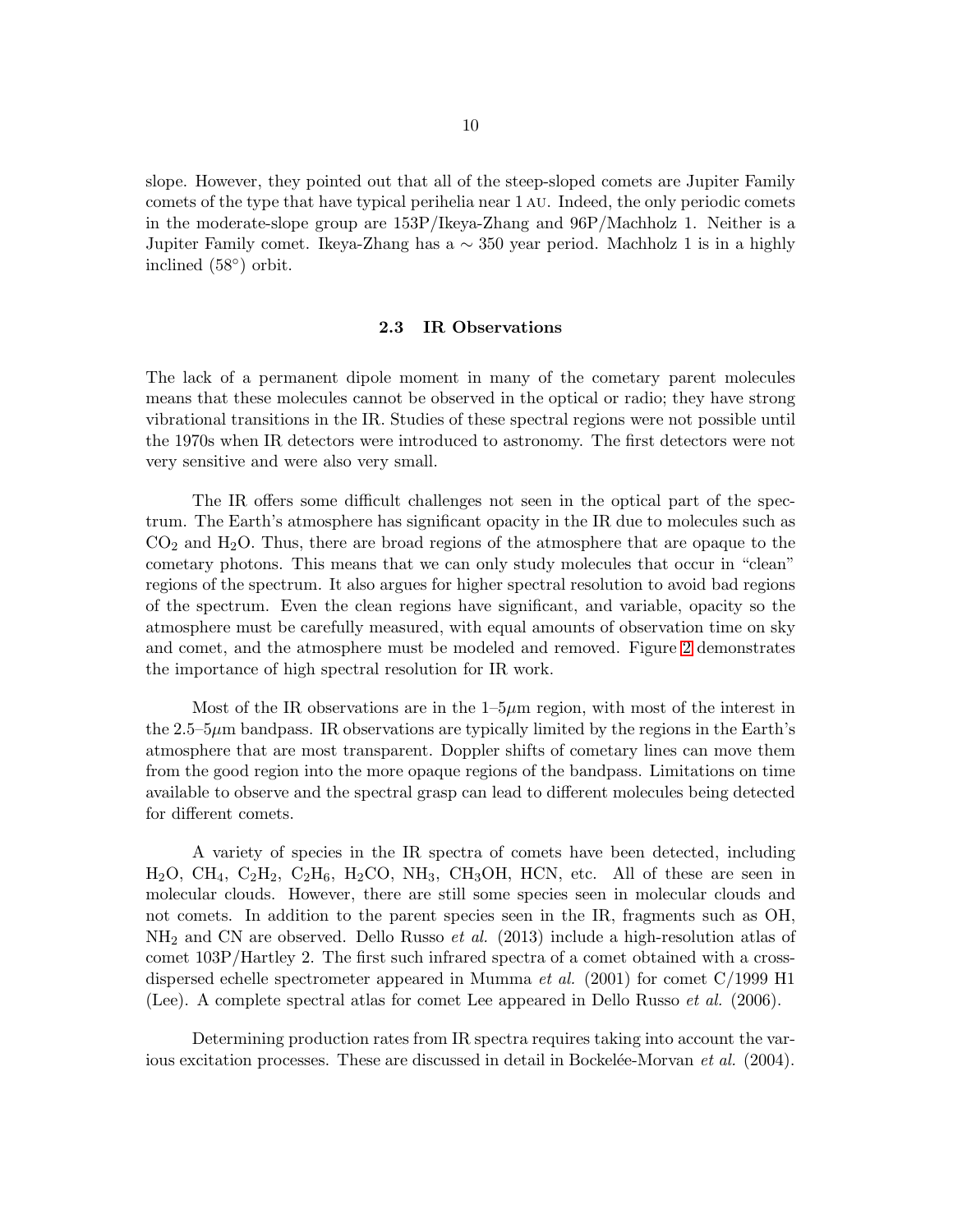slope. However, they pointed out that all of the steep-sloped comets are Jupiter Family comets of the type that have typical perihelia near 1 AU. Indeed, the only periodic comets in the moderate-slope group are 153P/Ikeya-Zhang and 96P/Machholz 1. Neither is a Jupiter Family comet. Ikeya-Zhang has a $\sim 350$ year period. Machholz 1 is in a highly inclined ($58^\circ$) orbit.

### 2.3 IR Observations

The lack of a permanent dipole moment in many of the cometary parent molecules means that these molecules cannot be observed in the optical or radio; they have strong vibrational transitions in the IR. Studies of these spectral regions were not possible until the 1970s when IR detectors were introduced to astronomy. The first detectors were not very sensitive and were also very small.

The IR offers some difficult challenges not seen in the optical part of the spectrum. The Earth's atmosphere has significant opacity in the IR due to molecules such as $CO_2$ and $H_2O$. Thus, there are broad regions of the atmosphere that are opaque to the cometary photons. This means that we can only study molecules that occur in "clean" regions of the spectrum. It also argues for higher spectral resolution to avoid bad regions of the spectrum. Even the clean regions have significant, and variable, opacity so the atmosphere must be carefully measured, with equal amounts of observation time on sky and comet, and the atmosphere must be modeled and removed. Figure 2 demonstrates the importance of high spectral resolution for IR work.

Most of the IR observations are in the 1–5$\mu$m region, with most of the interest in the 2.5–5$\mu$m bandpass. IR observations are typically limited by the regions in the Earth's atmosphere that are most transparent. Doppler shifts of cometary lines can move them from the good region into the more opaque regions of the bandpass. Limitations on time available to observe and the spectral grasp can lead to different molecules being detected for different comets.

A variety of species in the IR spectra of comets have been detected, including $H_2O$, $CH_4$, $C_2H_2$, $C_2H_6$, $H_2CO$, $NH_3$, $CH_3OH$, HCN, etc. All of these are seen in molecular clouds. However, there are still some species seen in molecular clouds and not comets. In addition to the parent species seen in the IR, fragments such as OH, $NH_2$ and CN are observed. Dello Russo *et al.* (2013) include a high-resolution atlas of comet 103P/Hartley 2. The first such infrared spectra of a comet obtained with a cross-dispersed echelle spectrometer appeared in Mumma *et al.* (2001) for comet C/1999 H1 (Lee). A complete spectral atlas for comet Lee appeared in Dello Russo *et al.* (2006).

Determining production rates from IR spectra requires taking into account the various excitation processes. These are discussed in detail in Bockelée-Morvan *et al.* (2004).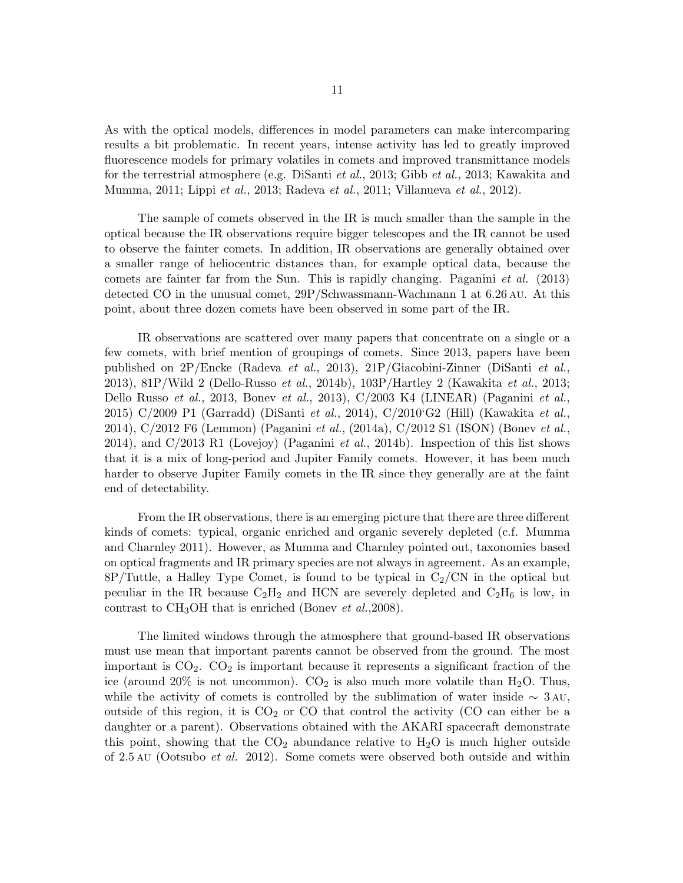As with the optical models, differences in model parameters can make intercomparing results a bit problematic. In recent years, intense activity has led to greatly improved fluorescence models for primary volatiles in comets and improved transmittance models for the terrestrial atmosphere (e.g. DiSanti *et al.*, 2013; Gibb *et al.*, 2013; Kawakita and Mumma, 2011; Lippi *et al.*, 2013; Radeva *et al.*, 2011; Villanueva *et al.*, 2012).

The sample of comets observed in the IR is much smaller than the sample in the optical because the IR observations require bigger telescopes and the IR cannot be used to observe the fainter comets. In addition, IR observations are generally obtained over a smaller range of heliocentric distances than, for example optical data, because the comets are fainter far from the Sun. This is rapidly changing. Paganini *et al.* (2013) detected CO in the unusual comet, 29P/Schwassmann-Wachmann 1 at 6.26 AU. At this point, about three dozen comets have been observed in some part of the IR.

IR observations are scattered over many papers that concentrate on a single or a few comets, with brief mention of groupings of comets. Since 2013, papers have been published on 2P/Encke (Radeva *et al.*, 2013), 21P/Giacobini-Zinner (DiSanti *et al.*, 2013), 81P/Wild 2 (Dello-Russo *et al.*, 2014b), 103P/Hartley 2 (Kawakita *et al.*, 2013; Dello Russo *et al.*, 2013, Bonev *et al.*, 2013), C/2003 K4 (LINEAR) (Paganini *et al.*, 2015) C/2009 P1 (Garradd) (DiSanti *et al.*, 2014), C/2010'G2 (Hill) (Kawakita *et al.*, 2014), C/2012 F6 (Lemmon) (Paganini *et al.*, (2014a), C/2012 S1 (ISON) (Bonev *et al.*, 2014), and C/2013 R1 (Lovejoy) (Paganini *et al.*, 2014b). Inspection of this list shows that it is a mix of long-period and Jupiter Family comets. However, it has been much harder to observe Jupiter Family comets in the IR since they generally are at the faint end of detectability.

From the IR observations, there is an emerging picture that there are three different kinds of comets: typical, organic enriched and organic severely depleted (c.f. Mumma and Charnley 2011). However, as Mumma and Charnley pointed out, taxonomies based on optical fragments and IR primary species are not always in agreement. As an example, 8P/Tuttle, a Halley Type Comet, is found to be typical in $C_2$/CN in the optical but peculiar in the IR because $C_2H_2$ and HCN are severely depleted and $C_2H_6$ is low, in contrast to $CH_3OH$ that is enriched (Bonev *et al.*,2008).

The limited windows through the atmosphere that ground-based IR observations must use mean that important parents cannot be observed from the ground. The most important is $CO_2$. $CO_2$ is important because it represents a significant fraction of the ice (around 20% is not uncommon). $CO_2$ is also much more volatile than $H_2O$. Thus, while the activity of comets is controlled by the sublimation of water inside $\sim$ 3 AU, outside of this region, it is $CO_2$ or CO that control the activity (CO can either be a daughter or a parent). Observations obtained with the AKARI spacecraft demonstrate this point, showing that the $CO_2$ abundance relative to $H_2O$ is much higher outside of 2.5 AU (Ootsubo *et al.* 2012). Some comets were observed both outside and within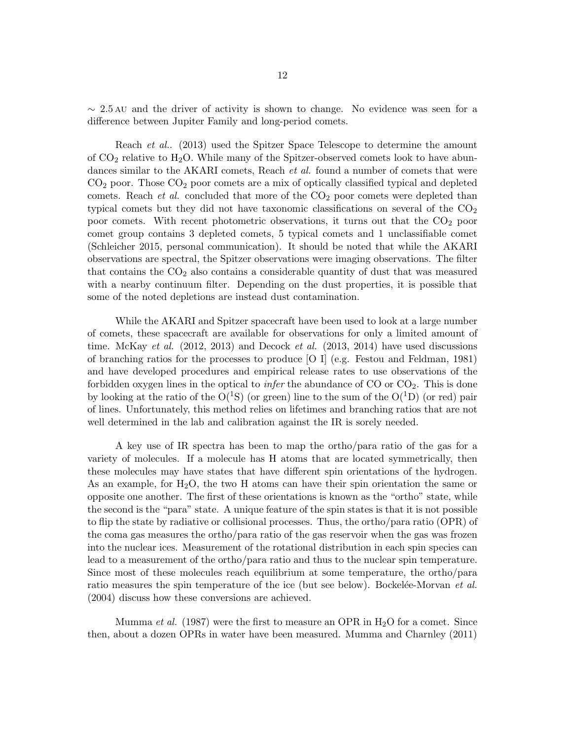∼ 2.5 AU and the driver of activity is shown to change. No evidence was seen for a difference between Jupiter Family and long-period comets.

Reach *et al.*. (2013) used the Spitzer Space Telescope to determine the amount of $CO_2$ relative to $H_2O$. While many of the Spitzer-observed comets look to have abundances similar to the AKARI comets, Reach *et al.* found a number of comets that were $CO_2$ poor. Those $CO_2$ poor comets are a mix of optically classified typical and depleted comets. Reach *et al.* concluded that more of the $CO_2$ poor comets were depleted than typical comets but they did not have taxonomic classifications on several of the $CO_2$ poor comets. With recent photometric observations, it turns out that the $CO_2$ poor comet group contains 3 depleted comets, 5 typical comets and 1 unclassifiable comet (Schleicher 2015, personal communication). It should be noted that while the AKARI observations are spectral, the Spitzer observations were imaging observations. The filter that contains the $CO_2$ also contains a considerable quantity of dust that was measured with a nearby continuum filter. Depending on the dust properties, it is possible that some of the noted depletions are instead dust contamination.

While the AKARI and Spitzer spacecraft have been used to look at a large number of comets, these spacecraft are available for observations for only a limited amount of time. McKay *et al.* (2012, 2013) and Decock *et al.* (2013, 2014) have used discussions of branching ratios for the processes to produce [O I] (e.g. Festou and Feldman, 1981) and have developed procedures and empirical release rates to use observations of the forbidden oxygen lines in the optical to *infer* the abundance of CO or $CO_2$. This is done by looking at the ratio of the $O(^1S)$ (or green) line to the sum of the $O(^1D)$ (or red) pair of lines. Unfortunately, this method relies on lifetimes and branching ratios that are not well determined in the lab and calibration against the IR is sorely needed.

A key use of IR spectra has been to map the ortho/para ratio of the gas for a variety of molecules. If a molecule has H atoms that are located symmetrically, then these molecules may have states that have different spin orientations of the hydrogen. As an example, for $H_2O$, the two H atoms can have their spin orientation the same or opposite one another. The first of these orientations is known as the "ortho" state, while the second is the "para" state. A unique feature of the spin states is that it is not possible to flip the state by radiative or collisional processes. Thus, the ortho/para ratio (OPR) of the coma gas measures the ortho/para ratio of the gas reservoir when the gas was frozen into the nuclear ices. Measurement of the rotational distribution in each spin species can lead to a measurement of the ortho/para ratio and thus to the nuclear spin temperature. Since most of these molecules reach equilibrium at some temperature, the ortho/para ratio measures the spin temperature of the ice (but see below). Bockelée-Morvan *et al.* (2004) discuss how these conversions are achieved.

Mumma *et al.* (1987) were the first to measure an OPR in $H_2O$ for a comet. Since then, about a dozen OPRs in water have been measured. Mumma and Charnley (2011)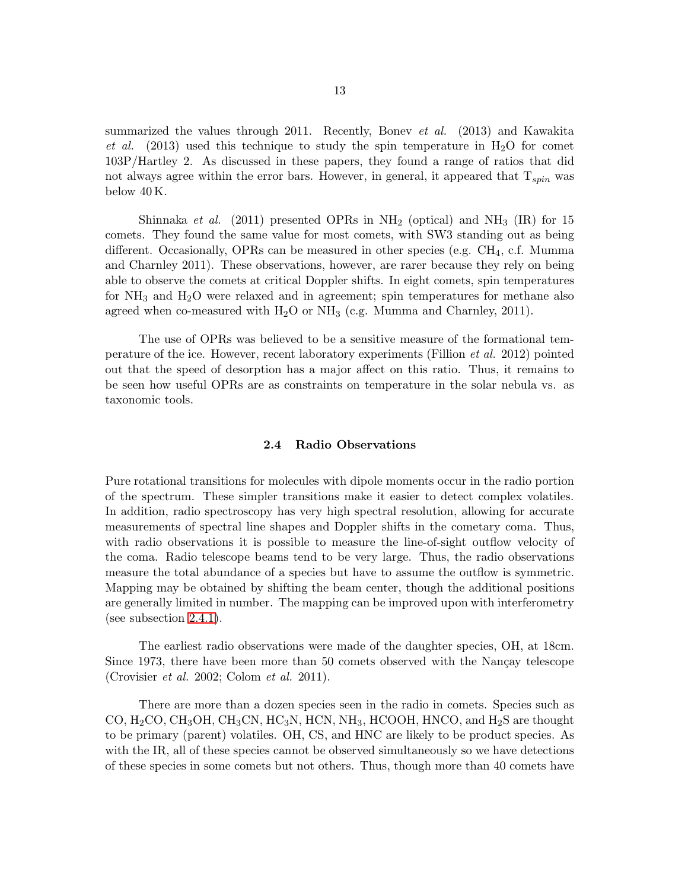summarized the values through 2011. Recently, Bonev *et al.* (2013) and Kawakita *et al.* (2013) used this technique to study the spin temperature in $H_2O$ for comet 103P/Hartley 2. As discussed in these papers, they found a range of ratios that did not always agree within the error bars. However, in general, it appeared that $T_{spin}$ was below 40 K.

Shinnaka *et al.* (2011) presented OPRs in $NH_2$ (optical) and $NH_3$ (IR) for 15 comets. They found the same value for most comets, with SW3 standing out as being different. Occasionally, OPRs can be measured in other species (e.g. $CH_4$, c.f. Mumma and Charnley 2011). These observations, however, are rarer because they rely on being able to observe the comets at critical Doppler shifts. In eight comets, spin temperatures for $NH_3$ and $H_2O$ were relaxed and in agreement; spin temperatures for methane also agreed when co-measured with $H_2O$ or $NH_3$ (e.g. Mumma and Charnley, 2011).

The use of OPRs was believed to be a sensitive measure of the formational temperature of the ice. However, recent laboratory experiments (Fillion *et al.* 2012) pointed out that the speed of desorption has a major affect on this ratio. Thus, it remains to be seen how useful OPRs are as constraints on temperature in the solar nebula vs. as taxonomic tools.

### 2.4 Radio Observations

Pure rotational transitions for molecules with dipole moments occur in the radio portion of the spectrum. These simpler transitions make it easier to detect complex volatiles. In addition, radio spectroscopy has very high spectral resolution, allowing for accurate measurements of spectral line shapes and Doppler shifts in the cometary coma. Thus, with radio observations it is possible to measure the line-of-sight outflow velocity of the coma. Radio telescope beams tend to be very large. Thus, the radio observations measure the total abundance of a species but have to assume the outflow is symmetric. Mapping may be obtained by shifting the beam center, though the additional positions are generally limited in number. The mapping can be improved upon with interferometry (see subsection 2.4.1).

The earliest radio observations were made of the daughter species, OH, at 18cm. Since 1973, there have been more than 50 comets observed with the Nançay telescope (Crovisier *et al.* 2002; Colom *et al.* 2011).

There are more than a dozen species seen in the radio in comets. Species such as CO, $H_2CO$, $CH_3OH$, $CH_3CN$, $HC_3N$, HCN, $NH_3$, HCOOH, HNCO, and $H_2S$ are thought to be primary (parent) volatiles. OH, CS, and HNC are likely to be product species. As with the IR, all of these species cannot be observed simultaneously so we have detections of these species in some comets but not others. Thus, though more than 40 comets have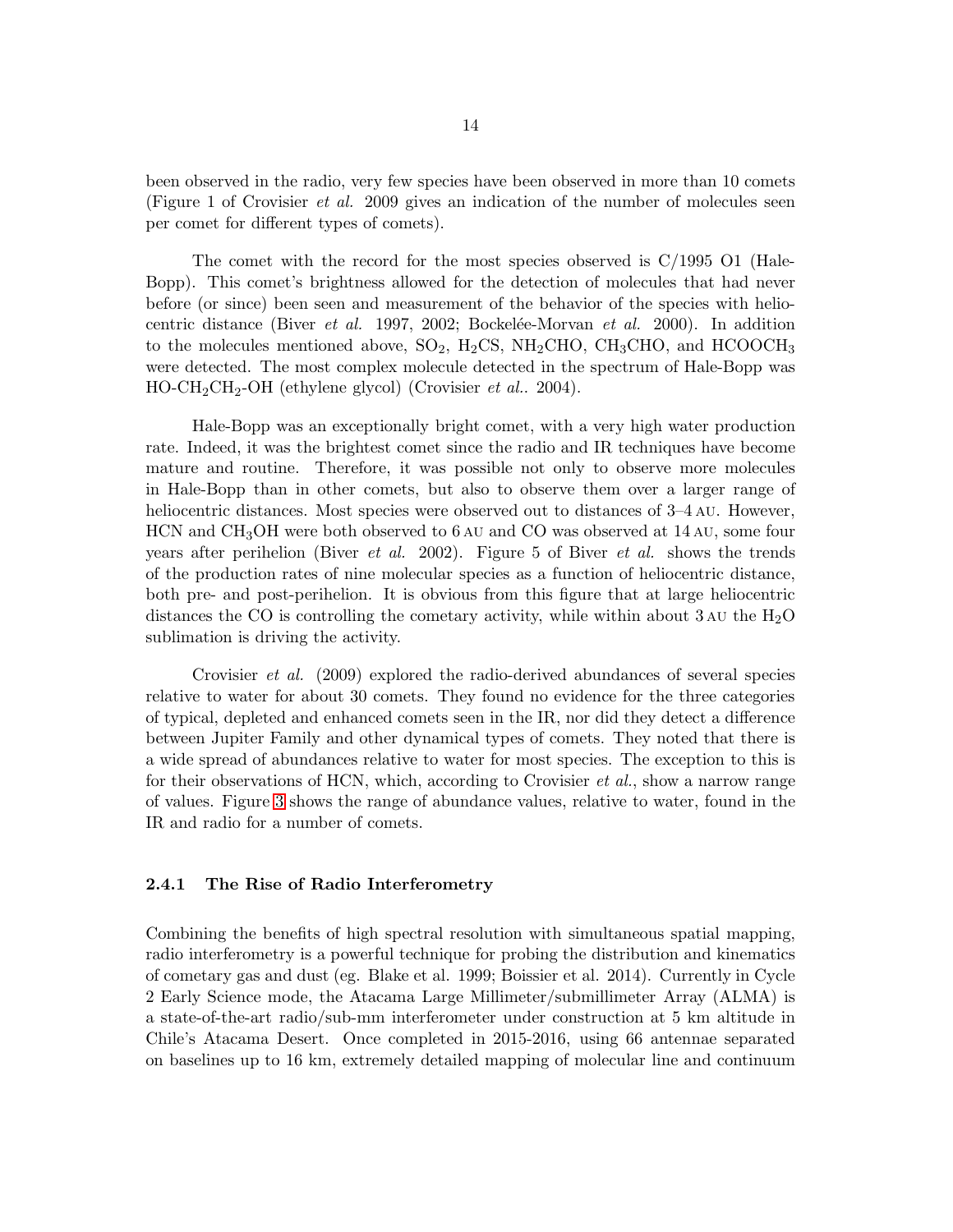been observed in the radio, very few species have been observed in more than 10 comets (Figure 1 of Crovisier *et al.* 2009 gives an indication of the number of molecules seen per comet for different types of comets).

The comet with the record for the most species observed is C/1995 O1 (Hale-Bopp). This comet's brightness allowed for the detection of molecules that had never before (or since) been seen and measurement of the behavior of the species with heliocentric distance (Biver *et al.* 1997, 2002; Bockelée-Morvan *et al.* 2000). In addition to the molecules mentioned above, $SO_2$, $H_2CS$, $NH_2CHO$, $CH_3CHO$, and $HCOOCH_3$ were detected. The most complex molecule detected in the spectrum of Hale-Bopp was HO-$CH_2CH_2$-OH (ethylene glycol) (Crovisier *et al.*. 2004).

Hale-Bopp was an exceptionally bright comet, with a very high water production rate. Indeed, it was the brightest comet since the radio and IR techniques have become mature and routine. Therefore, it was possible not only to observe more molecules in Hale-Bopp than in other comets, but also to observe them over a larger range of heliocentric distances. Most species were observed out to distances of 3–4 AU. However, HCN and $CH_3OH$ were both observed to 6 AU and CO was observed at 14 AU, some four years after perihelion (Biver *et al.* 2002). Figure 5 of Biver *et al.* shows the trends of the production rates of nine molecular species as a function of heliocentric distance, both pre- and post-perihelion. It is obvious from this figure that at large heliocentric distances the CO is controlling the cometary activity, while within about 3 AU the $H_2O$ sublimation is driving the activity.

Crovisier *et al.* (2009) explored the radio-derived abundances of several species relative to water for about 30 comets. They found no evidence for the three categories of typical, depleted and enhanced comets seen in the IR, nor did they detect a difference between Jupiter Family and other dynamical types of comets. They noted that there is a wide spread of abundances relative to water for most species. The exception to this is for their observations of HCN, which, according to Crovisier *et al.*, show a narrow range of values. Figure 3 shows the range of abundance values, relative to water, found in the IR and radio for a number of comets.

### 2.4.1 The Rise of Radio Interferometry

Combining the benefits of high spectral resolution with simultaneous spatial mapping, radio interferometry is a powerful technique for probing the distribution and kinematics of cometary gas and dust (eg. Blake et al. 1999; Boissier et al. 2014). Currently in Cycle 2 Early Science mode, the Atacama Large Millimeter/submillimeter Array (ALMA) is a state-of-the-art radio/sub-mm interferometer under construction at 5 km altitude in Chile's Atacama Desert. Once completed in 2015-2016, using 66 antennae separated on baselines up to 16 km, extremely detailed mapping of molecular line and continuum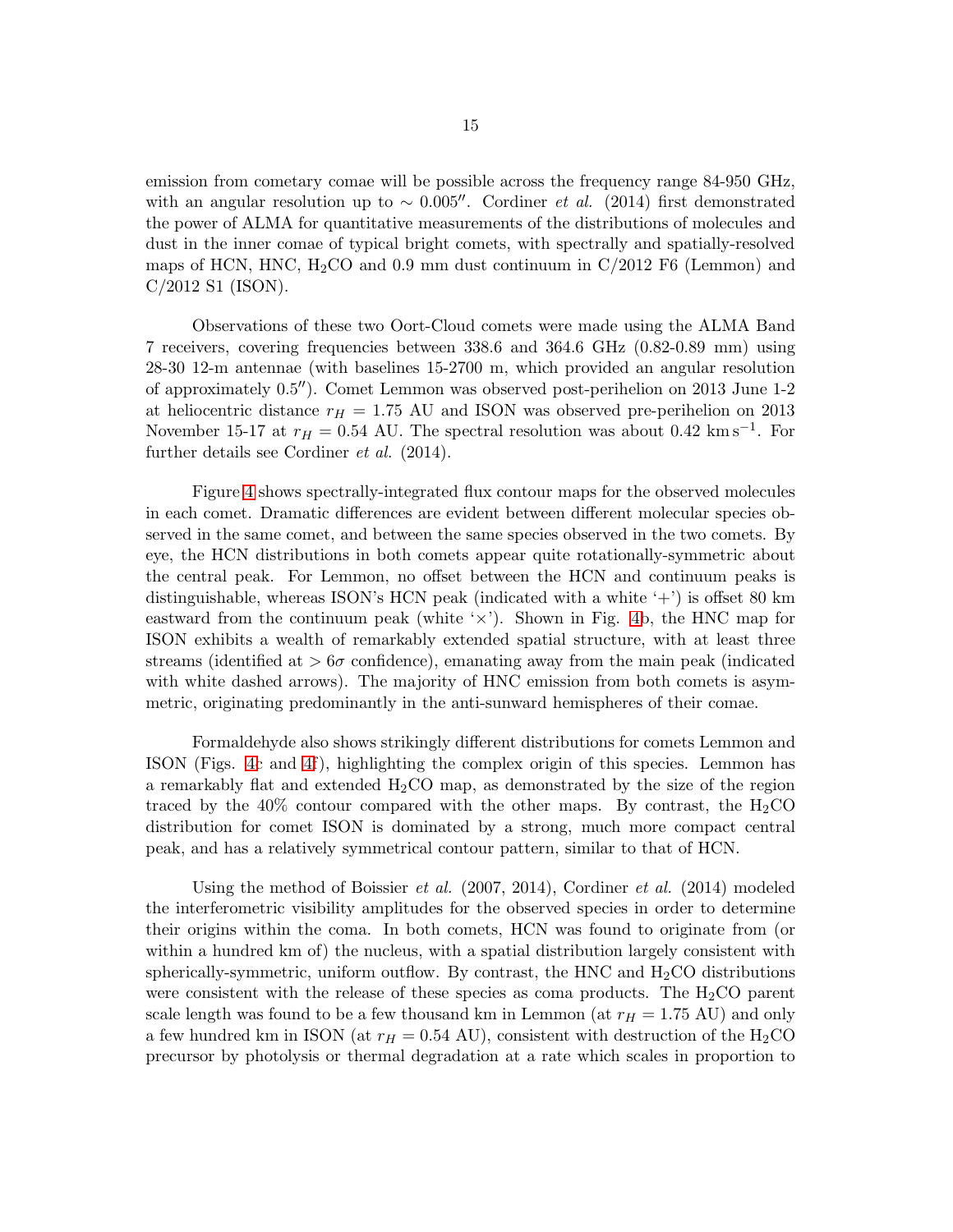emission from cometary comae will be possible across the frequency range 84-950 GHz, with an angular resolution up to $\sim 0.005''$. Cordiner *et al.* (2014) first demonstrated the power of ALMA for quantitative measurements of the distributions of molecules and dust in the inner comae of typical bright comets, with spectrally and spatially-resolved maps of HCN, HNC, $H_2CO$ and 0.9 mm dust continuum in C/2012 F6 (Lemmon) and C/2012 S1 (ISON).

Observations of these two Oort-Cloud comets were made using the ALMA Band 7 receivers, covering frequencies between 338.6 and 364.6 GHz (0.82-0.89 mm) using 28-30 12-m antennae (with baselines 15-2700 m, which provided an angular resolution of approximately $0.5''$). Comet Lemmon was observed post-perihelion on 2013 June 1-2 at heliocentric distance $r_H = 1.75$ AU and ISON was observed pre-perihelion on 2013 November 15-17 at $r_H = 0.54$ AU. The spectral resolution was about 0.42 $\mathrm{km\,s^{-1}}$. For further details see Cordiner *et al.* (2014).

Figure 4 shows spectrally-integrated flux contour maps for the observed molecules in each comet. Dramatic differences are evident between different molecular species observed in the same comet, and between the same species observed in the two comets. By eye, the HCN distributions in both comets appear quite rotationally-symmetric about the central peak. For Lemmon, no offset between the HCN and continuum peaks is distinguishable, whereas ISON's HCN peak (indicated with a white '+') is offset 80 km eastward from the continuum peak (white '×'). Shown in Fig. 4b, the HNC map for ISON exhibits a wealth of remarkably extended spatial structure, with at least three streams (identified at $> 6\sigma$ confidence), emanating away from the main peak (indicated with white dashed arrows). The majority of HNC emission from both comets is asymmetric, originating predominantly in the anti-sunward hemispheres of their comae.

Formaldehyde also shows strikingly different distributions for comets Lemmon and ISON (Figs. 4c and 4f), highlighting the complex origin of this species. Lemmon has a remarkably flat and extended $H_2CO$ map, as demonstrated by the size of the region traced by the 40% contour compared with the other maps. By contrast, the $H_2CO$ distribution for comet ISON is dominated by a strong, much more compact central peak, and has a relatively symmetrical contour pattern, similar to that of HCN.

Using the method of Boissier *et al.* (2007, 2014), Cordiner *et al.* (2014) modeled the interferometric visibility amplitudes for the observed species in order to determine their origins within the coma. In both comets, HCN was found to originate from (or within a hundred km of) the nucleus, with a spatial distribution largely consistent with spherically-symmetric, uniform outflow. By contrast, the HNC and $H_2CO$ distributions were consistent with the release of these species as coma products. The $H_2CO$ parent scale length was found to be a few thousand km in Lemmon (at $r_H = 1.75$ AU) and only a few hundred km in ISON (at $r_H = 0.54$ AU), consistent with destruction of the $H_2CO$ precursor by photolysis or thermal degradation at a rate which scales in proportion to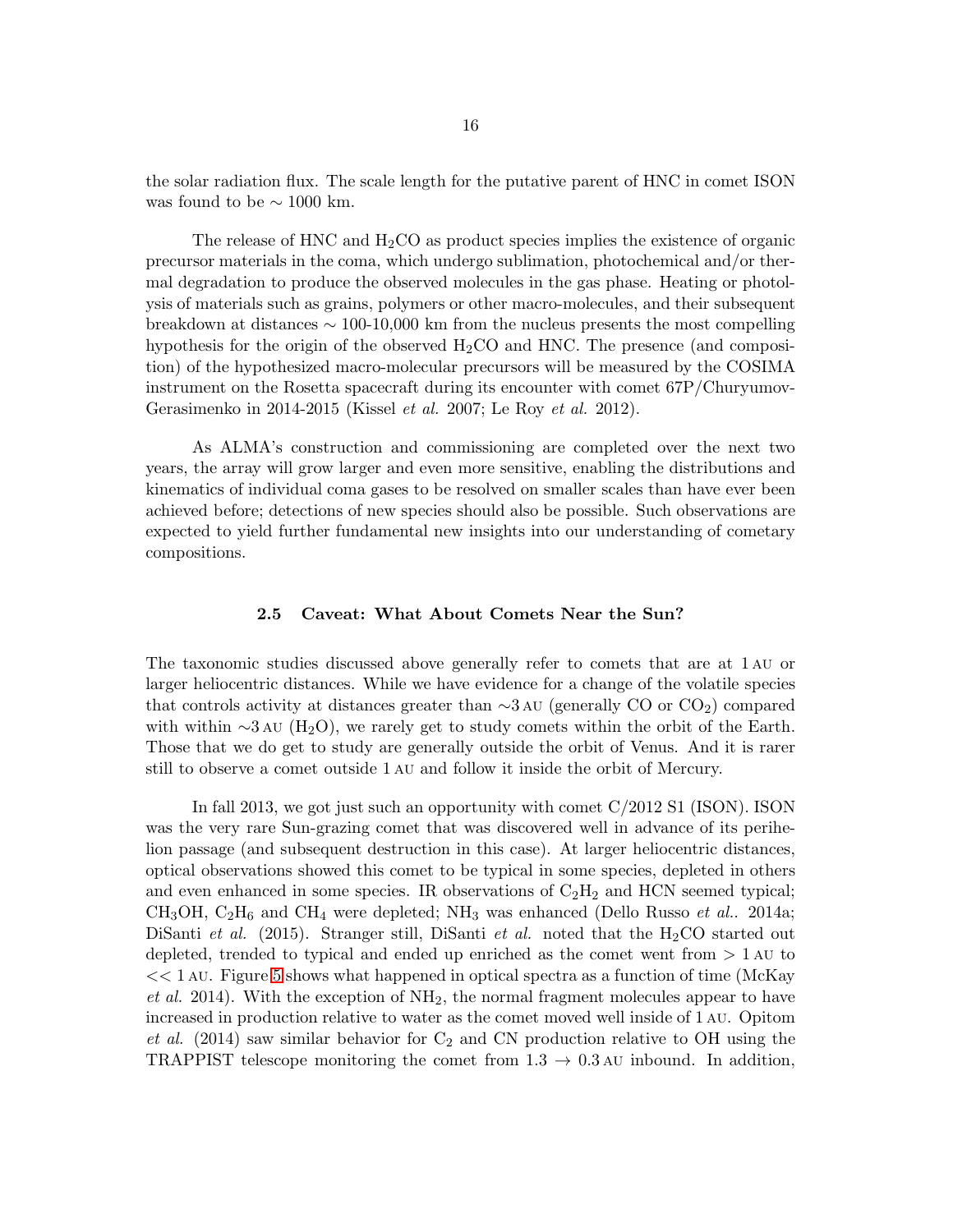the solar radiation flux. The scale length for the putative parent of HNC in comet ISON was found to be $\sim$ 1000 km.

The release of HNC and $H_2CO$ as product species implies the existence of organic precursor materials in the coma, which undergo sublimation, photochemical and/or thermal degradation to produce the observed molecules in the gas phase. Heating or photolysis of materials such as grains, polymers or other macro-molecules, and their subsequent breakdown at distances $\sim$ 100-10,000 km from the nucleus presents the most compelling hypothesis for the origin of the observed $H_2CO$ and HNC. The presence (and composition) of the hypothesized macro-molecular precursors will be measured by the COSIMA instrument on the Rosetta spacecraft during its encounter with comet 67P/Churyumov-Gerasimenko in 2014-2015 (Kissel *et al.* 2007; Le Roy *et al.* 2012).

As ALMA's construction and commissioning are completed over the next two years, the array will grow larger and even more sensitive, enabling the distributions and kinematics of individual coma gases to be resolved on smaller scales than have ever been achieved before; detections of new species should also be possible. Such observations are expected to yield further fundamental new insights into our understanding of cometary compositions.

### 2.5 Caveat: What About Comets Near the Sun?

The taxonomic studies discussed above generally refer to comets that are at 1 AU or larger heliocentric distances. While we have evidence for a change of the volatile species that controls activity at distances greater than $\sim$3 AU (generally CO or $CO_2$) compared with within $\sim$3 AU ($H_2O$), we rarely get to study comets within the orbit of the Earth. Those that we do get to study are generally outside the orbit of Venus. And it is rarer still to observe a comet outside 1 AU and follow it inside the orbit of Mercury.

In fall 2013, we got just such an opportunity with comet C/2012 S1 (ISON). ISON was the very rare Sun-grazing comet that was discovered well in advance of its perihelion passage (and subsequent destruction in this case). At larger heliocentric distances, optical observations showed this comet to be typical in some species, depleted in others and even enhanced in some species. IR observations of $C_2H_2$ and HCN seemed typical; $CH_3OH$, $C_2H_6$ and $CH_4$ were depleted; $NH_3$ was enhanced (Dello Russo *et al.*. 2014a; DiSanti *et al.* (2015). Stranger still, DiSanti *et al.* noted that the $H_2CO$ started out depleted, trended to typical and ended up enriched as the comet went from $>$ 1 AU to $<<$ 1 AU. Figure 5 shows what happened in optical spectra as a function of time (McKay *et al.* 2014). With the exception of $NH_2$, the normal fragment molecules appear to have increased in production relative to water as the comet moved well inside of 1 AU. Opitom *et al.* (2014) saw similar behavior for $C_2$ and CN production relative to OH using the TRAPPIST telescope monitoring the comet from 1.3 $\rightarrow$ 0.3 AU inbound. In addition,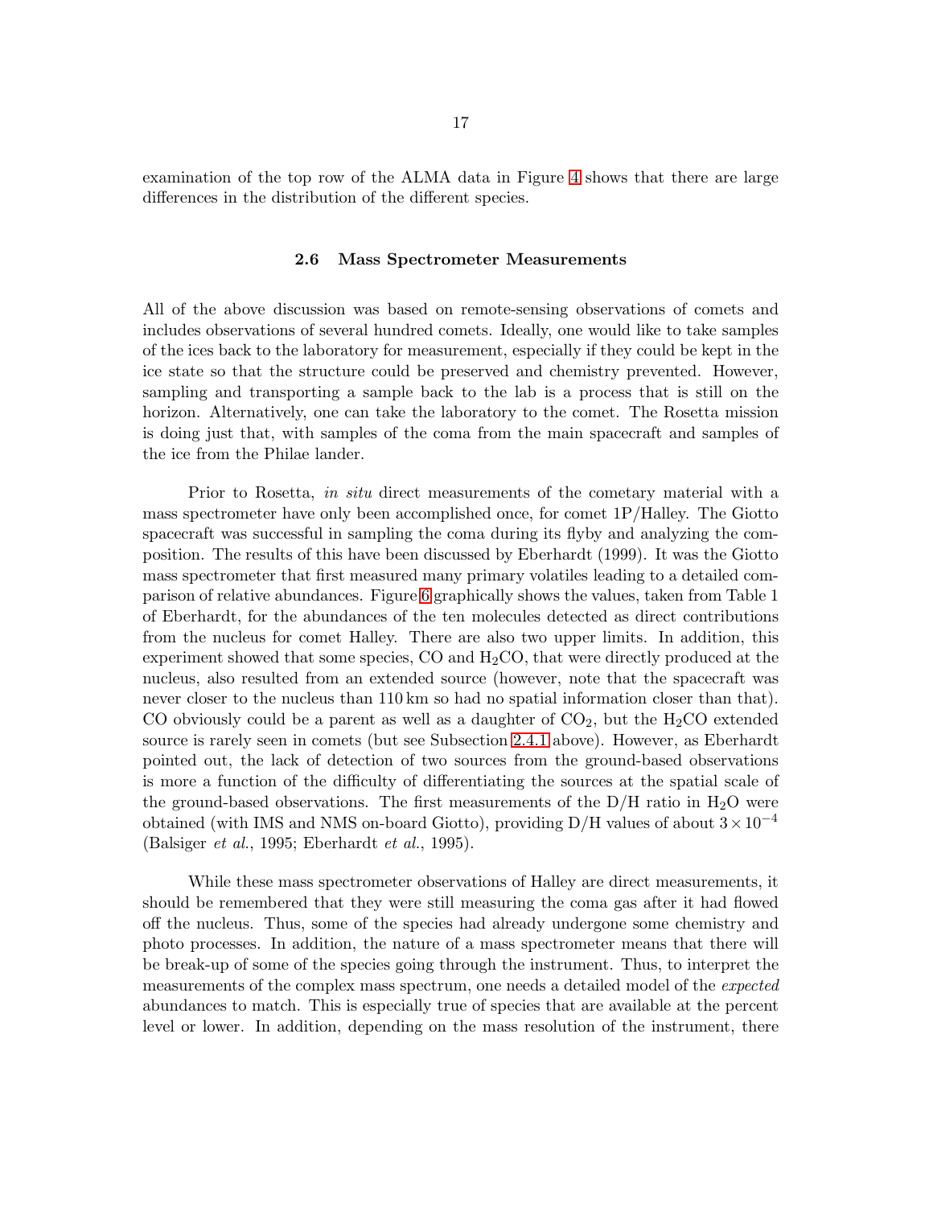examination of the top row of the ALMA data in Figure 4 shows that there are large differences in the distribution of the different species.

### 2.6 Mass Spectrometer Measurements

All of the above discussion was based on remote-sensing observations of comets and includes observations of several hundred comets. Ideally, one would like to take samples of the ices back to the laboratory for measurement, especially if they could be kept in the ice state so that the structure could be preserved and chemistry prevented. However, sampling and transporting a sample back to the lab is a process that is still on the horizon. Alternatively, one can take the laboratory to the comet. The Rosetta mission is doing just that, with samples of the coma from the main spacecraft and samples of the ice from the Philae lander.

Prior to Rosetta, *in situ* direct measurements of the cometary material with a mass spectrometer have only been accomplished once, for comet 1P/Halley. The Giotto spacecraft was successful in sampling the coma during its flyby and analyzing the composition. The results of this have been discussed by Eberhardt (1999). It was the Giotto mass spectrometer that first measured many primary volatiles leading to a detailed comparison of relative abundances. Figure 6 graphically shows the values, taken from Table 1 of Eberhardt, for the abundances of the ten molecules detected as direct contributions from the nucleus for comet Halley. There are also two upper limits. In addition, this experiment showed that some species, CO and $H_2CO$, that were directly produced at the nucleus, also resulted from an extended source (however, note that the spacecraft was never closer to the nucleus than 110 km so had no spatial information closer than that). CO obviously could be a parent as well as a daughter of $CO_2$, but the $H_2CO$ extended source is rarely seen in comets (but see Subsection 2.4.1 above). However, as Eberhardt pointed out, the lack of detection of two sources from the ground-based observations is more a function of the difficulty of differentiating the sources at the spatial scale of the ground-based observations. The first measurements of the D/H ratio in $H_2O$ were obtained (with IMS and NMS on-board Giotto), providing D/H values of about $3 \times 10^{-4}$ (Balsiger *et al.*, 1995; Eberhardt *et al.*, 1995).

While these mass spectrometer observations of Halley are direct measurements, it should be remembered that they were still measuring the coma gas after it had flowed off the nucleus. Thus, some of the species had already undergone some chemistry and photo processes. In addition, the nature of a mass spectrometer means that there will be break-up of some of the species going through the instrument. Thus, to interpret the measurements of the complex mass spectrum, one needs a detailed model of the *expected* abundances to match. This is especially true of species that are available at the percent level or lower. In addition, depending on the mass resolution of the instrument, there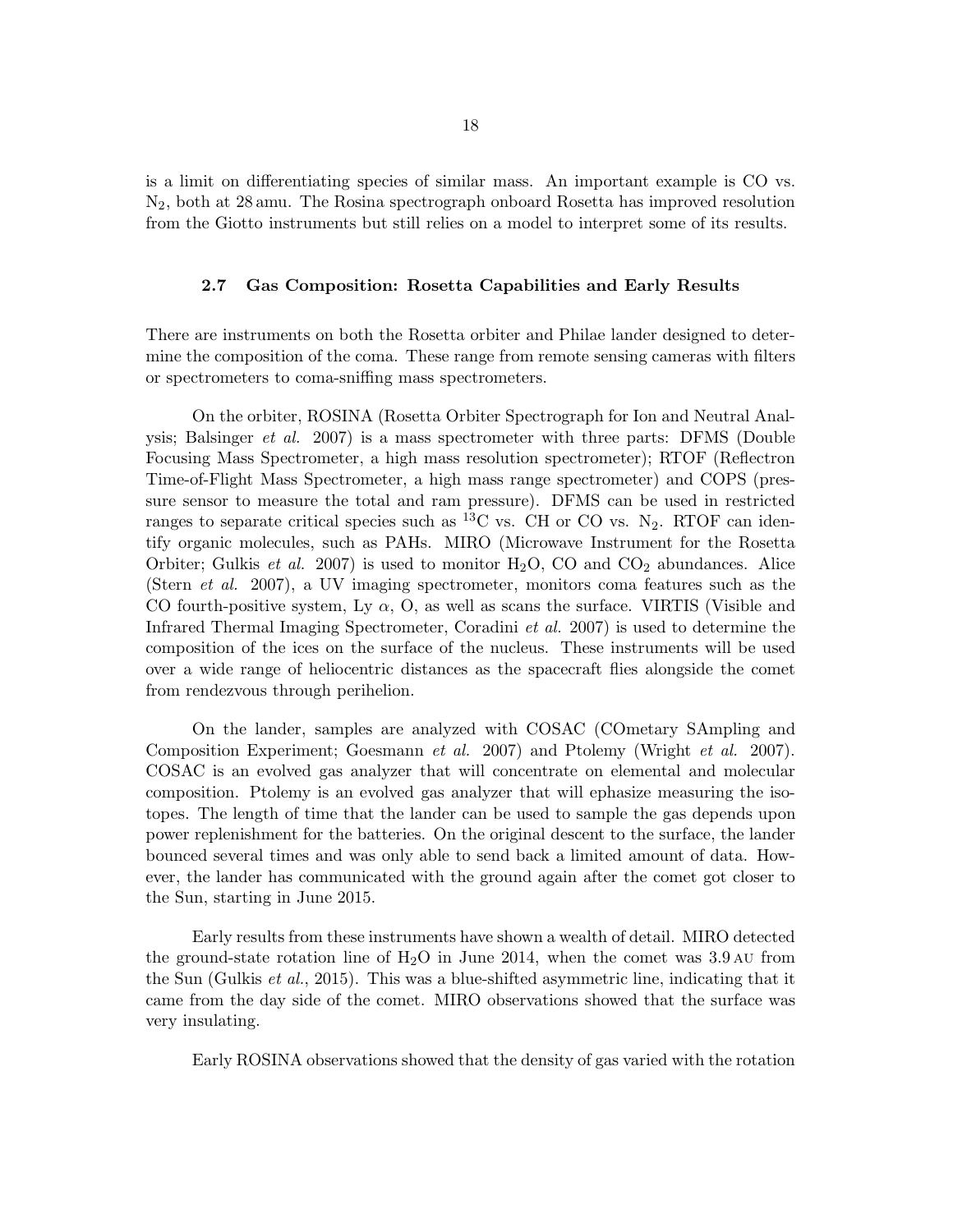is a limit on differentiating species of similar mass. An important example is CO vs. $N_2$, both at 28 amu. The Rosina spectrograph onboard Rosetta has improved resolution from the Giotto instruments but still relies on a model to interpret some of its results.

### 2.7 Gas Composition: Rosetta Capabilities and Early Results

There are instruments on both the Rosetta orbiter and Philae lander designed to determine the composition of the coma. These range from remote sensing cameras with filters or spectrometers to coma-sniffing mass spectrometers.

On the orbiter, ROSINA (Rosetta Orbiter Spectrograph for Ion and Neutral Analysis; Balsinger *et al.* 2007) is a mass spectrometer with three parts: DFMS (Double Focusing Mass Spectrometer, a high mass resolution spectrometer); RTOF (Reflectron Time-of-Flight Mass Spectrometer, a high mass range spectrometer) and COPS (pressure sensor to measure the total and ram pressure). DFMS can be used in restricted ranges to separate critical species such as $^{13}C$ vs. CH or CO vs. $N_2$. RTOF can identify organic molecules, such as PAHs. MIRO (Microwave Instrument for the Rosetta Orbiter; Gulkis *et al.* 2007) is used to monitor $H_2O$, CO and $CO_2$ abundances. Alice (Stern *et al.* 2007), a UV imaging spectrometer, monitors coma features such as the CO fourth-positive system, Ly $\alpha$, O, as well as scans the surface. VIRTIS (Visible and Infrared Thermal Imaging Spectrometer, Coradini *et al.* 2007) is used to determine the composition of the ices on the surface of the nucleus. These instruments will be used over a wide range of heliocentric distances as the spacecraft flies alongside the comet from rendezvous through perihelion.

On the lander, samples are analyzed with COSAC (COmetary SAmpling and Composition Experiment; Goesmann *et al.* 2007) and Ptolemy (Wright *et al.* 2007). COSAC is an evolved gas analyzer that will concentrate on elemental and molecular composition. Ptolemy is an evolved gas analyzer that will ephasize measuring the isotopes. The length of time that the lander can be used to sample the gas depends upon power replenishment for the batteries. On the original descent to the surface, the lander bounced several times and was only able to send back a limited amount of data. However, the lander has communicated with the ground again after the comet got closer to the Sun, starting in June 2015.

Early results from these instruments have shown a wealth of detail. MIRO detected the ground-state rotation line of $H_2O$ in June 2014, when the comet was 3.9 AU from the Sun (Gulkis *et al.*, 2015). This was a blue-shifted asymmetric line, indicating that it came from the day side of the comet. MIRO observations showed that the surface was very insulating.

Early ROSINA observations showed that the density of gas varied with the rotation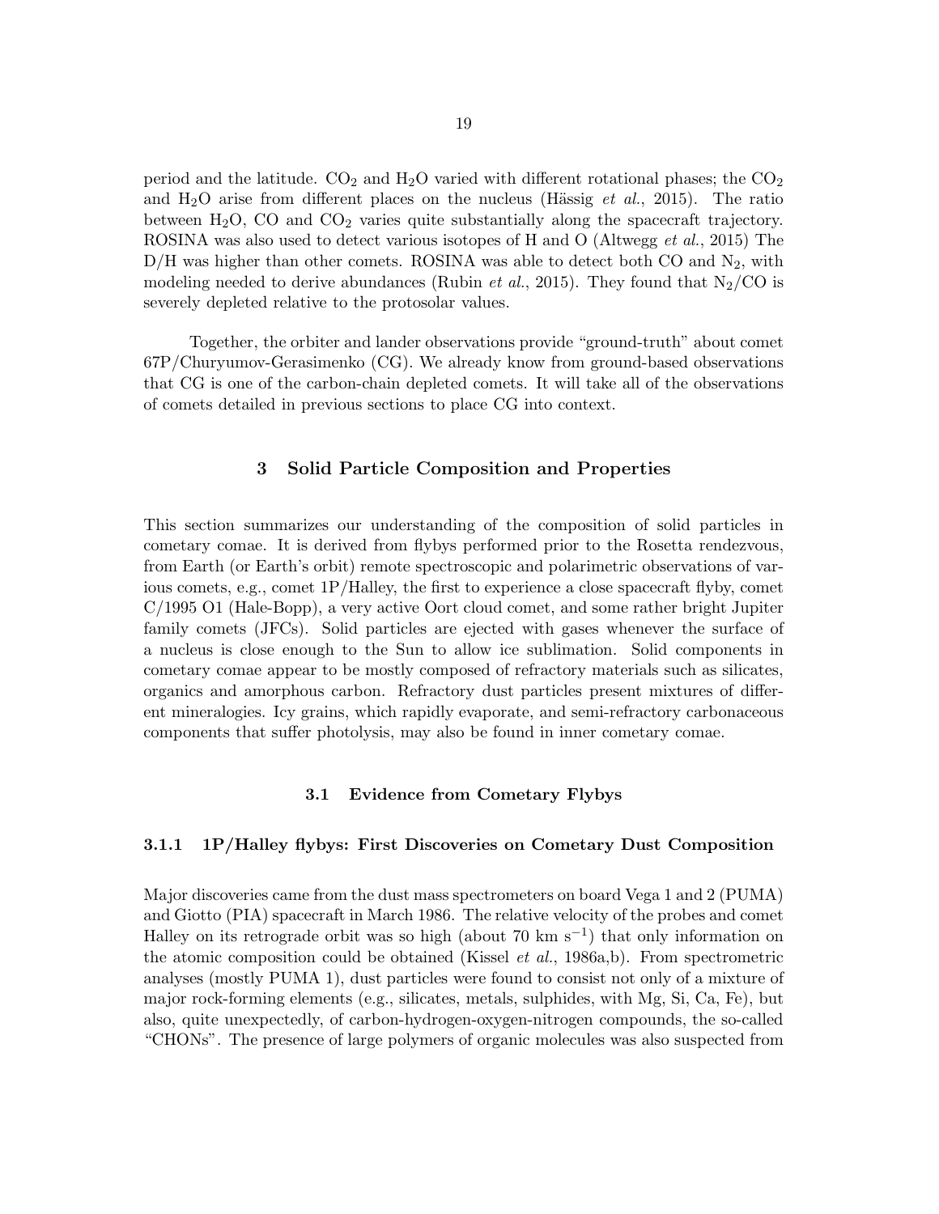period and the latitude. $CO_2$ and $H_2O$ varied with different rotational phases; the $CO_2$ and $H_2O$ arise from different places on the nucleus (Hässig *et al.*, 2015). The ratio between $H_2O$, CO and $CO_2$ varies quite substantially along the spacecraft trajectory. ROSINA was also used to detect various isotopes of H and O (Altwegg *et al.*, 2015) The D/H was higher than other comets. ROSINA was able to detect both CO and $N_2$, with modeling needed to derive abundances (Rubin *et al.*, 2015). They found that $N_2$/CO is severely depleted relative to the protosolar values.

Together, the orbiter and lander observations provide "ground-truth" about comet 67P/Churyumov-Gerasimenko (CG). We already know from ground-based observations that CG is one of the carbon-chain depleted comets. It will take all of the observations of comets detailed in previous sections to place CG into context.

## 3 Solid Particle Composition and Properties

This section summarizes our understanding of the composition of solid particles in cometary comae. It is derived from flybys performed prior to the Rosetta rendezvous, from Earth (or Earth's orbit) remote spectroscopic and polarimetric observations of various comets, e.g., comet 1P/Halley, the first to experience a close spacecraft flyby, comet C/1995 O1 (Hale-Bopp), a very active Oort cloud comet, and some rather bright Jupiter family comets (JFCs). Solid particles are ejected with gases whenever the surface of a nucleus is close enough to the Sun to allow ice sublimation. Solid components in cometary comae appear to be mostly composed of refractory materials such as silicates, organics and amorphous carbon. Refractory dust particles present mixtures of different mineralogies. Icy grains, which rapidly evaporate, and semi-refractory carbonaceous components that suffer photolysis, may also be found in inner cometary comae.

### 3.1 Evidence from Cometary Flybys

#### 3.1.1 1P/Halley flybys: First Discoveries on Cometary Dust Composition

Major discoveries came from the dust mass spectrometers on board Vega 1 and 2 (PUMA) and Giotto (PIA) spacecraft in March 1986. The relative velocity of the probes and comet Halley on its retrograde orbit was so high (about 70 km $s^{-1}$) that only information on the atomic composition could be obtained (Kissel *et al.*, 1986a,b). From spectrometric analyses (mostly PUMA 1), dust particles were found to consist not only of a mixture of major rock-forming elements (e.g., silicates, metals, sulphides, with Mg, Si, Ca, Fe), but also, quite unexpectedly, of carbon-hydrogen-oxygen-nitrogen compounds, the so-called "CHONs". The presence of large polymers of organic molecules was also suspected from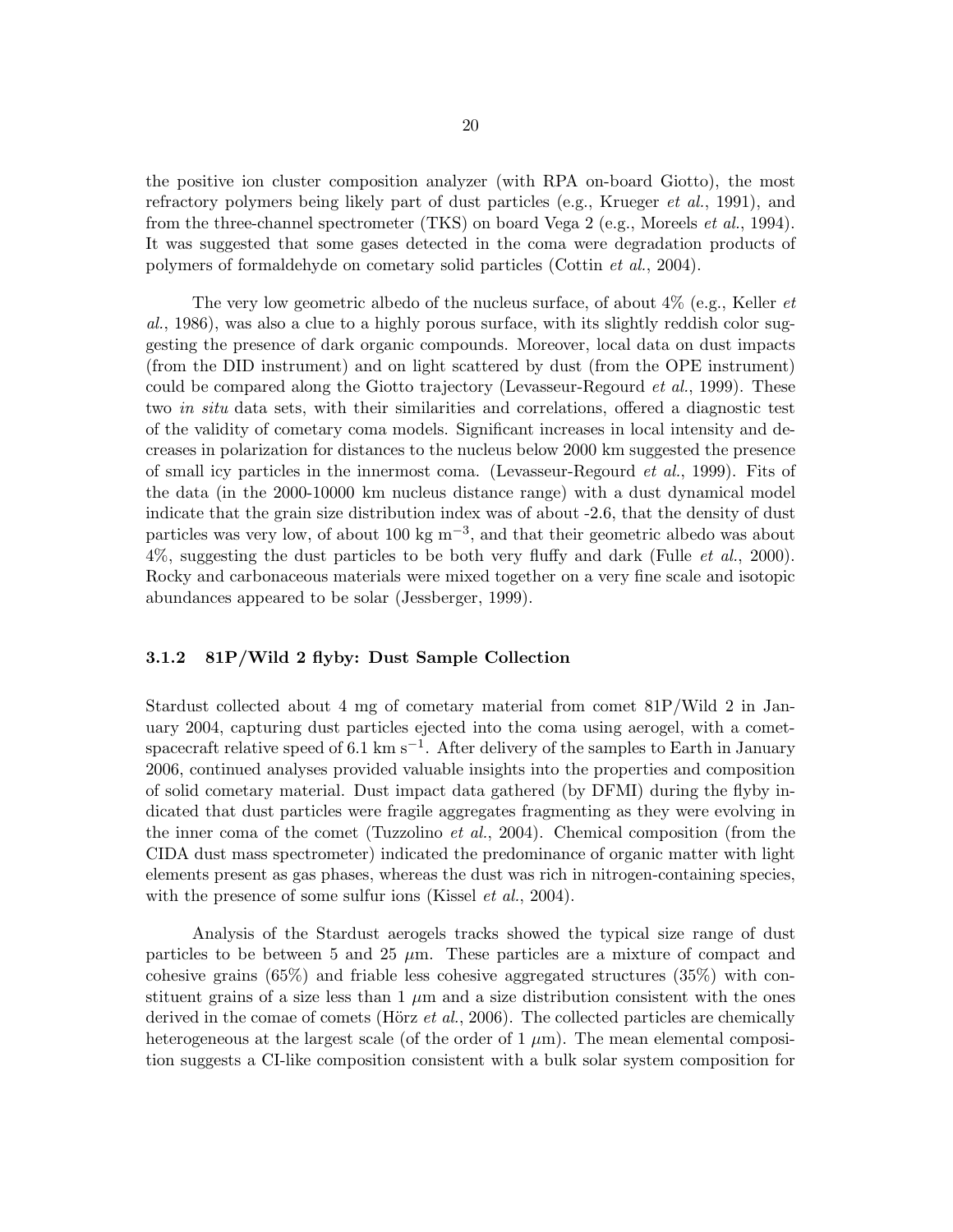the positive ion cluster composition analyzer (with RPA on-board Giotto), the most refractory polymers being likely part of dust particles (e.g., Krueger *et al.*, 1991), and from the three-channel spectrometer (TKS) on board Vega 2 (e.g., Moreels *et al.*, 1994). It was suggested that some gases detected in the coma were degradation products of polymers of formaldehyde on cometary solid particles (Cottin *et al.*, 2004).

The very low geometric albedo of the nucleus surface, of about 4% (e.g., Keller *et al.*, 1986), was also a clue to a highly porous surface, with its slightly reddish color suggesting the presence of dark organic compounds. Moreover, local data on dust impacts (from the DID instrument) and on light scattered by dust (from the OPE instrument) could be compared along the Giotto trajectory (Levasseur-Regourd *et al.*, 1999). These two *in situ* data sets, with their similarities and correlations, offered a diagnostic test of the validity of cometary coma models. Significant increases in local intensity and decreases in polarization for distances to the nucleus below 2000 km suggested the presence of small icy particles in the innermost coma. (Levasseur-Regourd *et al.*, 1999). Fits of the data (in the 2000-10000 km nucleus distance range) with a dust dynamical model indicate that the grain size distribution index was of about -2.6, that the density of dust particles was very low, of about 100 kg m$^{-3}$, and that their geometric albedo was about 4%, suggesting the dust particles to be both very fluffy and dark (Fulle *et al.*, 2000). Rocky and carbonaceous materials were mixed together on a very fine scale and isotopic abundances appeared to be solar (Jessberger, 1999).

### 3.1.2 81P/Wild 2 flyby: Dust Sample Collection

Stardust collected about 4 mg of cometary material from comet 81P/Wild 2 in January 2004, capturing dust particles ejected into the coma using aerogel, with a comet-spacecraft relative speed of 6.1 km s$^{-1}$. After delivery of the samples to Earth in January 2006, continued analyses provided valuable insights into the properties and composition of solid cometary material. Dust impact data gathered (by DFMI) during the flyby indicated that dust particles were fragile aggregates fragmenting as they were evolving in the inner coma of the comet (Tuzzolino *et al.*, 2004). Chemical composition (from the CIDA dust mass spectrometer) indicated the predominance of organic matter with light elements present as gas phases, whereas the dust was rich in nitrogen-containing species, with the presence of some sulfur ions (Kissel *et al.*, 2004).

Analysis of the Stardust aerogels tracks showed the typical size range of dust particles to be between 5 and 25 $\mu$m. These particles are a mixture of compact and cohesive grains (65%) and friable less cohesive aggregated structures (35%) with constituent grains of a size less than 1 $\mu$m and a size distribution consistent with the ones derived in the comae of comets (Hörz *et al.*, 2006). The collected particles are chemically heterogeneous at the largest scale (of the order of 1 $\mu$m). The mean elemental composition suggests a CI-like composition consistent with a bulk solar system composition for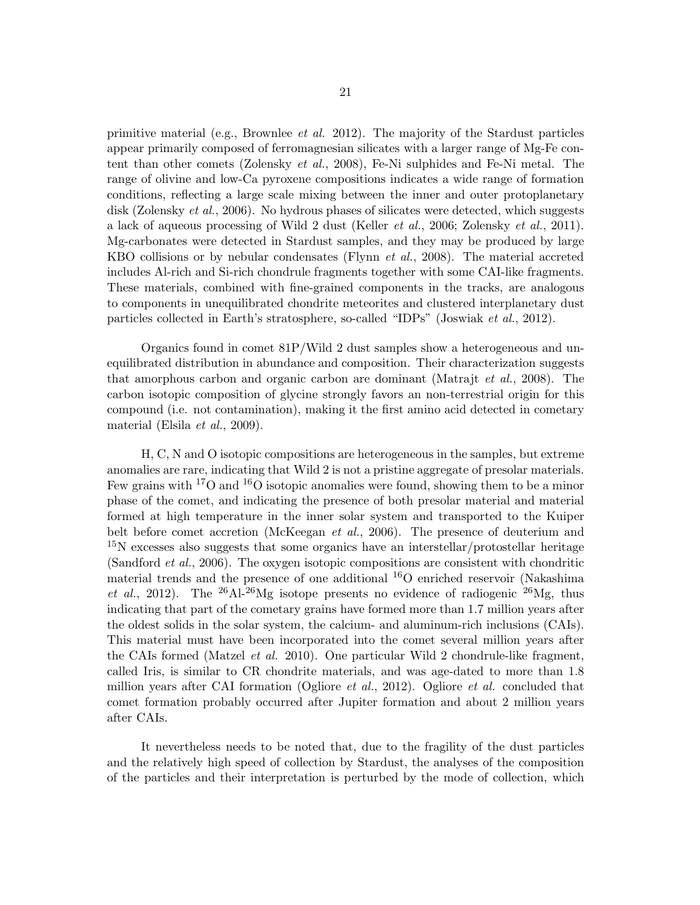primitive material (e.g., Brownlee *et al.* 2012). The majority of the Stardust particles appear primarily composed of ferromagnesian silicates with a larger range of Mg-Fe content than other comets (Zolensky *et al.*, 2008), Fe-Ni sulphides and Fe-Ni metal. The range of olivine and low-Ca pyroxene compositions indicates a wide range of formation conditions, reflecting a large scale mixing between the inner and outer protoplanetary disk (Zolensky *et al.*, 2006). No hydrous phases of silicates were detected, which suggests a lack of aqueous processing of Wild 2 dust (Keller *et al.*, 2006; Zolensky *et al.*, 2011). Mg-carbonates were detected in Stardust samples, and they may be produced by large KBO collisions or by nebular condensates (Flynn *et al.*, 2008). The material accreted includes Al-rich and Si-rich chondrule fragments together with some CAI-like fragments. These materials, combined with fine-grained components in the tracks, are analogous to components in unequilibrated chondrite meteorites and clustered interplanetary dust particles collected in Earth's stratosphere, so-called "IDPs" (Joswiak *et al.*, 2012).

Organics found in comet 81P/Wild 2 dust samples show a heterogeneous and unequilibrated distribution in abundance and composition. Their characterization suggests that amorphous carbon and organic carbon are dominant (Matrajt *et al.*, 2008). The carbon isotopic composition of glycine strongly favors an non-terrestrial origin for this compound (i.e. not contamination), making it the first amino acid detected in cometary material (Elsila *et al.*, 2009).

H, C, N and O isotopic compositions are heterogeneous in the samples, but extreme anomalies are rare, indicating that Wild 2 is not a pristine aggregate of presolar materials. Few grains with $^{17}$O and $^{16}$O isotopic anomalies were found, showing them to be a minor phase of the comet, and indicating the presence of both presolar material and material formed at high temperature in the inner solar system and transported to the Kuiper belt before comet accretion (McKeegan *et al.*, 2006). The presence of deuterium and $^{15}$N excesses also suggests that some organics have an interstellar/protostellar heritage (Sandford *et al.*, 2006). The oxygen isotopic compositions are consistent with chondritic material trends and the presence of one additional $^{16}$O enriched reservoir (Nakashima *et al.*, 2012). The $^{26}$Al-$^{26}$Mg isotope presents no evidence of radiogenic $^{26}$Mg, thus indicating that part of the cometary grains have formed more than 1.7 million years after the oldest solids in the solar system, the calcium- and aluminum-rich inclusions (CAIs). This material must have been incorporated into the comet several million years after the CAIs formed (Matzel *et al.* 2010). One particular Wild 2 chondrule-like fragment, called Iris, is similar to CR chondrite materials, and was age-dated to more than 1.8 million years after CAI formation (Ogliore *et al.*, 2012). Ogliore *et al.* concluded that comet formation probably occurred after Jupiter formation and about 2 million years after CAIs.

It nevertheless needs to be noted that, due to the fragility of the dust particles and the relatively high speed of collection by Stardust, the analyses of the composition of the particles and their interpretation is perturbed by the mode of collection, which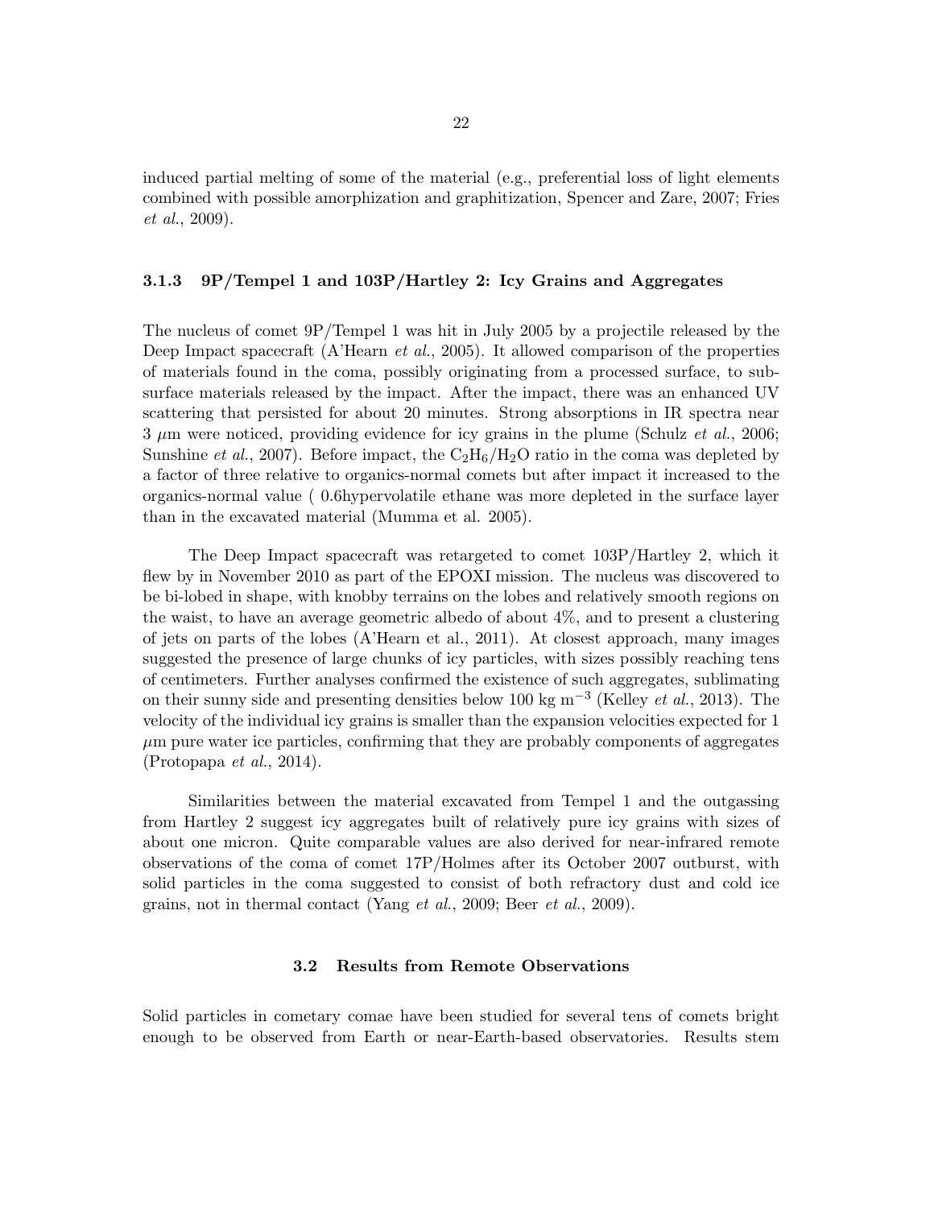induced partial melting of some of the material (e.g., preferential loss of light elements combined with possible amorphization and graphitization, Spencer and Zare, 2007; Fries *et al.*, 2009).

### 3.1.3 9P/Tempel 1 and 103P/Hartley 2: Icy Grains and Aggregates

The nucleus of comet 9P/Tempel 1 was hit in July 2005 by a projectile released by the Deep Impact spacecraft (A'Hearn *et al.*, 2005). It allowed comparison of the properties of materials found in the coma, possibly originating from a processed surface, to sub-surface materials released by the impact. After the impact, there was an enhanced UV scattering that persisted for about 20 minutes. Strong absorptions in IR spectra near 3 $\mu$m were noticed, providing evidence for icy grains in the plume (Schulz *et al.*, 2006; Sunshine *et al.*, 2007). Before impact, the $C_2H_6/H_2O$ ratio in the coma was depleted by a factor of three relative to organics-normal comets but after impact it increased to the organics-normal value ( 0.6hypervolatile ethane was more depleted in the surface layer than in the excavated material (Mumma et al. 2005).

The Deep Impact spacecraft was retargeted to comet 103P/Hartley 2, which it flew by in November 2010 as part of the EPOXI mission. The nucleus was discovered to be bi-lobed in shape, with knobby terrains on the lobes and relatively smooth regions on the waist, to have an average geometric albedo of about 4%, and to present a clustering of jets on parts of the lobes (A'Hearn et al., 2011). At closest approach, many images suggested the presence of large chunks of icy particles, with sizes possibly reaching tens of centimeters. Further analyses confirmed the existence of such aggregates, sublimating on their sunny side and presenting densities below 100 kg m$^{-3}$ (Kelley *et al.*, 2013). The velocity of the individual icy grains is smaller than the expansion velocities expected for 1 $\mu$m pure water ice particles, confirming that they are probably components of aggregates (Protopapa *et al.*, 2014).

Similarities between the material excavated from Tempel 1 and the outgassing from Hartley 2 suggest icy aggregates built of relatively pure icy grains with sizes of about one micron. Quite comparable values are also derived for near-infrared remote observations of the coma of comet 17P/Holmes after its October 2007 outburst, with solid particles in the coma suggested to consist of both refractory dust and cold ice grains, not in thermal contact (Yang *et al.*, 2009; Beer *et al.*, 2009).

## 3.2 Results from Remote Observations

Solid particles in cometary comae have been studied for several tens of comets bright enough to be observed from Earth or near-Earth-based observatories. Results stem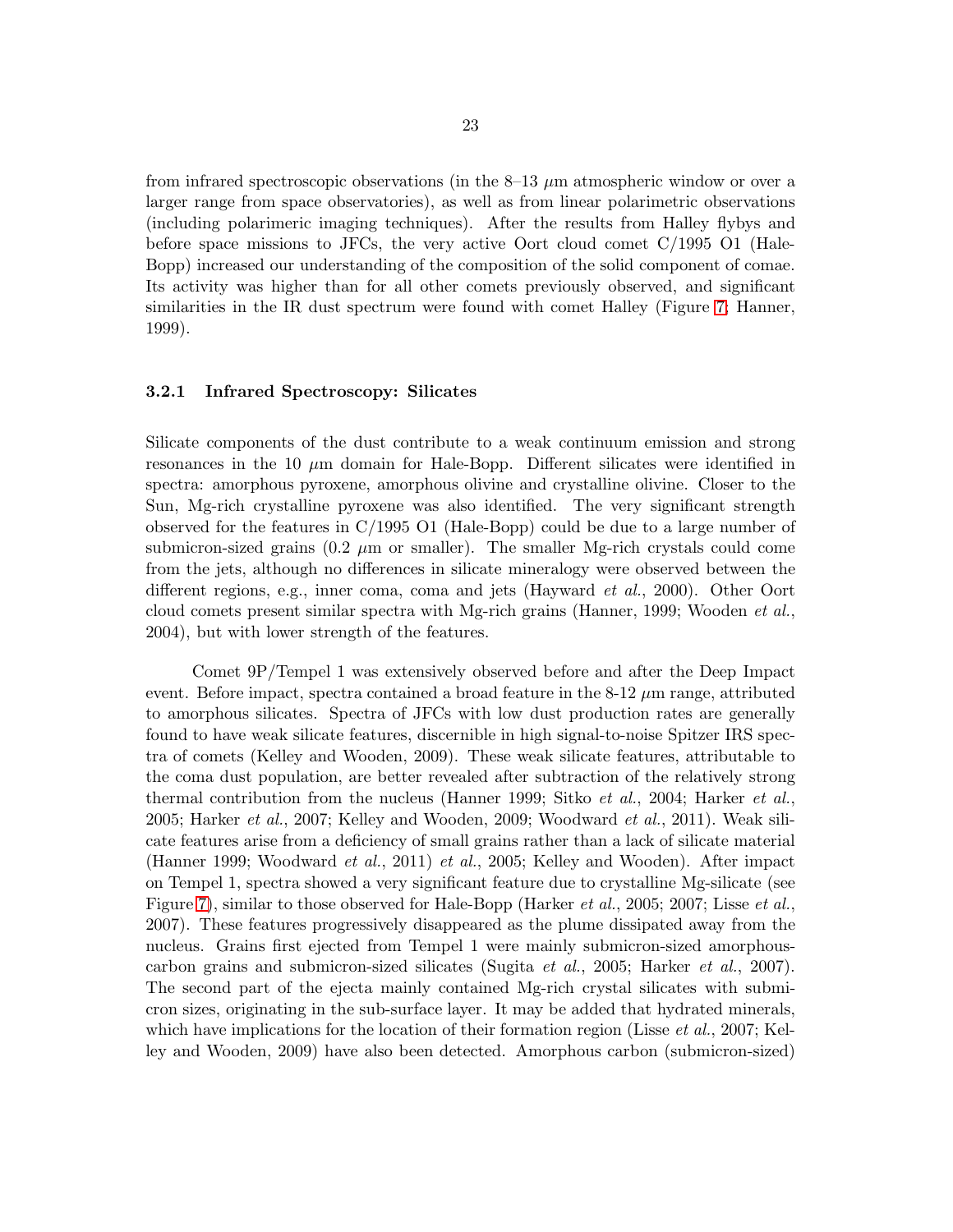from infrared spectroscopic observations (in the 8–13 $\mu$m atmospheric window or over a larger range from space observatories), as well as from linear polarimetric observations (including polarimeric imaging techniques). After the results from Halley flybys and before space missions to JFCs, the very active Oort cloud comet C/1995 O1 (Hale-Bopp) increased our understanding of the composition of the solid component of comae. Its activity was higher than for all other comets previously observed, and significant similarities in the IR dust spectrum were found with comet Halley (Figure 7; Hanner, 1999).

### 3.2.1 Infrared Spectroscopy: Silicates

Silicate components of the dust contribute to a weak continuum emission and strong resonances in the 10 $\mu$m domain for Hale-Bopp. Different silicates were identified in spectra: amorphous pyroxene, amorphous olivine and crystalline olivine. Closer to the Sun, Mg-rich crystalline pyroxene was also identified. The very significant strength observed for the features in C/1995 O1 (Hale-Bopp) could be due to a large number of submicron-sized grains (0.2 $\mu$m or smaller). The smaller Mg-rich crystals could come from the jets, although no differences in silicate mineralogy were observed between the different regions, e.g., inner coma, coma and jets (Hayward *et al.*, 2000). Other Oort cloud comets present similar spectra with Mg-rich grains (Hanner, 1999; Wooden *et al.*, 2004), but with lower strength of the features.

Comet 9P/Tempel 1 was extensively observed before and after the Deep Impact event. Before impact, spectra contained a broad feature in the 8-12 $\mu$m range, attributed to amorphous silicates. Spectra of JFCs with low dust production rates are generally found to have weak silicate features, discernible in high signal-to-noise Spitzer IRS spectra of comets (Kelley and Wooden, 2009). These weak silicate features, attributable to the coma dust population, are better revealed after subtraction of the relatively strong thermal contribution from the nucleus (Hanner 1999; Sitko *et al.*, 2004; Harker *et al.*, 2005; Harker *et al.*, 2007; Kelley and Wooden, 2009; Woodward *et al.*, 2011). Weak silicate features arise from a deficiency of small grains rather than a lack of silicate material (Hanner 1999; Woodward *et al.*, 2011) *et al.*, 2005; Kelley and Wooden). After impact on Tempel 1, spectra showed a very significant feature due to crystalline Mg-silicate (see Figure 7), similar to those observed for Hale-Bopp (Harker *et al.*, 2005; 2007; Lisse *et al.*, 2007). These features progressively disappeared as the plume dissipated away from the nucleus. Grains first ejected from Tempel 1 were mainly submicron-sized amorphous-carbon grains and submicron-sized silicates (Sugita *et al.*, 2005; Harker *et al.*, 2007). The second part of the ejecta mainly contained Mg-rich crystal silicates with submicron sizes, originating in the sub-surface layer. It may be added that hydrated minerals, which have implications for the location of their formation region (Lisse *et al.*, 2007; Kelley and Wooden, 2009) have also been detected. Amorphous carbon (submicron-sized)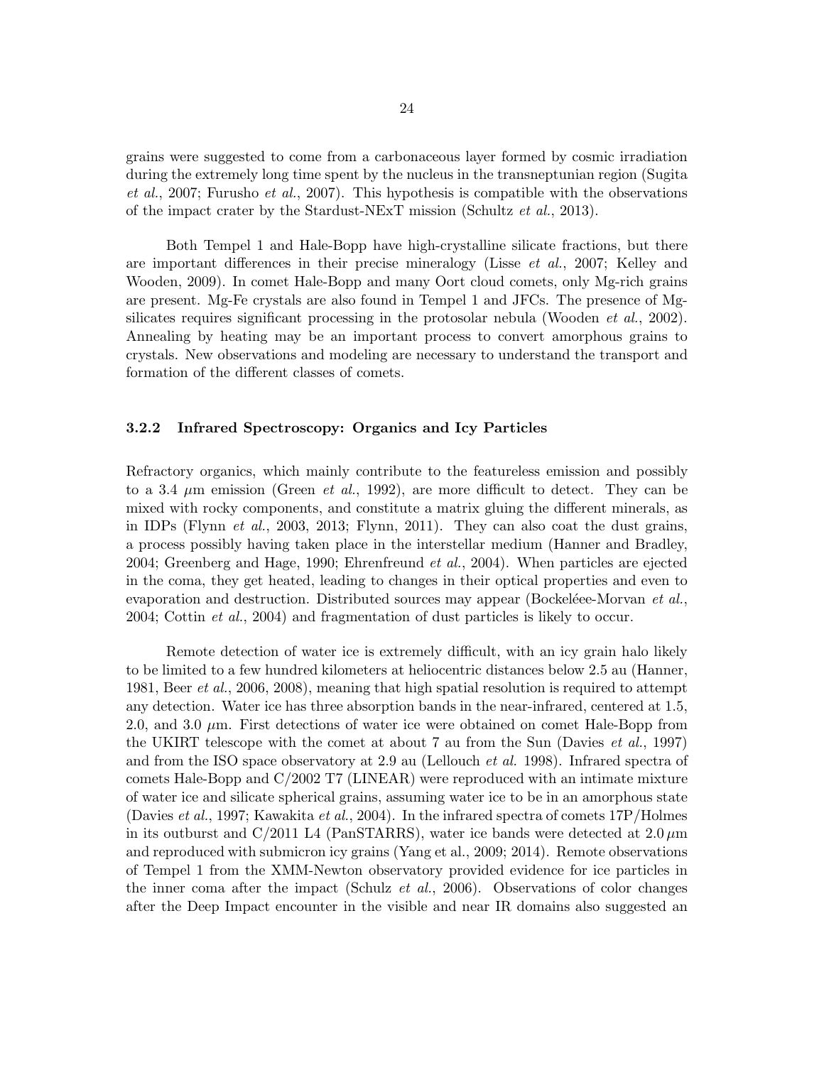grains were suggested to come from a carbonaceous layer formed by cosmic irradiation during the extremely long time spent by the nucleus in the transneptunian region (Sugita *et al.*, 2007; Furusho *et al.*, 2007). This hypothesis is compatible with the observations of the impact crater by the Stardust-NExT mission (Schultz *et al.*, 2013).

Both Tempel 1 and Hale-Bopp have high-crystalline silicate fractions, but there are important differences in their precise mineralogy (Lisse *et al.*, 2007; Kelley and Wooden, 2009). In comet Hale-Bopp and many Oort cloud comets, only Mg-rich grains are present. Mg-Fe crystals are also found in Tempel 1 and JFCs. The presence of Mg-silicates requires significant processing in the protosolar nebula (Wooden *et al.*, 2002). Annealing by heating may be an important process to convert amorphous grains to crystals. New observations and modeling are necessary to understand the transport and formation of the different classes of comets.

### 3.2.2 Infrared Spectroscopy: Organics and Icy Particles

Refractory organics, which mainly contribute to the featureless emission and possibly to a 3.4 $\mu$m emission (Green *et al.*, 1992), are more difficult to detect. They can be mixed with rocky components, and constitute a matrix gluing the different minerals, as in IDPs (Flynn *et al.*, 2003, 2013; Flynn, 2011). They can also coat the dust grains, a process possibly having taken place in the interstellar medium (Hanner and Bradley, 2004; Greenberg and Hage, 1990; Ehrenfreund *et al.*, 2004). When particles are ejected in the coma, they get heated, leading to changes in their optical properties and even to evaporation and destruction. Distributed sources may appear (Bockelée-Morvan *et al.*, 2004; Cottin *et al.*, 2004) and fragmentation of dust particles is likely to occur.

Remote detection of water ice is extremely difficult, with an icy grain halo likely to be limited to a few hundred kilometers at heliocentric distances below 2.5 au (Hanner, 1981, Beer *et al.*, 2006, 2008), meaning that high spatial resolution is required to attempt any detection. Water ice has three absorption bands in the near-infrared, centered at 1.5, 2.0, and 3.0 $\mu$m. First detections of water ice were obtained on comet Hale-Bopp from the UKIRT telescope with the comet at about 7 au from the Sun (Davies *et al.*, 1997) and from the ISO space observatory at 2.9 au (Lellouch *et al.* 1998). Infrared spectra of comets Hale-Bopp and C/2002 T7 (LINEAR) were reproduced with an intimate mixture of water ice and silicate spherical grains, assuming water ice to be in an amorphous state (Davies *et al.*, 1997; Kawakita *et al.*, 2004). In the infrared spectra of comets 17P/Holmes in its outburst and C/2011 L4 (PanSTARRS), water ice bands were detected at 2.0 $\mu$m and reproduced with submicron icy grains (Yang et al., 2009; 2014). Remote observations of Tempel 1 from the XMM-Newton observatory provided evidence for ice particles in the inner coma after the impact (Schulz *et al.*, 2006). Observations of color changes after the Deep Impact encounter in the visible and near IR domains also suggested an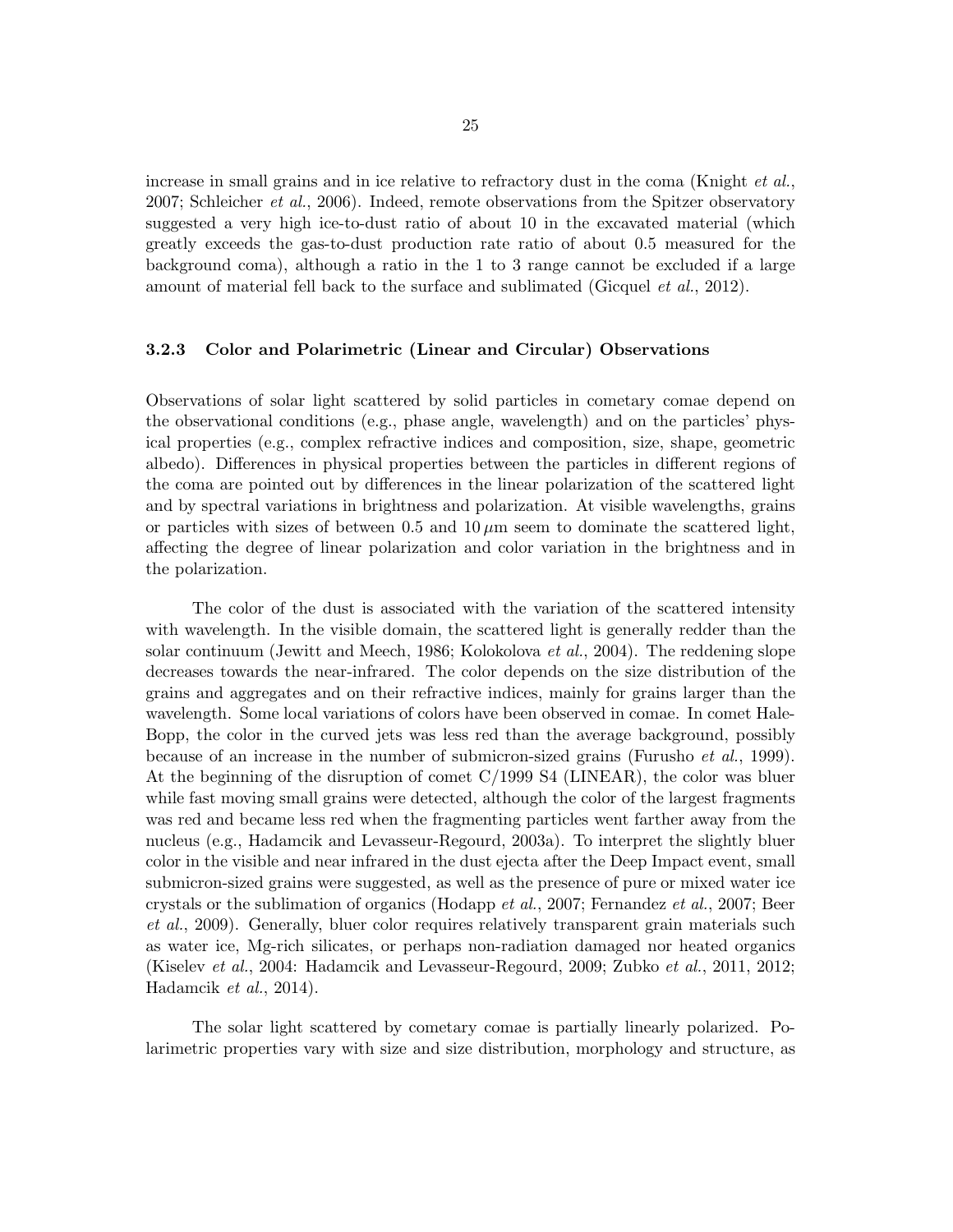increase in small grains and in ice relative to refractory dust in the coma (Knight *et al.*, 2007; Schleicher *et al.*, 2006). Indeed, remote observations from the Spitzer observatory suggested a very high ice-to-dust ratio of about 10 in the excavated material (which greatly exceeds the gas-to-dust production rate ratio of about 0.5 measured for the background coma), although a ratio in the 1 to 3 range cannot be excluded if a large amount of material fell back to the surface and sublimated (Gicquel *et al.*, 2012).

### 3.2.3 Color and Polarimetric (Linear and Circular) Observations

Observations of solar light scattered by solid particles in cometary comae depend on the observational conditions (e.g., phase angle, wavelength) and on the particles' physical properties (e.g., complex refractive indices and composition, size, shape, geometric albedo). Differences in physical properties between the particles in different regions of the coma are pointed out by differences in the linear polarization of the scattered light and by spectral variations in brightness and polarization. At visible wavelengths, grains or particles with sizes of between 0.5 and $10\,\mu$m seem to dominate the scattered light, affecting the degree of linear polarization and color variation in the brightness and in the polarization.

The color of the dust is associated with the variation of the scattered intensity with wavelength. In the visible domain, the scattered light is generally redder than the solar continuum (Jewitt and Meech, 1986; Kolokolova *et al.*, 2004). The reddening slope decreases towards the near-infrared. The color depends on the size distribution of the grains and aggregates and on their refractive indices, mainly for grains larger than the wavelength. Some local variations of colors have been observed in comae. In comet Hale-Bopp, the color in the curved jets was less red than the average background, possibly because of an increase in the number of submicron-sized grains (Furusho *et al.*, 1999). At the beginning of the disruption of comet C/1999 S4 (LINEAR), the color was bluer while fast moving small grains were detected, although the color of the largest fragments was red and became less red when the fragmenting particles went farther away from the nucleus (e.g., Hadamcik and Levasseur-Regourd, 2003a). To interpret the slightly bluer color in the visible and near infrared in the dust ejecta after the Deep Impact event, small submicron-sized grains were suggested, as well as the presence of pure or mixed water ice crystals or the sublimation of organics (Hodapp *et al.*, 2007; Fernandez *et al.*, 2007; Beer *et al.*, 2009). Generally, bluer color requires relatively transparent grain materials such as water ice, Mg-rich silicates, or perhaps non-radiation damaged nor heated organics (Kiselev *et al.*, 2004: Hadamcik and Levasseur-Regourd, 2009; Zubko *et al.*, 2011, 2012; Hadamcik *et al.*, 2014).

The solar light scattered by cometary comae is partially linearly polarized. Polarimetric properties vary with size and size distribution, morphology and structure, as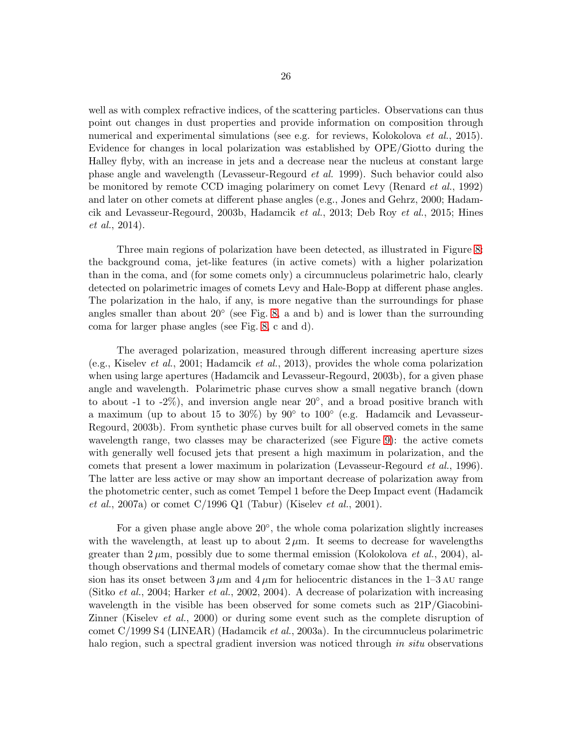well as with complex refractive indices, of the scattering particles. Observations can thus point out changes in dust properties and provide information on composition through numerical and experimental simulations (see e.g. for reviews, Kolokolova *et al.*, 2015). Evidence for changes in local polarization was established by OPE/Giotto during the Halley flyby, with an increase in jets and a decrease near the nucleus at constant large phase angle and wavelength (Levasseur-Regourd *et al.* 1999). Such behavior could also be monitored by remote CCD imaging polarimery on comet Levy (Renard *et al.*, 1992) and later on other comets at different phase angles (e.g., Jones and Gehrz, 2000; Hadamcik and Levasseur-Regourd, 2003b, Hadamcik *et al.*, 2013; Deb Roy *et al.*, 2015; Hines *et al.*, 2014).

Three main regions of polarization have been detected, as illustrated in Figure 8: the background coma, jet-like features (in active comets) with a higher polarization than in the coma, and (for some comets only) a circumnucleus polarimetric halo, clearly detected on polarimetric images of comets Levy and Hale-Bopp at different phase angles. The polarization in the halo, if any, is more negative than the surroundings for phase angles smaller than about 20° (see Fig. 8, a and b) and is lower than the surrounding coma for larger phase angles (see Fig. 8, c and d).

The averaged polarization, measured through different increasing aperture sizes (e.g., Kiselev *et al.*, 2001; Hadamcik *et al.*, 2013), provides the whole coma polarization when using large apertures (Hadamcik and Levasseur-Regourd, 2003b), for a given phase angle and wavelength. Polarimetric phase curves show a small negative branch (down to about -1 to -2%), and inversion angle near 20°, and a broad positive branch with a maximum (up to about 15 to 30%) by 90° to 100° (e.g. Hadamcik and Levasseur-Regourd, 2003b). From synthetic phase curves built for all observed comets in the same wavelength range, two classes may be characterized (see Figure 9): the active comets with generally well focused jets that present a high maximum in polarization, and the comets that present a lower maximum in polarization (Levasseur-Regourd *et al.*, 1996). The latter are less active or may show an important decrease of polarization away from the photometric center, such as comet Tempel 1 before the Deep Impact event (Hadamcik *et al.*, 2007a) or comet C/1996 Q1 (Tabur) (Kiselev *et al.*, 2001).

For a given phase angle above 20°, the whole coma polarization slightly increases with the wavelength, at least up to about $2\,\mu$m. It seems to decrease for wavelengths greater than $2\,\mu$m, possibly due to some thermal emission (Kolokolova *et al.*, 2004), although observations and thermal models of cometary comae show that the thermal emission has its onset between $3\,\mu$m and $4\,\mu$m for heliocentric distances in the 1–3 AU range (Sitko *et al.*, 2004; Harker *et al.*, 2002, 2004). A decrease of polarization with increasing wavelength in the visible has been observed for some comets such as 21P/Giacobini-Zinner (Kiselev *et al.*, 2000) or during some event such as the complete disruption of comet C/1999 S4 (LINEAR) (Hadamcik *et al.*, 2003a). In the circumnucleus polarimetric halo region, such a spectral gradient inversion was noticed through *in situ* observations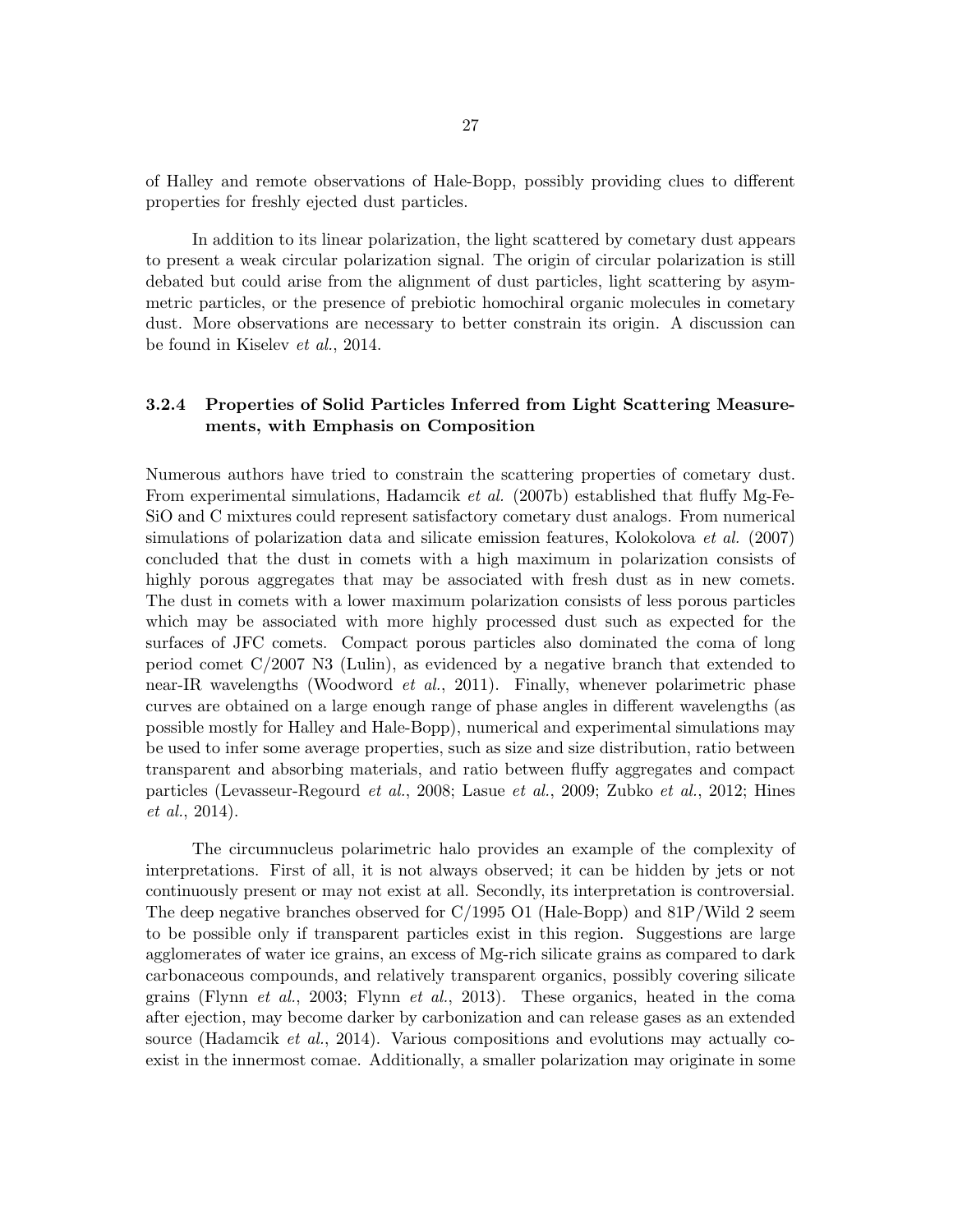of Halley and remote observations of Hale-Bopp, possibly providing clues to different properties for freshly ejected dust particles.

In addition to its linear polarization, the light scattered by cometary dust appears to present a weak circular polarization signal. The origin of circular polarization is still debated but could arise from the alignment of dust particles, light scattering by asymmetric particles, or the presence of prebiotic homochiral organic molecules in cometary dust. More observations are necessary to better constrain its origin. A discussion can be found in Kiselev *et al.*, 2014.

### 3.2.4 Properties of Solid Particles Inferred from Light Scattering Measurements, with Emphasis on Composition

Numerous authors have tried to constrain the scattering properties of cometary dust. From experimental simulations, Hadamcik *et al.* (2007b) established that fluffy Mg-Fe-SiO and C mixtures could represent satisfactory cometary dust analogs. From numerical simulations of polarization data and silicate emission features, Kolokolova *et al.* (2007) concluded that the dust in comets with a high maximum in polarization consists of highly porous aggregates that may be associated with fresh dust as in new comets. The dust in comets with a lower maximum polarization consists of less porous particles which may be associated with more highly processed dust such as expected for the surfaces of JFC comets. Compact porous particles also dominated the coma of long period comet C/2007 N3 (Lulin), as evidenced by a negative branch that extended to near-IR wavelengths (Woodword *et al.*, 2011). Finally, whenever polarimetric phase curves are obtained on a large enough range of phase angles in different wavelengths (as possible mostly for Halley and Hale-Bopp), numerical and experimental simulations may be used to infer some average properties, such as size and size distribution, ratio between transparent and absorbing materials, and ratio between fluffy aggregates and compact particles (Levasseur-Regourd *et al.*, 2008; Lasue *et al.*, 2009; Zubko *et al.*, 2012; Hines *et al.*, 2014).

The circumnucleus polarimetric halo provides an example of the complexity of interpretations. First of all, it is not always observed; it can be hidden by jets or not continuously present or may not exist at all. Secondly, its interpretation is controversial. The deep negative branches observed for C/1995 O1 (Hale-Bopp) and 81P/Wild 2 seem to be possible only if transparent particles exist in this region. Suggestions are large agglomerates of water ice grains, an excess of Mg-rich silicate grains as compared to dark carbonaceous compounds, and relatively transparent organics, possibly covering silicate grains (Flynn *et al.*, 2003; Flynn *et al.*, 2013). These organics, heated in the coma after ejection, may become darker by carbonization and can release gases as an extended source (Hadamcik *et al.*, 2014). Various compositions and evolutions may actually coexist in the innermost comae. Additionally, a smaller polarization may originate in some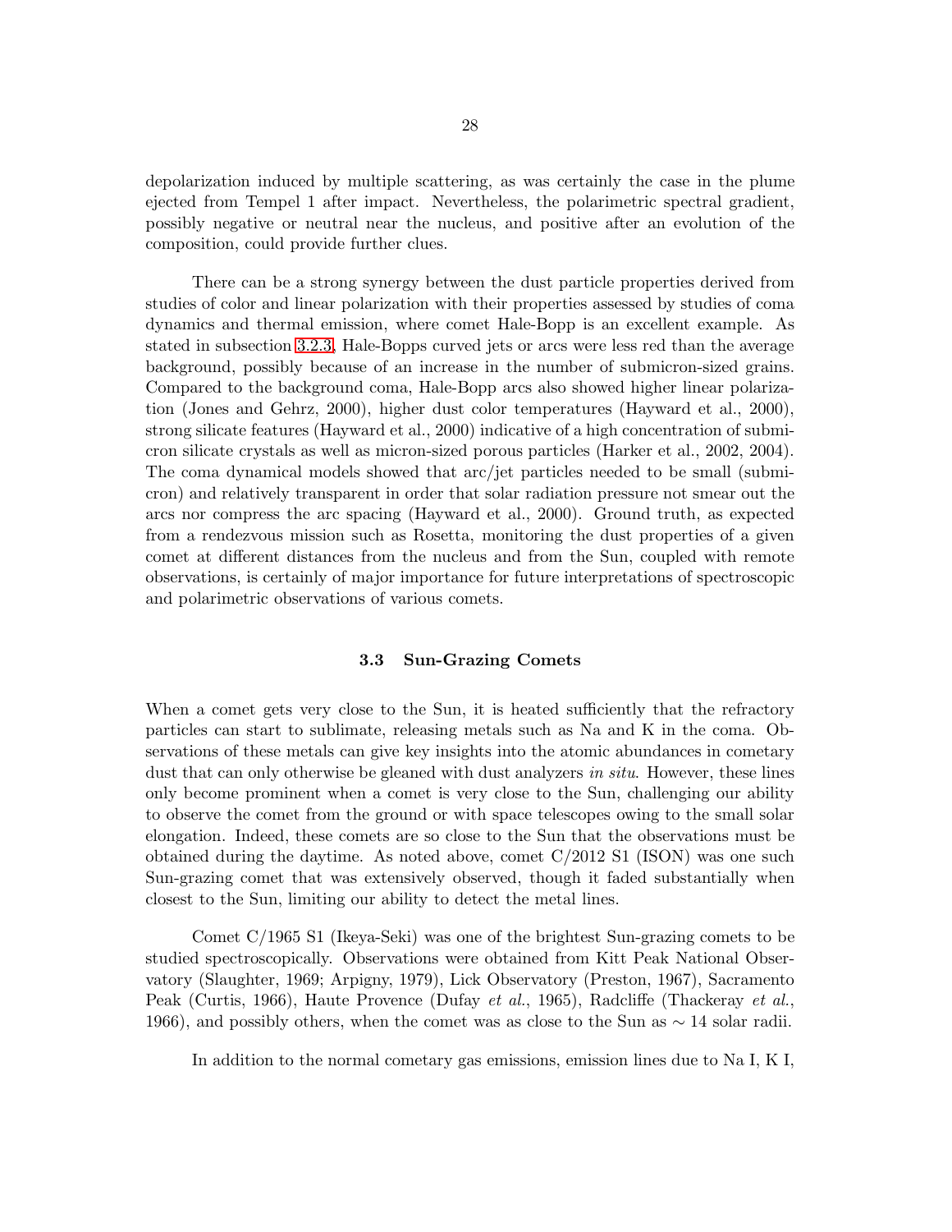depolarization induced by multiple scattering, as was certainly the case in the plume ejected from Tempel 1 after impact. Nevertheless, the polarimetric spectral gradient, possibly negative or neutral near the nucleus, and positive after an evolution of the composition, could provide further clues.

There can be a strong synergy between the dust particle properties derived from studies of color and linear polarization with their properties assessed by studies of coma dynamics and thermal emission, where comet Hale-Bopp is an excellent example. As stated in subsection 3.2.3, Hale-Bopps curved jets or arcs were less red than the average background, possibly because of an increase in the number of submicron-sized grains. Compared to the background coma, Hale-Bopp arcs also showed higher linear polarization (Jones and Gehrz, 2000), higher dust color temperatures (Hayward et al., 2000), strong silicate features (Hayward et al., 2000) indicative of a high concentration of submicron silicate crystals as well as micron-sized porous particles (Harker et al., 2002, 2004). The coma dynamical models showed that arc/jet particles needed to be small (submicron) and relatively transparent in order that solar radiation pressure not smear out the arcs nor compress the arc spacing (Hayward et al., 2000). Ground truth, as expected from a rendezvous mission such as Rosetta, monitoring the dust properties of a given comet at different distances from the nucleus and from the Sun, coupled with remote observations, is certainly of major importance for future interpretations of spectroscopic and polarimetric observations of various comets.

### 3.3 Sun-Grazing Comets

When a comet gets very close to the Sun, it is heated sufficiently that the refractory particles can start to sublimate, releasing metals such as Na and K in the coma. Observations of these metals can give key insights into the atomic abundances in cometary dust that can only otherwise be gleaned with dust analyzers *in situ*. However, these lines only become prominent when a comet is very close to the Sun, challenging our ability to observe the comet from the ground or with space telescopes owing to the small solar elongation. Indeed, these comets are so close to the Sun that the observations must be obtained during the daytime. As noted above, comet C/2012 S1 (ISON) was one such Sun-grazing comet that was extensively observed, though it faded substantially when closest to the Sun, limiting our ability to detect the metal lines.

Comet C/1965 S1 (Ikeya-Seki) was one of the brightest Sun-grazing comets to be studied spectroscopically. Observations were obtained from Kitt Peak National Observatory (Slaughter, 1969; Arpigny, 1979), Lick Observatory (Preston, 1967), Sacramento Peak (Curtis, 1966), Haute Provence (Dufay *et al.*, 1965), Radcliffe (Thackeray *et al.*, 1966), and possibly others, when the comet was as close to the Sun as $\sim 14$ solar radii.

In addition to the normal cometary gas emissions, emission lines due to Na I, K I,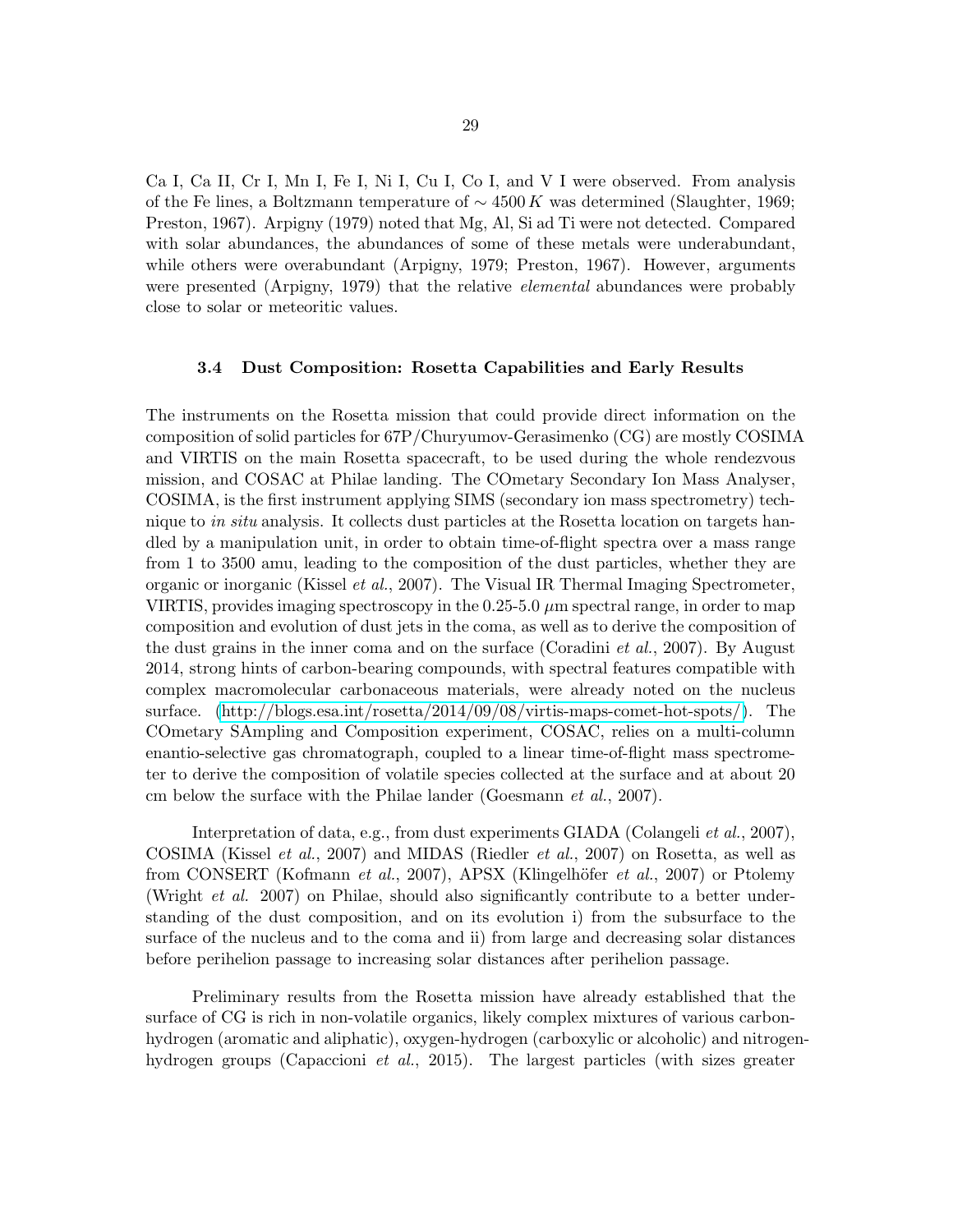Ca I, Ca II, Cr I, Mn I, Fe I, Ni I, Cu I, Co I, and V I were observed. From analysis of the Fe lines, a Boltzmann temperature of $\sim 4500\,K$ was determined (Slaughter, 1969; Preston, 1967). Arpigny (1979) noted that Mg, Al, Si ad Ti were not detected. Compared with solar abundances, the abundances of some of these metals were underabundant, while others were overabundant (Arpigny, 1979; Preston, 1967). However, arguments were presented (Arpigny, 1979) that the relative *elemental* abundances were probably close to solar or meteoritic values.

### 3.4 Dust Composition: Rosetta Capabilities and Early Results

The instruments on the Rosetta mission that could provide direct information on the composition of solid particles for 67P/Churyumov-Gerasimenko (CG) are mostly COSIMA and VIRTIS on the main Rosetta spacecraft, to be used during the whole rendezvous mission, and COSAC at Philae landing. The COmetary Secondary Ion Mass Analyser, COSIMA, is the first instrument applying SIMS (secondary ion mass spectrometry) technique to *in situ* analysis. It collects dust particles at the Rosetta location on targets handled by a manipulation unit, in order to obtain time-of-flight spectra over a mass range from 1 to 3500 amu, leading to the composition of the dust particles, whether they are organic or inorganic (Kissel *et al.*, 2007). The Visual IR Thermal Imaging Spectrometer, VIRTIS, provides imaging spectroscopy in the 0.25-5.0 $\mu$m spectral range, in order to map composition and evolution of dust jets in the coma, as well as to derive the composition of the dust grains in the inner coma and on the surface (Coradini *et al.*, 2007). By August 2014, strong hints of carbon-bearing compounds, with spectral features compatible with complex macromolecular carbonaceous materials, were already noted on the nucleus surface. (http://blogs.esa.int/rosetta/2014/09/08/virtis-maps-comet-hot-spots/). The COmetary SAmpling and Composition experiment, COSAC, relies on a multi-column enantio-selective gas chromatograph, coupled to a linear time-of-flight mass spectrometer to derive the composition of volatile species collected at the surface and at about 20 cm below the surface with the Philae lander (Goesmann *et al.*, 2007).

Interpretation of data, e.g., from dust experiments GIADA (Colangeli *et al.*, 2007), COSIMA (Kissel *et al.*, 2007) and MIDAS (Riedler *et al.*, 2007) on Rosetta, as well as from CONSERT (Kofmann *et al.*, 2007), APSX (Klingelhöfer *et al.*, 2007) or Ptolemy (Wright *et al.* 2007) on Philae, should also significantly contribute to a better understanding of the dust composition, and on its evolution i) from the subsurface to the surface of the nucleus and to the coma and ii) from large and decreasing solar distances before perihelion passage to increasing solar distances after perihelion passage.

Preliminary results from the Rosetta mission have already established that the surface of CG is rich in non-volatile organics, likely complex mixtures of various carbon-hydrogen (aromatic and aliphatic), oxygen-hydrogen (carboxylic or alcoholic) and nitrogen-hydrogen groups (Capaccioni *et al.*, 2015). The largest particles (with sizes greater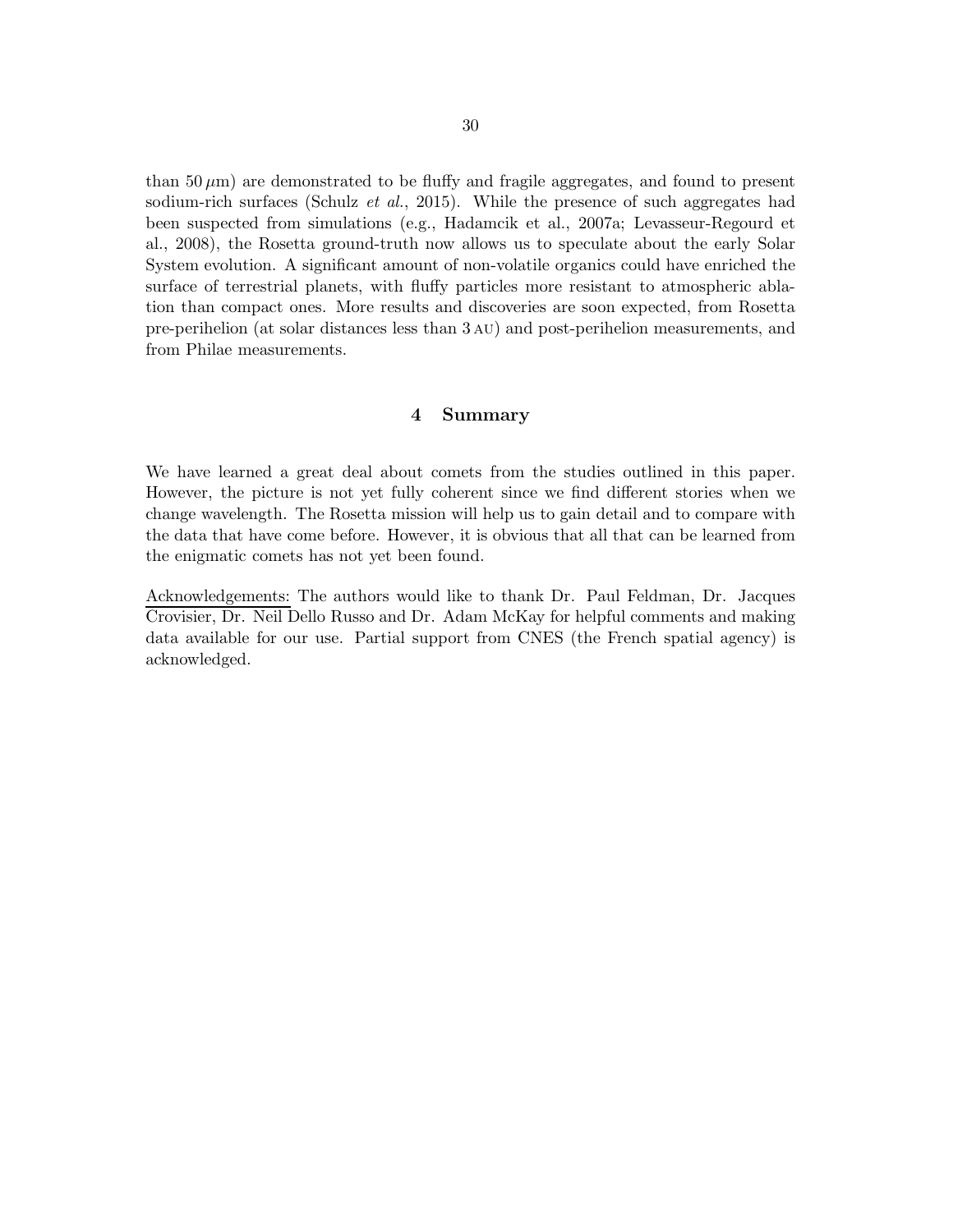than $50\,\mu$m) are demonstrated to be fluffy and fragile aggregates, and found to present sodium-rich surfaces (Schulz *et al.*, 2015). While the presence of such aggregates had been suspected from simulations (e.g., Hadamcik et al., 2007a; Levasseur-Regourd et al., 2008), the Rosetta ground-truth now allows us to speculate about the early Solar System evolution. A significant amount of non-volatile organics could have enriched the surface of terrestrial planets, with fluffy particles more resistant to atmospheric ablation than compact ones. More results and discoveries are soon expected, from Rosetta pre-perihelion (at solar distances less than 3 AU) and post-perihelion measurements, and from Philae measurements.

## 4 Summary

We have learned a great deal about comets from the studies outlined in this paper. However, the picture is not yet fully coherent since we find different stories when we change wavelength. The Rosetta mission will help us to gain detail and to compare with the data that have come before. However, it is obvious that all that can be learned from the enigmatic comets has not yet been found.

Acknowledgements: The authors would like to thank Dr. Paul Feldman, Dr. Jacques Crovisier, Dr. Neil Dello Russo and Dr. Adam McKay for helpful comments and making data available for our use. Partial support from CNES (the French spatial agency) is acknowledged.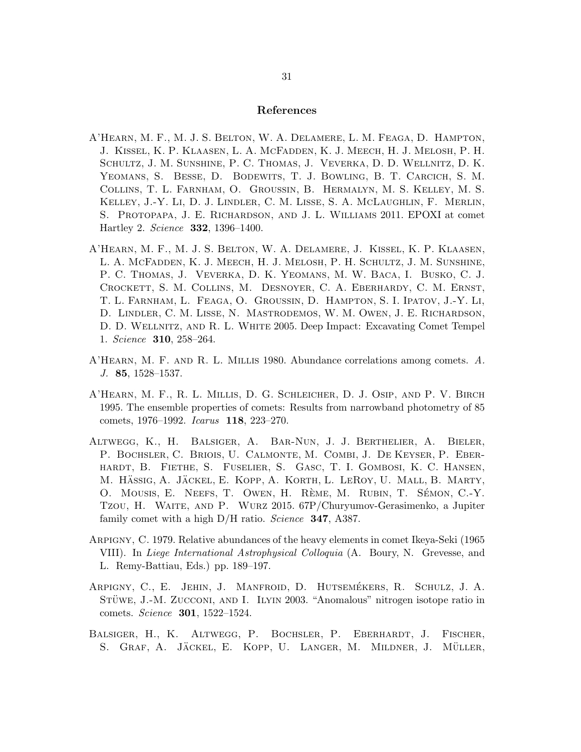## References

A'Hearn, M. F., M. J. S. Belton, W. A. Delamere, L. M. Feaga, D. Hampton, J. Kissel, K. P. Klaasen, L. A. McFadden, K. J. Meech, H. J. Melosh, P. H. Schultz, J. M. Sunshine, P. C. Thomas, J. Veverka, D. D. Wellnitz, D. K. Yeomans, S. Besse, D. Bodewits, T. J. Bowling, B. T. Carcich, S. M. Collins, T. L. Farnham, O. Groussin, B. Hermalyn, M. S. Kelley, M. S. Kelley, J.-Y. Li, D. J. Lindler, C. M. Lisse, S. A. McLaughlin, F. Merlin, S. Protopapa, J. E. Richardson, and J. L. Williams 2011. EPOXI at comet Hartley 2. *Science* **332**, 1396–1400.

A'Hearn, M. F., M. J. S. Belton, W. A. Delamere, J. Kissel, K. P. Klaasen, L. A. McFadden, K. J. Meech, H. J. Melosh, P. H. Schultz, J. M. Sunshine, P. C. Thomas, J. Veverka, D. K. Yeomans, M. W. Baca, I. Busko, C. J. Crockett, S. M. Collins, M. Desnoyer, C. A. Eberhardy, C. M. Ernst, T. L. Farnham, L. Feaga, O. Groussin, D. Hampton, S. I. Ipatov, J.-Y. Li, D. Lindler, C. M. Lisse, N. Mastrodemos, W. M. Owen, J. E. Richardson, D. D. Wellnitz, and R. L. White 2005. Deep Impact: Excavating Comet Tempel 1. *Science* **310**, 258–264.

A'Hearn, M. F. and R. L. Millis 1980. Abundance correlations among comets. *A. J.* **85**, 1528–1537.

A'Hearn, M. F., R. L. Millis, D. G. Schleicher, D. J. Osip, and P. V. Birch 1995. The ensemble properties of comets: Results from narrowband photometry of 85 comets, 1976–1992. *Icarus* **118**, 223–270.

Altwegg, K., H. Balsiger, A. Bar-Nun, J. J. Berthelier, A. Bieler, P. Bochsler, C. Briois, U. Calmonte, M. Combi, J. De Keyser, P. Eberhardt, B. Fiethe, S. Fuselier, S. Gasc, T. I. Gombosi, K. C. Hansen, M. Hässig, A. Jäckel, E. Kopp, A. Korth, L. LeRoy, U. Mall, B. Marty, O. Mousis, E. Neefs, T. Owen, H. Rème, M. Rubin, T. Sémon, C.-Y. Tzou, H. Waite, and P. Wurz 2015. 67P/Churyumov-Gerasimenko, a Jupiter family comet with a high D/H ratio. *Science* **347**, A387.

Arpigny, C. 1979. Relative abundances of the heavy elements in comet Ikeya-Seki (1965 VIII). In *Liege International Astrophysical Colloquia* (A. Boury, N. Grevesse, and L. Remy-Battiau, Eds.) pp. 189–197.

Arpigny, C., E. Jehin, J. Manfroid, D. Hutsemékers, R. Schulz, J. A. Stüwe, J.-M. Zucconi, and I. Ilyin 2003. "Anomalous" nitrogen isotope ratio in comets. *Science* **301**, 1522–1524.

Balsiger, H., K. Altwegg, P. Bochsler, P. Eberhardt, J. Fischer, S. Graf, A. Jäckel, E. Kopp, U. Langer, M. Mildner, J. Müller,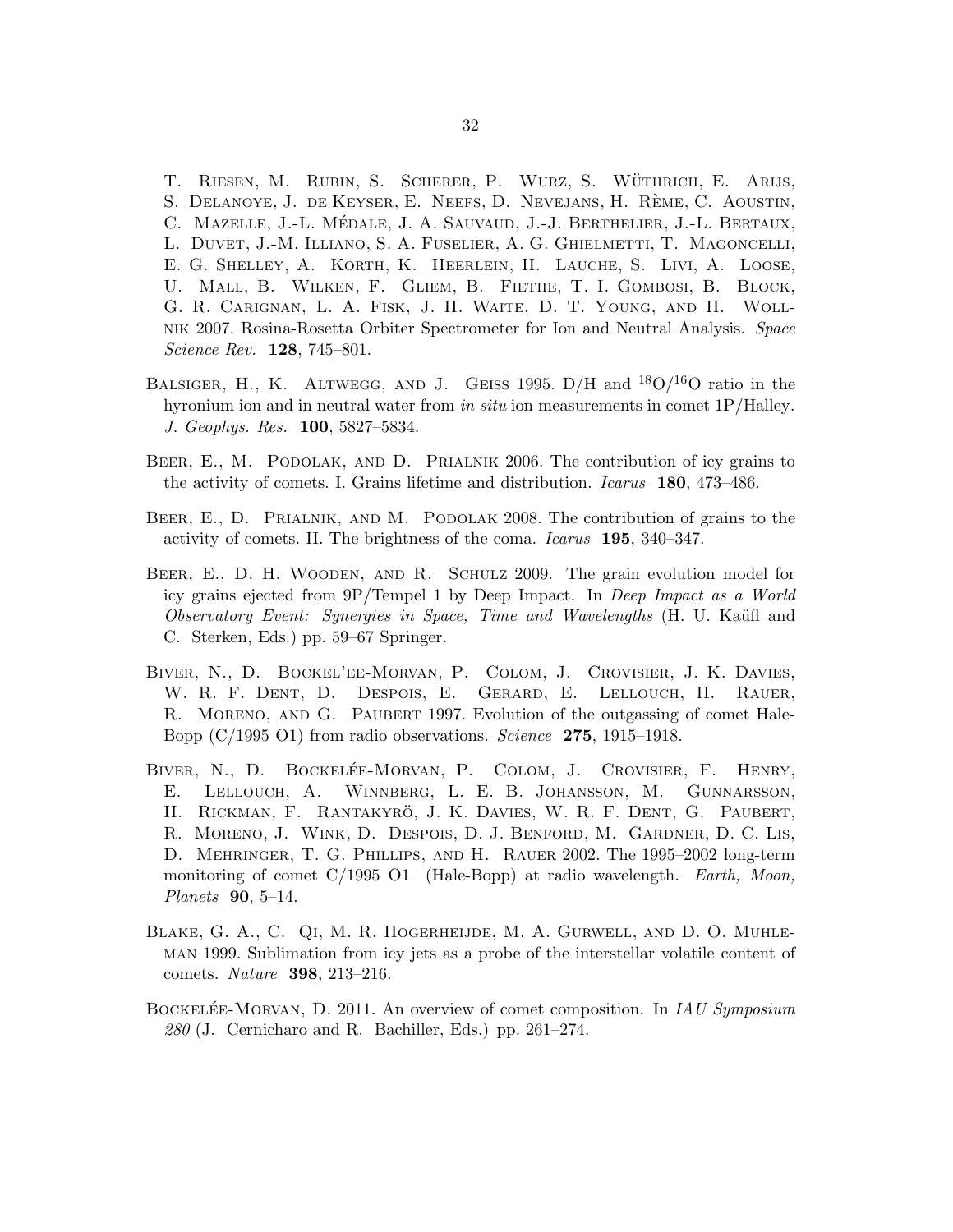T. Riesen, M. Rubin, S. Scherer, P. Wurz, S. Wüthrich, E. Arijs, S. Delanoye, J. de Keyser, E. Neefs, D. Nevejans, H. Rème, C. Aoustin, C. Mazelle, J.-L. Médale, J. A. Sauvaud, J.-J. Berthelier, J.-L. Bertaux, L. Duvet, J.-M. Illiano, S. A. Fuselier, A. G. Ghielmetti, T. Magoncelli, E. G. Shelley, A. Korth, K. Heerlein, H. Lauche, S. Livi, A. Loose, U. Mall, B. Wilken, F. Gliem, B. Fiethe, T. I. Gombosi, B. Block, G. R. Carignan, L. A. Fisk, J. H. Waite, D. T. Young, and H. Wollnik 2007. Rosina-Rosetta Orbiter Spectrometer for Ion and Neutral Analysis. *Space Science Rev.* **128**, 745–801.

Balsiger, H., K. Altwegg, and J. Geiss 1995. D/H and $^{18}O/^{16}O$ ratio in the hyronium ion and in neutral water from *in situ* ion measurements in comet 1P/Halley. *J. Geophys. Res.* **100**, 5827–5834.

Beer, E., M. Podolak, and D. Prialnik 2006. The contribution of icy grains to the activity of comets. I. Grains lifetime and distribution. *Icarus* **180**, 473–486.

Beer, E., D. Prialnik, and M. Podolak 2008. The contribution of grains to the activity of comets. II. The brightness of the coma. *Icarus* **195**, 340–347.

Beer, E., D. H. Wooden, and R. Schulz 2009. The grain evolution model for icy grains ejected from 9P/Tempel 1 by Deep Impact. In *Deep Impact as a World Observatory Event: Synergies in Space, Time and Wavelengths* (H. U. Kaüfl and C. Sterken, Eds.) pp. 59–67 Springer.

Biver, N., D. Bockel'ee-Morvan, P. Colom, J. Crovisier, J. K. Davies, W. R. F. Dent, D. Despois, E. Gerard, E. Lellouch, H. Rauer, R. Moreno, and G. Paubert 1997. Evolution of the outgassing of comet Hale-Bopp (C/1995 O1) from radio observations. *Science* **275**, 1915–1918.

Biver, N., D. Bockelée-Morvan, P. Colom, J. Crovisier, F. Henry, E. Lellouch, A. Winnberg, L. E. B. Johansson, M. Gunnarsson, H. Rickman, F. Rantakyrö, J. K. Davies, W. R. F. Dent, G. Paubert, R. Moreno, J. Wink, D. Despois, D. J. Benford, M. Gardner, D. C. Lis, D. Mehringer, T. G. Phillips, and H. Rauer 2002. The 1995–2002 long-term monitoring of comet C/1995 O1 (Hale-Bopp) at radio wavelength. *Earth, Moon, Planets* **90**, 5–14.

Blake, G. A., C. Qi, M. R. Hogerheijde, M. A. Gurwell, and D. O. Muhleman 1999. Sublimation from icy jets as a probe of the interstellar volatile content of comets. *Nature* **398**, 213–216.

Bockelée-Morvan, D. 2011. An overview of comet composition. In *IAU Symposium 280* (J. Cernicharo and R. Bachiller, Eds.) pp. 261–274.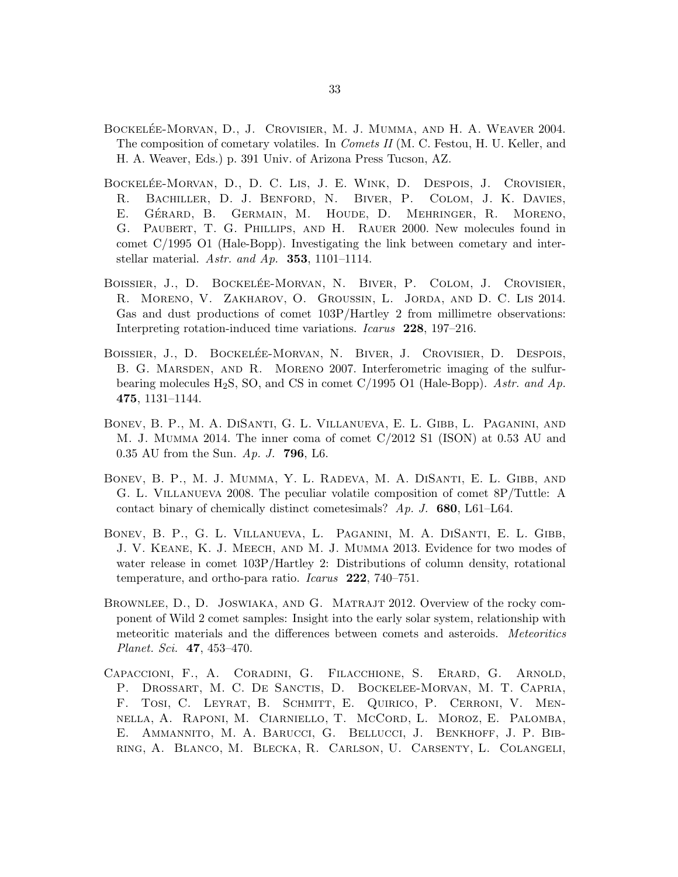Bockelée-Morvan, D., J. Crovisier, M. J. Mumma, and H. A. Weaver 2004. The composition of cometary volatiles. In *Comets II* (M. C. Festou, H. U. Keller, and H. A. Weaver, Eds.) p. 391 Univ. of Arizona Press Tucson, AZ.

Bockelée-Morvan, D., D. C. Lis, J. E. Wink, D. Despois, J. Crovisier, R. Bachiller, D. J. Benford, N. Biver, P. Colom, J. K. Davies, E. Gérard, B. Germain, M. Houde, D. Mehringer, R. Moreno, G. Paubert, T. G. Phillips, and H. Rauer 2000. New molecules found in comet C/1995 O1 (Hale-Bopp). Investigating the link between cometary and interstellar material. *Astr. and Ap.* **353**, 1101–1114.

Boissier, J., D. Bockelée-Morvan, N. Biver, P. Colom, J. Crovisier, R. Moreno, V. Zakharov, O. Groussin, L. Jorda, and D. C. Lis 2014. Gas and dust productions of comet 103P/Hartley 2 from millimetre observations: Interpreting rotation-induced time variations. *Icarus* **228**, 197–216.

Boissier, J., D. Bockelée-Morvan, N. Biver, J. Crovisier, D. Despois, B. G. Marsden, and R. Moreno 2007. Interferometric imaging of the sulfur-bearing molecules $H_2S$, SO, and CS in comet C/1995 O1 (Hale-Bopp). *Astr. and Ap.* **475**, 1131–1144.

Bonev, B. P., M. A. DiSanti, G. L. Villanueva, E. L. Gibb, L. Paganini, and M. J. Mumma 2014. The inner coma of comet C/2012 S1 (ISON) at 0.53 AU and 0.35 AU from the Sun. *Ap. J.* **796**, L6.

Bonev, B. P., M. J. Mumma, Y. L. Radeva, M. A. DiSanti, E. L. Gibb, and G. L. Villanueva 2008. The peculiar volatile composition of comet 8P/Tuttle: A contact binary of chemically distinct cometesimals? *Ap. J.* **680**, L61–L64.

Bonev, B. P., G. L. Villanueva, L. Paganini, M. A. DiSanti, E. L. Gibb, J. V. Keane, K. J. Meech, and M. J. Mumma 2013. Evidence for two modes of water release in comet 103P/Hartley 2: Distributions of column density, rotational temperature, and ortho-para ratio. *Icarus* **222**, 740–751.

Brownlee, D., D. Joswiaka, and G. Matrajt 2012. Overview of the rocky component of Wild 2 comet samples: Insight into the early solar system, relationship with meteoritic materials and the differences between comets and asteroids. *Meteoritics Planet. Sci.* **47**, 453–470.

Capaccioni, F., A. Coradini, G. Filacchione, S. Erard, G. Arnold, P. Drossart, M. C. De Sanctis, D. Bockelee-Morvan, M. T. Capria, F. Tosi, C. Leyrat, B. Schmitt, E. Quirico, P. Cerroni, V. Mennella, A. Raponi, M. Ciarniello, T. McCord, L. Moroz, E. Palomba, E. Ammannito, M. A. Barucci, G. Bellucci, J. Benkhoff, J. P. Bibring, A. Blanco, M. Blecka, R. Carlson, U. Carsenty, L. Colangeli,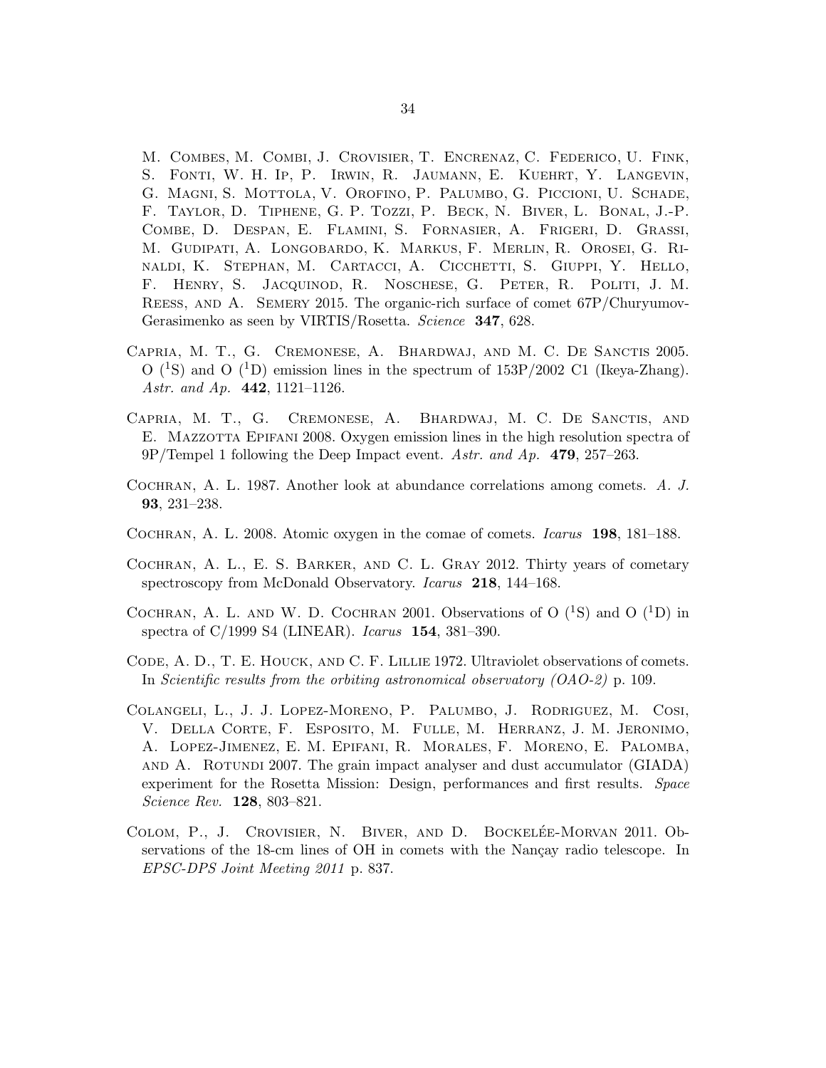M. Combes, M. Combi, J. Crovisier, T. Encrenaz, C. Federico, U. Fink, S. Fonti, W. H. Ip, P. Irwin, R. Jaumann, E. Kuehrt, Y. Langevin, G. Magni, S. Mottola, V. Orofino, P. Palumbo, G. Piccioni, U. Schade, F. Taylor, D. Tiphene, G. P. Tozzi, P. Beck, N. Biver, L. Bonal, J.-P. Combe, D. Despan, E. Flamini, S. Fornasier, A. Frigeri, D. Grassi, M. Gudipati, A. Longobardo, K. Markus, F. Merlin, R. Orosei, G. Rinaldi, K. Stephan, M. Cartacci, A. Cicchetti, S. Giuppi, Y. Hello, F. Henry, S. Jacquinod, R. Noschese, G. Peter, R. Politi, J. M. Reess, and A. Semery 2015. The organic-rich surface of comet 67P/Churyumov-Gerasimenko as seen by VIRTIS/Rosetta. *Science* **347**, 628.

Capria, M. T., G. Cremonese, A. Bhardwaj, and M. C. De Sanctis 2005. O ($^1$S) and O ($^1$D) emission lines in the spectrum of 153P/2002 C1 (Ikeya-Zhang). *Astr. and Ap.* **442**, 1121–1126.

Capria, M. T., G. Cremonese, A. Bhardwaj, M. C. De Sanctis, and E. Mazzotta Epifani 2008. Oxygen emission lines in the high resolution spectra of 9P/Tempel 1 following the Deep Impact event. *Astr. and Ap.* **479**, 257–263.

Cochran, A. L. 1987. Another look at abundance correlations among comets. *A. J.* **93**, 231–238.

Cochran, A. L. 2008. Atomic oxygen in the comae of comets. *Icarus* **198**, 181–188.

Cochran, A. L., E. S. Barker, and C. L. Gray 2012. Thirty years of cometary spectroscopy from McDonald Observatory. *Icarus* **218**, 144–168.

Cochran, A. L. and W. D. Cochran 2001. Observations of O ($^1$S) and O ($^1$D) in spectra of C/1999 S4 (LINEAR). *Icarus* **154**, 381–390.

Code, A. D., T. E. Houck, and C. F. Lillie 1972. Ultraviolet observations of comets. In *Scientific results from the orbiting astronomical observatory (OAO-2)* p. 109.

Colangeli, L., J. J. Lopez-Moreno, P. Palumbo, J. Rodriguez, M. Cosi, V. Della Corte, F. Esposito, M. Fulle, M. Herranz, J. M. Jeronimo, A. Lopez-Jimenez, E. M. Epifani, R. Morales, F. Moreno, E. Palomba, and A. Rotundi 2007. The grain impact analyser and dust accumulator (GIADA) experiment for the Rosetta Mission: Design, performances and first results. *Space Science Rev.* **128**, 803–821.

Colom, P., J. Crovisier, N. Biver, and D. Bockelée-Morvan 2011. Observations of the 18-cm lines of OH in comets with the Nançay radio telescope. In *EPSC-DPS Joint Meeting 2011* p. 837.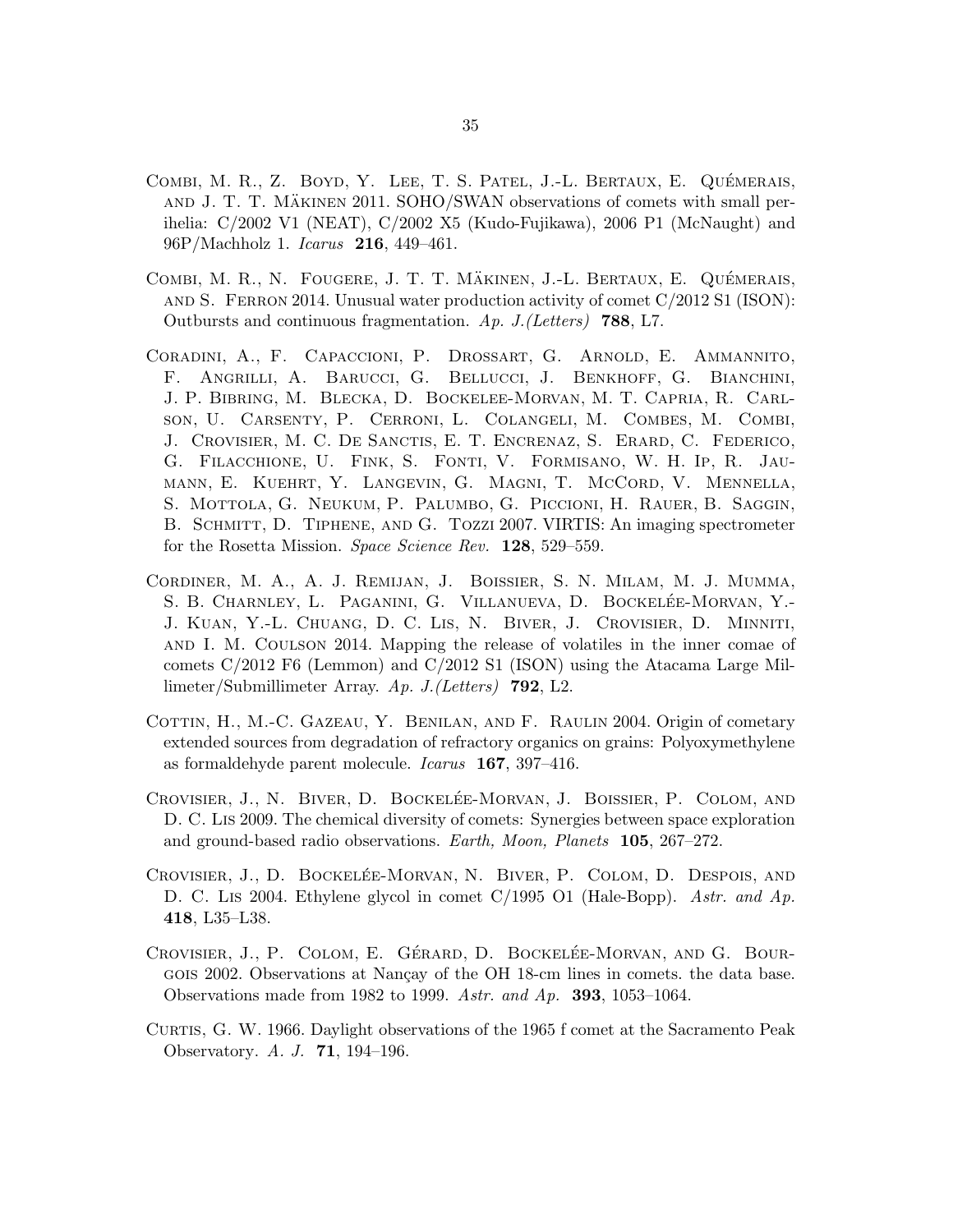Combi, M. R., Z. Boyd, Y. Lee, T. S. Patel, J.-L. Bertaux, E. Quémerais, and J. T. T. Mäkinen 2011. SOHO/SWAN observations of comets with small perihelia: C/2002 V1 (NEAT), C/2002 X5 (Kudo-Fujikawa), 2006 P1 (McNaught) and 96P/Machholz 1. *Icarus* **216**, 449–461.

Combi, M. R., N. Fougere, J. T. T. Mäkinen, J.-L. Bertaux, E. Quémerais, and S. Ferron 2014. Unusual water production activity of comet C/2012 S1 (ISON): Outbursts and continuous fragmentation. *Ap. J.(Letters)* **788**, L7.

Coradini, A., F. Capaccioni, P. Drossart, G. Arnold, E. Ammannito, F. Angrilli, A. Barucci, G. Bellucci, J. Benkhoff, G. Bianchini, J. P. Bibring, M. Blecka, D. Bockelee-Morvan, M. T. Capria, R. Carlson, U. Carsenty, P. Cerroni, L. Colangeli, M. Combes, M. Combi, J. Crovisier, M. C. De Sanctis, E. T. Encrenaz, S. Erard, C. Federico, G. Filacchione, U. Fink, S. Fonti, V. Formisano, W. H. Ip, R. Jaumann, E. Kuehrt, Y. Langevin, G. Magni, T. McCord, V. Mennella, S. Mottola, G. Neukum, P. Palumbo, G. Piccioni, H. Rauer, B. Saggin, B. Schmitt, D. Tiphene, and G. Tozzi 2007. VIRTIS: An imaging spectrometer for the Rosetta Mission. *Space Science Rev.* **128**, 529–559.

Cordiner, M. A., A. J. Remijan, J. Boissier, S. N. Milam, M. J. Mumma, S. B. Charnley, L. Paganini, G. Villanueva, D. Bockelée-Morvan, Y.-J. Kuan, Y.-L. Chuang, D. C. Lis, N. Biver, J. Crovisier, D. Minniti, and I. M. Coulson 2014. Mapping the release of volatiles in the inner comae of comets C/2012 F6 (Lemmon) and C/2012 S1 (ISON) using the Atacama Large Millimeter/Submillimeter Array. *Ap. J.(Letters)* **792**, L2.

Cottin, H., M.-C. Gazeau, Y. Benilan, and F. Raulin 2004. Origin of cometary extended sources from degradation of refractory organics on grains: Polyoxymethylene as formaldehyde parent molecule. *Icarus* **167**, 397–416.

Crovisier, J., N. Biver, D. Bockelée-Morvan, J. Boissier, P. Colom, and D. C. Lis 2009. The chemical diversity of comets: Synergies between space exploration and ground-based radio observations. *Earth, Moon, Planets* **105**, 267–272.

Crovisier, J., D. Bockelée-Morvan, N. Biver, P. Colom, D. Despois, and D. C. Lis 2004. Ethylene glycol in comet C/1995 O1 (Hale-Bopp). *Astr. and Ap.* **418**, L35–L38.

Crovisier, J., P. Colom, E. Gérard, D. Bockelée-Morvan, and G. Bourgois 2002. Observations at Nançay of the OH 18-cm lines in comets. the data base. Observations made from 1982 to 1999. *Astr. and Ap.* **393**, 1053–1064.

Curtis, G. W. 1966. Daylight observations of the 1965 f comet at the Sacramento Peak Observatory. *A. J.* **71**, 194–196.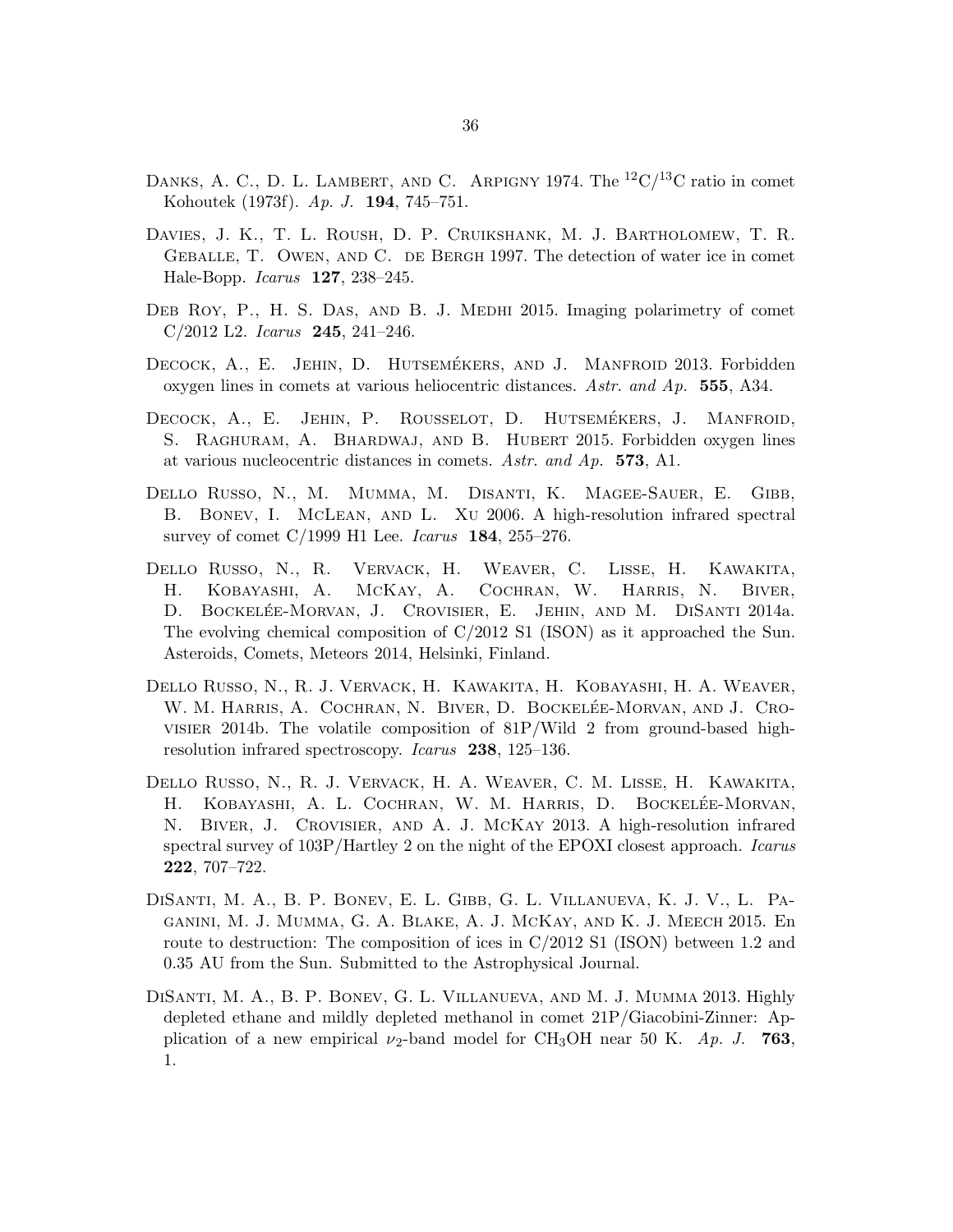Danks, A. C., D. L. Lambert, and C. Arpigny 1974. The $^{12}C/^{13}C$ ratio in comet Kohoutek (1973f). *Ap. J.* **194**, 745–751.

Davies, J. K., T. L. Roush, D. P. Cruikshank, M. J. Bartholomew, T. R. Geballe, T. Owen, and C. de Bergh 1997. The detection of water ice in comet Hale-Bopp. *Icarus* **127**, 238–245.

Deb Roy, P., H. S. Das, and B. J. Medhi 2015. Imaging polarimetry of comet C/2012 L2. *Icarus* **245**, 241–246.

Decock, A., E. Jehin, D. Hutsemékers, and J. Manfroid 2013. Forbidden oxygen lines in comets at various heliocentric distances. *Astr. and Ap.* **555**, A34.

Decock, A., E. Jehin, P. Rousselot, D. Hutsemékers, J. Manfroid, S. Raghuram, A. Bhardwaj, and B. Hubert 2015. Forbidden oxygen lines at various nucleocentric distances in comets. *Astr. and Ap.* **573**, A1.

Dello Russo, N., M. Mumma, M. Disanti, K. Magee-Sauer, E. Gibb, B. Bonev, I. McLean, and L. Xu 2006. A high-resolution infrared spectral survey of comet C/1999 H1 Lee. *Icarus* **184**, 255–276.

Dello Russo, N., R. Vervack, H. Weaver, C. Lisse, H. Kawakita, H. Kobayashi, A. McKay, A. Cochran, W. Harris, N. Biver, D. Bockelée-Morvan, J. Crovisier, E. Jehin, and M. DiSanti 2014a. The evolving chemical composition of C/2012 S1 (ISON) as it approached the Sun. Asteroids, Comets, Meteors 2014, Helsinki, Finland.

Dello Russo, N., R. J. Vervack, H. Kawakita, H. Kobayashi, H. A. Weaver, W. M. Harris, A. Cochran, N. Biver, D. Bockelée-Morvan, and J. Crovisier 2014b. The volatile composition of 81P/Wild 2 from ground-based high-resolution infrared spectroscopy. *Icarus* **238**, 125–136.

Dello Russo, N., R. J. Vervack, H. A. Weaver, C. M. Lisse, H. Kawakita, H. Kobayashi, A. L. Cochran, W. M. Harris, D. Bockelée-Morvan, N. Biver, J. Crovisier, and A. J. McKay 2013. A high-resolution infrared spectral survey of 103P/Hartley 2 on the night of the EPOXI closest approach. *Icarus* **222**, 707–722.

DiSanti, M. A., B. P. Bonev, E. L. Gibb, G. L. Villanueva, K. J. V., L. Paganini, M. J. Mumma, G. A. Blake, A. J. McKay, and K. J. Meech 2015. En route to destruction: The composition of ices in C/2012 S1 (ISON) between 1.2 and 0.35 AU from the Sun. Submitted to the Astrophysical Journal.

DiSanti, M. A., B. P. Bonev, G. L. Villanueva, and M. J. Mumma 2013. Highly depleted ethane and mildly depleted methanol in comet 21P/Giacobini-Zinner: Application of a new empirical $\nu_2$-band model for $CH_3OH$ near 50 K. *Ap. J.* **763**, 1.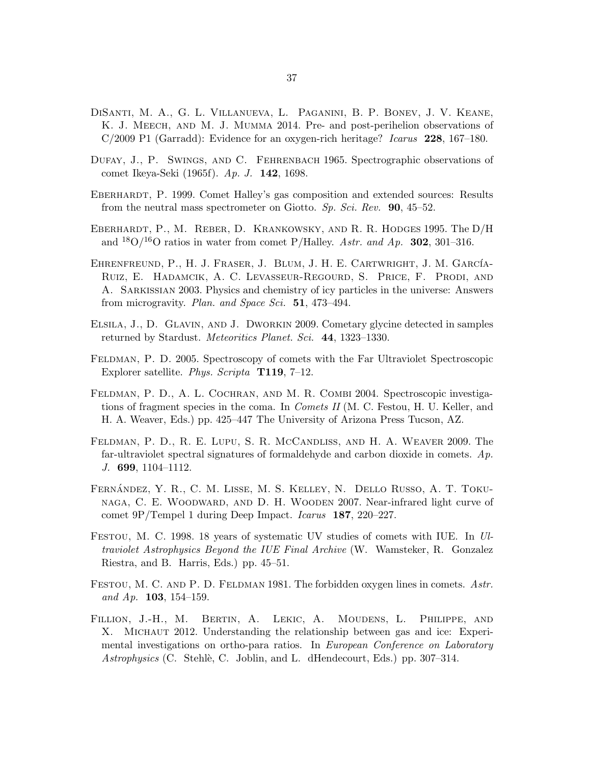DiSanti, M. A., G. L. Villanueva, L. Paganini, B. P. Bonev, J. V. Keane, K. J. Meech, and M. J. Mumma 2014. Pre- and post-perihelion observations of C/2009 P1 (Garradd): Evidence for an oxygen-rich heritage? *Icarus* **228**, 167–180.

Dufay, J., P. Swings, and C. Fehrenbach 1965. Spectrographic observations of comet Ikeya-Seki (1965f). *Ap. J.* **142**, 1698.

Eberhardt, P. 1999. Comet Halley's gas composition and extended sources: Results from the neutral mass spectrometer on Giotto. *Sp. Sci. Rev.* **90**, 45–52.

Eberhardt, P., M. Reber, D. Krankowsky, and R. R. Hodges 1995. The D/H and $^{18}O/^{16}O$ ratios in water from comet P/Halley. *Astr. and Ap.* **302**, 301–316.

Ehrenfreund, P., H. J. Fraser, J. Blum, J. H. E. Cartwright, J. M. García-Ruiz, E. Hadamcik, A. C. Levasseur-Regourd, S. Price, F. Prodi, and A. Sarkissian 2003. Physics and chemistry of icy particles in the universe: Answers from microgravity. *Plan. and Space Sci.* **51**, 473–494.

Elsila, J., D. Glavin, and J. Dworkin 2009. Cometary glycine detected in samples returned by Stardust. *Meteoritics Planet. Sci.* **44**, 1323–1330.

Feldman, P. D. 2005. Spectroscopy of comets with the Far Ultraviolet Spectroscopic Explorer satellite. *Phys. Scripta* **T119**, 7–12.

Feldman, P. D., A. L. Cochran, and M. R. Combi 2004. Spectroscopic investigations of fragment species in the coma. In *Comets II* (M. C. Festou, H. U. Keller, and H. A. Weaver, Eds.) pp. 425–447 The University of Arizona Press Tucson, AZ.

Feldman, P. D., R. E. Lupu, S. R. McCandliss, and H. A. Weaver 2009. The far-ultraviolet spectral signatures of formaldehyde and carbon dioxide in comets. *Ap. J.* **699**, 1104–1112.

Fernández, Y. R., C. M. Lisse, M. S. Kelley, N. Dello Russo, A. T. Tokunaga, C. E. Woodward, and D. H. Wooden 2007. Near-infrared light curve of comet 9P/Tempel 1 during Deep Impact. *Icarus* **187**, 220–227.

Festou, M. C. 1998. 18 years of systematic UV studies of comets with IUE. In *Ultraviolet Astrophysics Beyond the IUE Final Archive* (W. Wamsteker, R. Gonzalez Riestra, and B. Harris, Eds.) pp. 45–51.

Festou, M. C. and P. D. Feldman 1981. The forbidden oxygen lines in comets. *Astr. and Ap.* **103**, 154–159.

Fillion, J.-H., M. Bertin, A. Lekic, A. Moudens, L. Philippe, and X. Michaut 2012. Understanding the relationship between gas and ice: Experimental investigations on ortho-para ratios. In *European Conference on Laboratory Astrophysics* (C. Stehlè, C. Joblin, and L. dHendecourt, Eds.) pp. 307–314.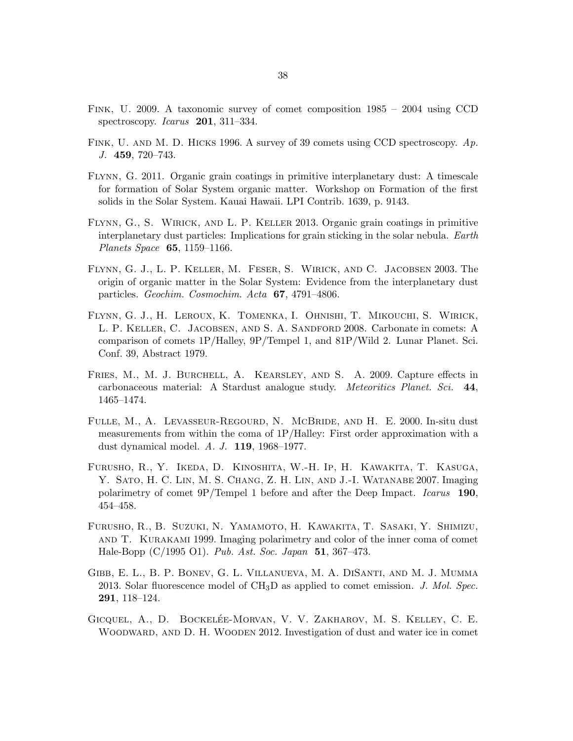Fink, U. 2009. A taxonomic survey of comet composition 1985 – 2004 using CCD spectroscopy. *Icarus* **201**, 311–334.

Fink, U. and M. D. Hicks 1996. A survey of 39 comets using CCD spectroscopy. *Ap. J.* **459**, 720–743.

Flynn, G. 2011. Organic grain coatings in primitive interplanetary dust: A timescale for formation of Solar System organic matter. Workshop on Formation of the first solids in the Solar System. Kauai Hawaii. LPI Contrib. 1639, p. 9143.

Flynn, G., S. Wirick, and L. P. Keller 2013. Organic grain coatings in primitive interplanetary dust particles: Implications for grain sticking in the solar nebula. *Earth Planets Space* **65**, 1159–1166.

Flynn, G. J., L. P. Keller, M. Feser, S. Wirick, and C. Jacobsen 2003. The origin of organic matter in the Solar System: Evidence from the interplanetary dust particles. *Geochim. Cosmochim. Acta* **67**, 4791–4806.

Flynn, G. J., H. Leroux, K. Tomenka, I. Ohnishi, T. Mikouchi, S. Wirick, L. P. Keller, C. Jacobsen, and S. A. Sandford 2008. Carbonate in comets: A comparison of comets 1P/Halley, 9P/Tempel 1, and 81P/Wild 2. Lunar Planet. Sci. Conf. 39, Abstract 1979.

Fries, M., M. J. Burchell, A. Kearsley, and S. A. 2009. Capture effects in carbonaceous material: A Stardust analogue study. *Meteoritics Planet. Sci.* **44**, 1465–1474.

Fulle, M., A. Levasseur-Regourd, N. McBride, and H. E. 2000. In-situ dust measurements from within the coma of 1P/Halley: First order approximation with a dust dynamical model. *A. J.* **119**, 1968–1977.

Furusho, R., Y. Ikeda, D. Kinoshita, W.-H. Ip, H. Kawakita, T. Kasuga, Y. Sato, H. C. Lin, M. S. Chang, Z. H. Lin, and J.-I. Watanabe 2007. Imaging polarimetry of comet 9P/Tempel 1 before and after the Deep Impact. *Icarus* **190**, 454–458.

Furusho, R., B. Suzuki, N. Yamamoto, H. Kawakita, T. Sasaki, Y. Shimizu, and T. Kurakami 1999. Imaging polarimetry and color of the inner coma of comet Hale-Bopp (C/1995 O1). *Pub. Ast. Soc. Japan* **51**, 367–473.

Gibb, E. L., B. P. Bonev, G. L. Villanueva, M. A. DiSanti, and M. J. Mumma 2013. Solar fluorescence model of $CH_3D$ as applied to comet emission. *J. Mol. Spec.* **291**, 118–124.

Gicquel, A., D. Bockelée-Morvan, V. V. Zakharov, M. S. Kelley, C. E. Woodward, and D. H. Wooden 2012. Investigation of dust and water ice in comet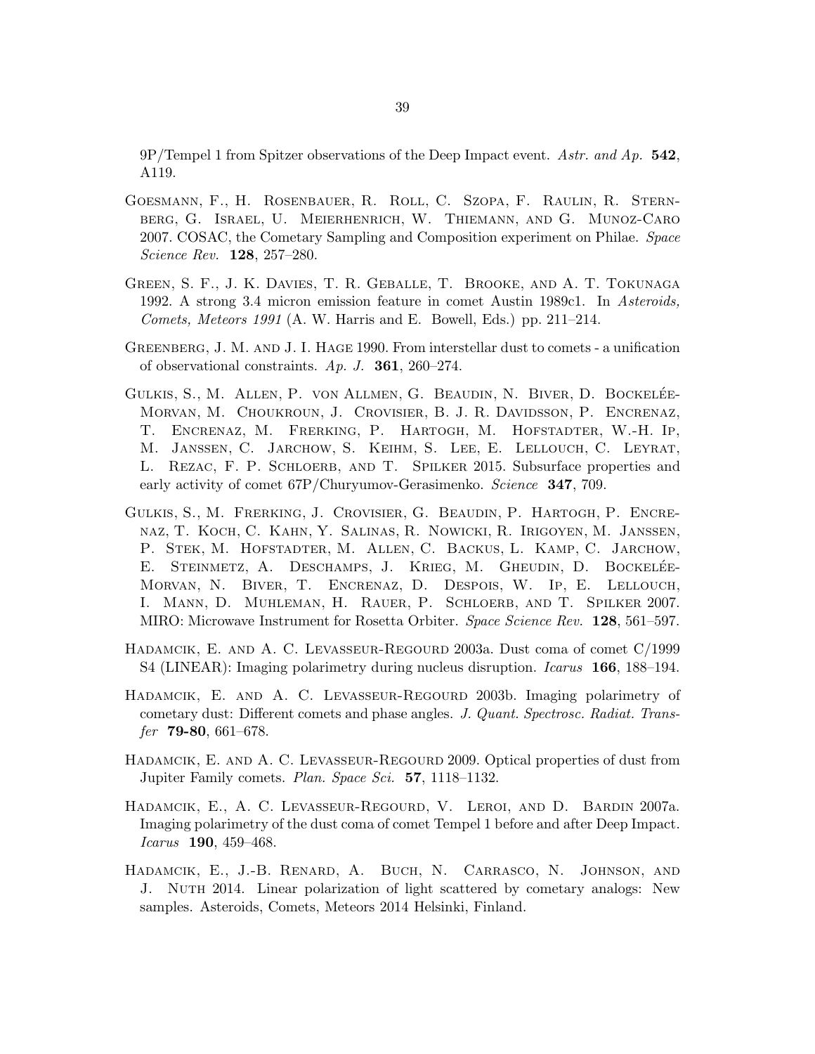9P/Tempel 1 from Spitzer observations of the Deep Impact event. *Astr. and Ap.* **542**, A119.

Goesmann, F., H. Rosenbauer, R. Roll, C. Szopa, F. Raulin, R. Sternberg, G. Israel, U. Meierhenrich, W. Thiemann, and G. Munoz-Caro 2007. COSAC, the Cometary Sampling and Composition experiment on Philae. *Space Science Rev.* **128**, 257–280.

Green, S. F., J. K. Davies, T. R. Geballe, T. Brooke, and A. T. Tokunaga 1992. A strong 3.4 micron emission feature in comet Austin 1989c1. In *Asteroids, Comets, Meteors 1991* (A. W. Harris and E. Bowell, Eds.) pp. 211–214.

Greenberg, J. M. and J. I. Hage 1990. From interstellar dust to comets - a unification of observational constraints. *Ap. J.* **361**, 260–274.

Gulkis, S., M. Allen, P. von Allmen, G. Beaudin, N. Biver, D. Bockelée-Morvan, M. Choukroun, J. Crovisier, B. J. R. Davidsson, P. Encrenaz, T. Encrenaz, M. Frerking, P. Hartogh, M. Hofstadter, W.-H. Ip, M. Janssen, C. Jarchow, S. Keihm, S. Lee, E. Lellouch, C. Leyrat, L. Rezac, F. P. Schloerb, and T. Spilker 2015. Subsurface properties and early activity of comet 67P/Churyumov-Gerasimenko. *Science* **347**, 709.

Gulkis, S., M. Frerking, J. Crovisier, G. Beaudin, P. Hartogh, P. Encrenaz, T. Koch, C. Kahn, Y. Salinas, R. Nowicki, R. Irigoyen, M. Janssen, P. Stek, M. Hofstadter, M. Allen, C. Backus, L. Kamp, C. Jarchow, E. Steinmetz, A. Deschamps, J. Krieg, M. Gheudin, D. Bockelée-Morvan, N. Biver, T. Encrenaz, D. Despois, W. Ip, E. Lellouch, I. Mann, D. Muhleman, H. Rauer, P. Schloerb, and T. Spilker 2007. MIRO: Microwave Instrument for Rosetta Orbiter. *Space Science Rev.* **128**, 561–597.

Hadamcik, E. and A. C. Levasseur-Regourd 2003a. Dust coma of comet C/1999 S4 (LINEAR): Imaging polarimetry during nucleus disruption. *Icarus* **166**, 188–194.

Hadamcik, E. and A. C. Levasseur-Regourd 2003b. Imaging polarimetry of cometary dust: Different comets and phase angles. *J. Quant. Spectrosc. Radiat. Transfer* **79-80**, 661–678.

Hadamcik, E. and A. C. Levasseur-Regourd 2009. Optical properties of dust from Jupiter Family comets. *Plan. Space Sci.* **57**, 1118–1132.

Hadamcik, E., A. C. Levasseur-Regourd, V. Leroi, and D. Bardin 2007a. Imaging polarimetry of the dust coma of comet Tempel 1 before and after Deep Impact. *Icarus* **190**, 459–468.

Hadamcik, E., J.-B. Renard, A. Buch, N. Carrasco, N. Johnson, and J. Nuth 2014. Linear polarization of light scattered by cometary analogs: New samples. Asteroids, Comets, Meteors 2014 Helsinki, Finland.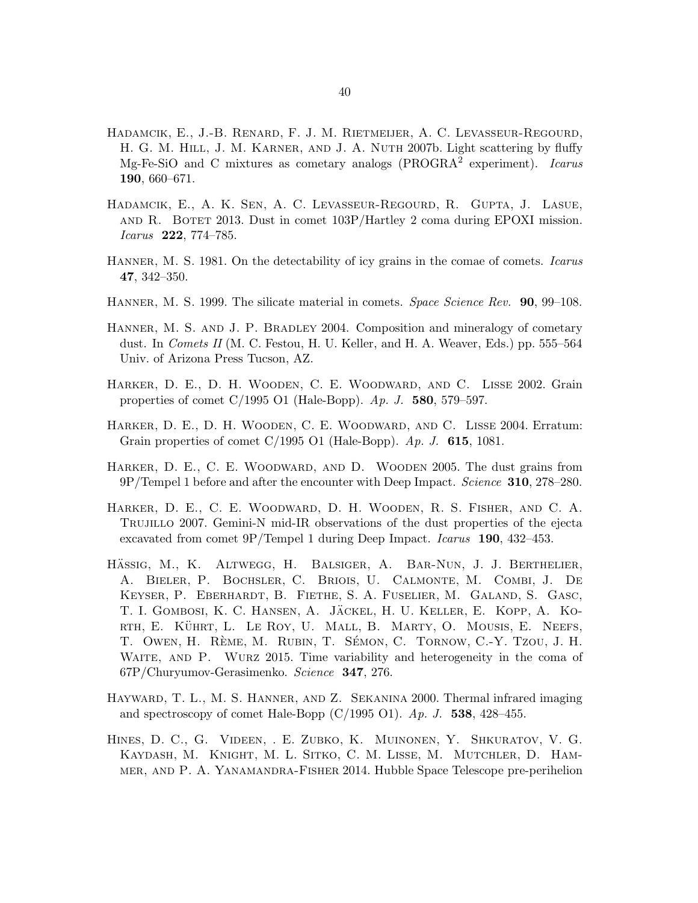Hadamcik, E., J.-B. Renard, F. J. M. Rietmeijer, A. C. Levasseur-Regourd, H. G. M. Hill, J. M. Karner, and J. A. Nuth 2007b. Light scattering by fluffy Mg-Fe-SiO and C mixtures as cometary analogs (PROGRA$^2$ experiment). *Icarus* **190**, 660–671.

Hadamcik, E., A. K. Sen, A. C. Levasseur-Regourd, R. Gupta, J. Lasue, and R. Botet 2013. Dust in comet 103P/Hartley 2 coma during EPOXI mission. *Icarus* **222**, 774–785.

Hanner, M. S. 1981. On the detectability of icy grains in the comae of comets. *Icarus* **47**, 342–350.

Hanner, M. S. 1999. The silicate material in comets. *Space Science Rev.* **90**, 99–108.

Hanner, M. S. and J. P. Bradley 2004. Composition and mineralogy of cometary dust. In *Comets II* (M. C. Festou, H. U. Keller, and H. A. Weaver, Eds.) pp. 555–564 Univ. of Arizona Press Tucson, AZ.

Harker, D. E., D. H. Wooden, C. E. Woodward, and C. Lisse 2002. Grain properties of comet C/1995 O1 (Hale-Bopp). *Ap. J.* **580**, 579–597.

Harker, D. E., D. H. Wooden, C. E. Woodward, and C. Lisse 2004. Erratum: Grain properties of comet C/1995 O1 (Hale-Bopp). *Ap. J.* **615**, 1081.

Harker, D. E., C. E. Woodward, and D. Wooden 2005. The dust grains from 9P/Tempel 1 before and after the encounter with Deep Impact. *Science* **310**, 278–280.

Harker, D. E., C. E. Woodward, D. H. Wooden, R. S. Fisher, and C. A. Trujillo 2007. Gemini-N mid-IR observations of the dust properties of the ejecta excavated from comet 9P/Tempel 1 during Deep Impact. *Icarus* **190**, 432–453.

Hässig, M., K. Altwegg, H. Balsiger, A. Bar-Nun, J. J. Berthelier, A. Bieler, P. Bochsler, C. Briois, U. Calmonte, M. Combi, J. De Keyser, P. Eberhardt, B. Fiethe, S. A. Fuselier, M. Galand, S. Gasc, T. I. Gombosi, K. C. Hansen, A. Jäckel, H. U. Keller, E. Kopp, A. Korth, E. Kührt, L. Le Roy, U. Mall, B. Marty, O. Mousis, E. Neefs, T. Owen, H. Rème, M. Rubin, T. Sémon, C. Tornow, C.-Y. Tzou, J. H. Waite, and P. Wurz 2015. Time variability and heterogeneity in the coma of 67P/Churyumov-Gerasimenko. *Science* **347**, 276.

Hayward, T. L., M. S. Hanner, and Z. Sekanina 2000. Thermal infrared imaging and spectroscopy of comet Hale-Bopp (C/1995 O1). *Ap. J.* **538**, 428–455.

Hines, D. C., G. Videen, . E. Zubko, K. Muinonen, Y. Shkuratov, V. G. Kaydash, M. Knight, M. L. Sitko, C. M. Lisse, M. Mutchler, D. Hammer, and P. A. Yanamandra-Fisher 2014. Hubble Space Telescope pre-perihelion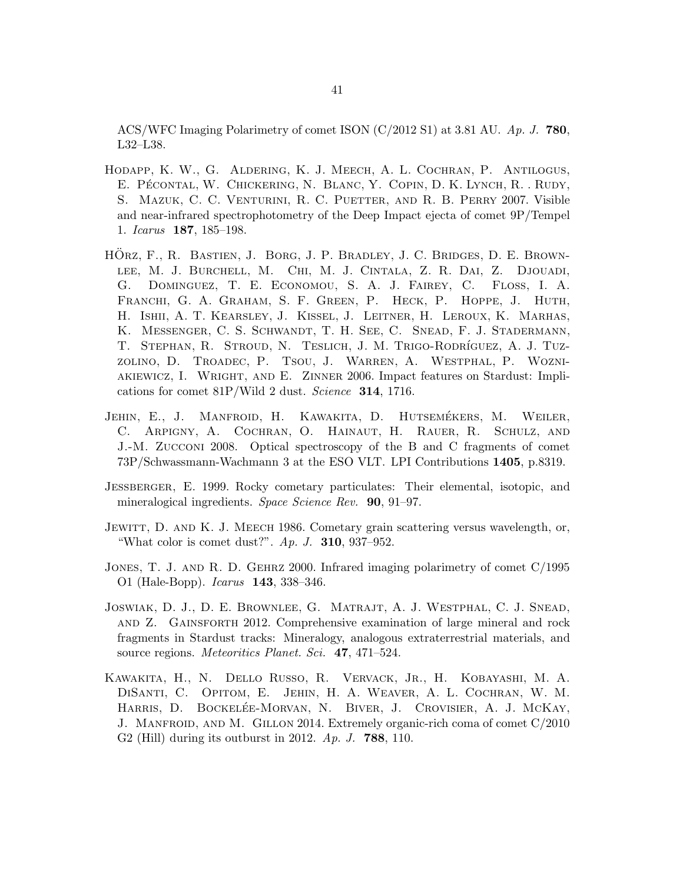ACS/WFC Imaging Polarimetry of comet ISON (C/2012 S1) at 3.81 AU. *Ap. J.* **780**, L32–L38.

Hodapp, K. W., G. Aldering, K. J. Meech, A. L. Cochran, P. Antilogus, E. Pécontal, W. Chickering, N. Blanc, Y. Copin, D. K. Lynch, R. . Rudy, S. Mazuk, C. C. Venturini, R. C. Puetter, and R. B. Perry 2007. Visible and near-infrared spectrophotometry of the Deep Impact ejecta of comet 9P/Tempel 1. *Icarus* **187**, 185–198.

HÖrz, F., R. Bastien, J. Borg, J. P. Bradley, J. C. Bridges, D. E. Brownlee, M. J. Burchell, M. Chi, M. J. Cintala, Z. R. Dai, Z. Djouadi, G. Dominguez, T. E. Economou, S. A. J. Fairey, C. Floss, I. A. Franchi, G. A. Graham, S. F. Green, P. Heck, P. Hoppe, J. Huth, H. Ishii, A. T. Kearsley, J. Kissel, J. Leitner, H. Leroux, K. Marhas, K. Messenger, C. S. Schwandt, T. H. See, C. Snead, F. J. Stadermann, T. Stephan, R. Stroud, N. Teslich, J. M. Trigo-Rodríguez, A. J. Tuzzolino, D. Troadec, P. Tsou, J. Warren, A. Westphal, P. Wozniakiewicz, I. Wright, and E. Zinner 2006. Impact features on Stardust: Implications for comet 81P/Wild 2 dust. *Science* **314**, 1716.

Jehin, E., J. Manfroid, H. Kawakita, D. Hutsemékers, M. Weiler, C. Arpigny, A. Cochran, O. Hainaut, H. Rauer, R. Schulz, and J.-M. Zucconi 2008. Optical spectroscopy of the B and C fragments of comet 73P/Schwassmann-Wachmann 3 at the ESO VLT. LPI Contributions **1405**, p.8319.

Jessberger, E. 1999. Rocky cometary particulates: Their elemental, isotopic, and mineralogical ingredients. *Space Science Rev.* **90**, 91–97.

Jewitt, D. and K. J. Meech 1986. Cometary grain scattering versus wavelength, or, "What color is comet dust?". *Ap. J.* **310**, 937–952.

Jones, T. J. and R. D. Gehrz 2000. Infrared imaging polarimetry of comet C/1995 O1 (Hale-Bopp). *Icarus* **143**, 338–346.

Joswiak, D. J., D. E. Brownlee, G. Matrajt, A. J. Westphal, C. J. Snead, and Z. Gainsforth 2012. Comprehensive examination of large mineral and rock fragments in Stardust tracks: Mineralogy, analogous extraterrestrial materials, and source regions. *Meteoritics Planet. Sci.* **47**, 471–524.

Kawakita, H., N. Dello Russo, R. Vervack, Jr., H. Kobayashi, M. A. DiSanti, C. Opitom, E. Jehin, H. A. Weaver, A. L. Cochran, W. M. Harris, D. Bockelée-Morvan, N. Biver, J. Crovisier, A. J. McKay, J. Manfroid, and M. Gillon 2014. Extremely organic-rich coma of comet C/2010 G2 (Hill) during its outburst in 2012. *Ap. J.* **788**, 110.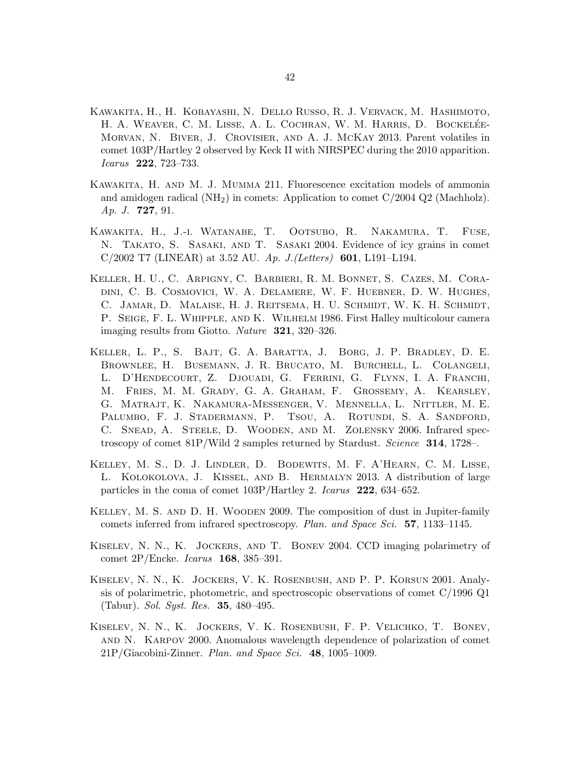Kawakita, H., H. Kobayashi, N. Dello Russo, R. J. Vervack, M. Hashimoto, H. A. Weaver, C. M. Lisse, A. L. Cochran, W. M. Harris, D. Bockelée-Morvan, N. Biver, J. Crovisier, and A. J. McKay 2013. Parent volatiles in comet 103P/Hartley 2 observed by Keck II with NIRSPEC during the 2010 apparition. *Icarus* **222**, 723–733.

Kawakita, H. and M. J. Mumma 211. Fluorescence excitation models of ammonia and amidogen radical ($NH_2$) in comets: Application to comet C/2004 Q2 (Machholz). *Ap. J.* **727**, 91.

Kawakita, H., J.-i. Watanabe, T. Ootsubo, R. Nakamura, T. Fuse, N. Takato, S. Sasaki, and T. Sasaki 2004. Evidence of icy grains in comet C/2002 T7 (LINEAR) at 3.52 AU. *Ap. J.(Letters)* **601**, L191–L194.

Keller, H. U., C. Arpigny, C. Barbieri, R. M. Bonnet, S. Cazes, M. Coradini, C. B. Cosmovici, W. A. Delamere, W. F. Huebner, D. W. Hughes, C. Jamar, D. Malaise, H. J. Reitsema, H. U. Schmidt, W. K. H. Schmidt, P. Seige, F. L. Whipple, and K. Wilhelm 1986. First Halley multicolour camera imaging results from Giotto. *Nature* **321**, 320–326.

Keller, L. P., S. Bajt, G. A. Baratta, J. Borg, J. P. Bradley, D. E. Brownlee, H. Busemann, J. R. Brucato, M. Burchell, L. Colangeli, L. D'Hendecourt, Z. Djouadi, G. Ferrini, G. Flynn, I. A. Franchi, M. Fries, M. M. Grady, G. A. Graham, F. Grossemy, A. Kearsley, G. Matrajt, K. Nakamura-Messenger, V. Mennella, L. Nittler, M. E. Palumbo, F. J. Stadermann, P. Tsou, A. Rotundi, S. A. Sandford, C. Snead, A. Steele, D. Wooden, and M. Zolensky 2006. Infrared spectroscopy of comet 81P/Wild 2 samples returned by Stardust. *Science* **314**, 1728–.

Kelley, M. S., D. J. Lindler, D. Bodewits, M. F. A'Hearn, C. M. Lisse, L. Kolokolova, J. Kissel, and B. Hermalyn 2013. A distribution of large particles in the coma of comet 103P/Hartley 2. *Icarus* **222**, 634–652.

Kelley, M. S. and D. H. Wooden 2009. The composition of dust in Jupiter-family comets inferred from infrared spectroscopy. *Plan. and Space Sci.* **57**, 1133–1145.

Kiselev, N. N., K. Jockers, and T. Bonev 2004. CCD imaging polarimetry of comet 2P/Encke. *Icarus* **168**, 385–391.

Kiselev, N. N., K. Jockers, V. K. Rosenbush, and P. P. Korsun 2001. Analysis of polarimetric, photometric, and spectroscopic observations of comet C/1996 Q1 (Tabur). *Sol. Syst. Res.* **35**, 480–495.

Kiselev, N. N., K. Jockers, V. K. Rosenbush, F. P. Velichko, T. Bonev, and N. Karpov 2000. Anomalous wavelength dependence of polarization of comet 21P/Giacobini-Zinner. *Plan. and Space Sci.* **48**, 1005–1009.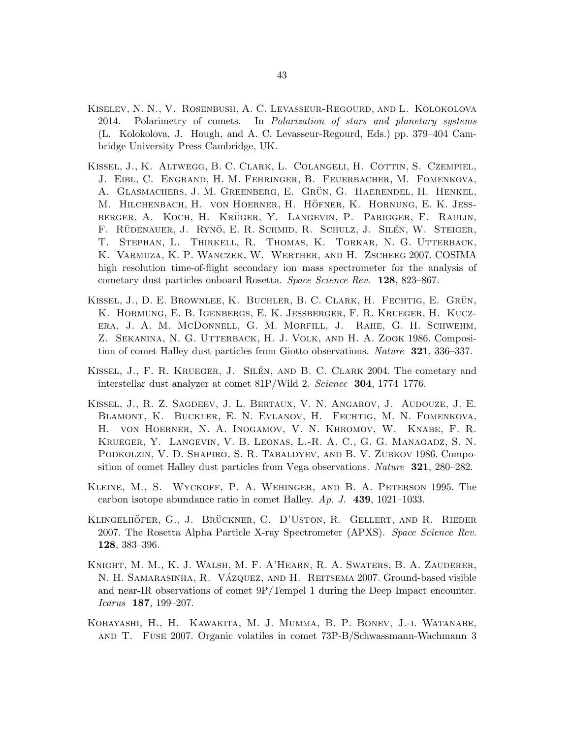Kiselev, N. N., V. Rosenbush, A. C. Levasseur-Regourd, and L. Kolokolova 2014. Polarimetry of comets. In *Polarization of stars and planetary systems* (L. Kolokolova, J. Hough, and A. C. Levasseur-Regourd, Eds.) pp. 379–404 Cambridge University Press Cambridge, UK.

Kissel, J., K. Altwegg, B. C. Clark, L. Colangeli, H. Cottin, S. Czempiel, J. Eibl, C. Engrand, H. M. Fehringer, B. Feuerbacher, M. Fomenkova, A. Glasmachers, J. M. Greenberg, E. Grün, G. Haerendel, H. Henkel, M. Hilchenbach, H. von Hoerner, H. Höfner, K. Hornung, E. K. Jessberger, A. Koch, H. Krüger, Y. Langevin, P. Parigger, F. Raulin, F. Rüdenauer, J. Rynö, E. R. Schmid, R. Schulz, J. Silén, W. Steiger, T. Stephan, L. Thirkell, R. Thomas, K. Torkar, N. G. Utterback, K. Varmuza, K. P. Wanczek, W. Werther, and H. Zscheeg 2007. COSIMA high resolution time-of-flight secondary ion mass spectrometer for the analysis of cometary dust particles onboard Rosetta. *Space Science Rev.* **128**, 823–867.

Kissel, J., D. E. Brownlee, K. Buchler, B. C. Clark, H. Fechtig, E. Grün, K. Hormung, E. B. Igenbergs, E. K. Jessberger, F. R. Krueger, H. Kuczera, J. A. M. McDonnell, G. M. Morfill, J. Rahe, G. H. Schwehm, Z. Sekanina, N. G. Utterback, H. J. Volk, and H. A. Zook 1986. Composition of comet Halley dust particles from Giotto observations. *Nature* **321**, 336–337.

Kissel, J., F. R. Krueger, J. Silén, and B. C. Clark 2004. The cometary and interstellar dust analyzer at comet 81P/Wild 2. *Science* **304**, 1774–1776.

Kissel, J., R. Z. Sagdeev, J. L. Bertaux, V. N. Angarov, J. Audouze, J. E. Blamont, K. Buckler, E. N. Evlanov, H. Fechtig, M. N. Fomenkova, H. von Hoerner, N. A. Inogamov, V. N. Khromov, W. Knabe, F. R. Krueger, Y. Langevin, V. B. Leonas, L.-R. A. C., G. G. Managadz, S. N. Podkolzin, V. D. Shapiro, S. R. Tabaldyev, and B. V. Zubkov 1986. Composition of comet Halley dust particles from Vega observations. *Nature* **321**, 280–282.

Kleine, M., S. Wyckoff, P. A. Wehinger, and B. A. Peterson 1995. The carbon isotope abundance ratio in comet Halley. *Ap. J.* **439**, 1021–1033.

Klingelhöfer, G., J. Brückner, C. D'Uston, R. Gellert, and R. Rieder 2007. The Rosetta Alpha Particle X-ray Spectrometer (APXS). *Space Science Rev.* **128**, 383–396.

Knight, M. M., K. J. Walsh, M. F. A'Hearn, R. A. Swaters, B. A. Zauderer, N. H. Samarasinha, R. Vázquez, and H. Reitsema 2007. Ground-based visible and near-IR observations of comet 9P/Tempel 1 during the Deep Impact encounter. *Icarus* **187**, 199–207.

Kobayashi, H., H. Kawakita, M. J. Mumma, B. P. Bonev, J.-i. Watanabe, and T. Fuse 2007. Organic volatiles in comet 73P-B/Schwassmann-Wachmann 3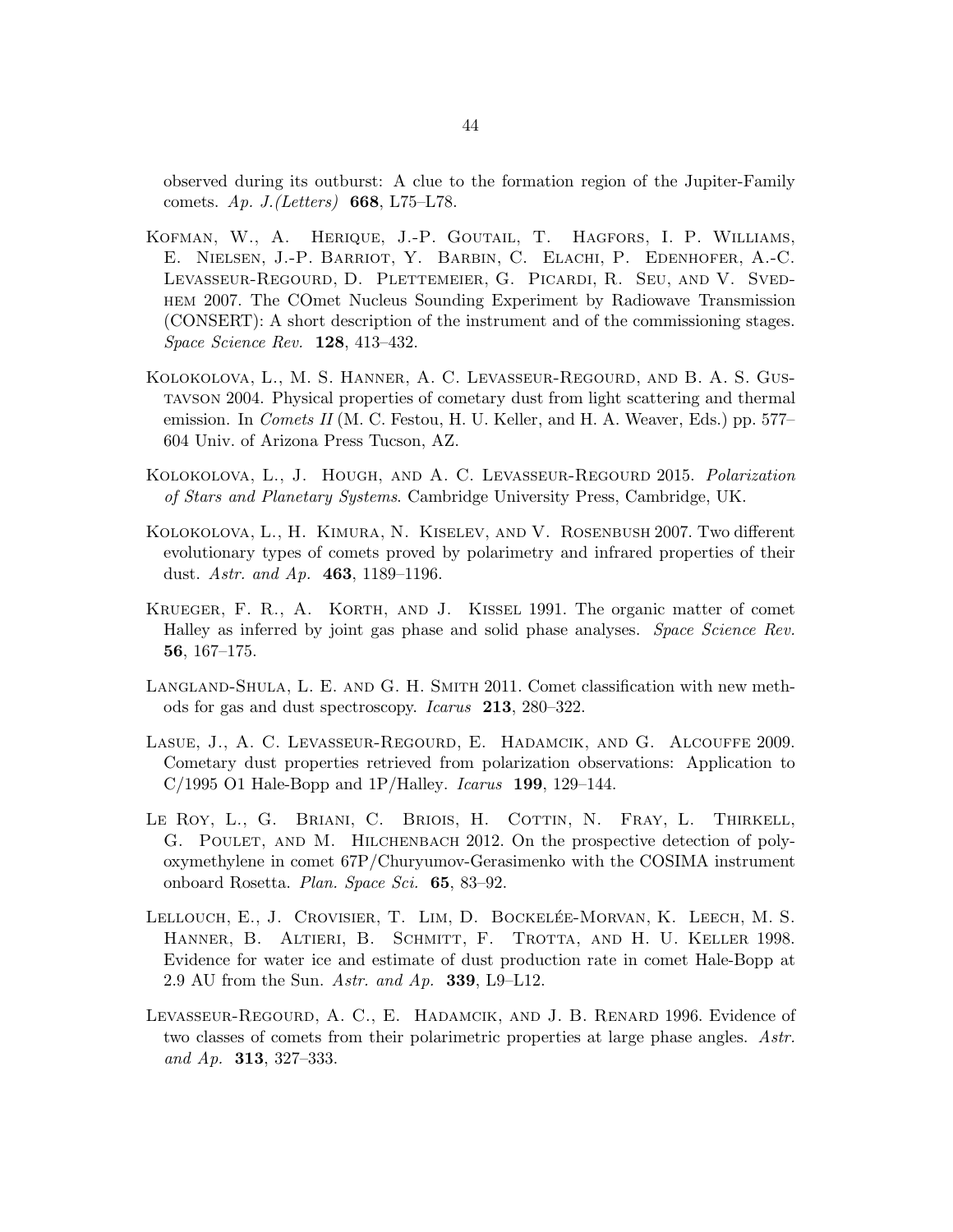observed during its outburst: A clue to the formation region of the Jupiter-Family comets. *Ap. J.(Letters)* **668**, L75–L78.

Kofman, W., A. Herique, J.-P. Goutail, T. Hagfors, I. P. Williams, E. Nielsen, J.-P. Barriot, Y. Barbin, C. Elachi, P. Edenhofer, A.-C. Levasseur-Regourd, D. Plettemeier, G. Picardi, R. Seu, and V. Svedhem 2007. The COmet Nucleus Sounding Experiment by Radiowave Transmission (CONSERT): A short description of the instrument and of the commissioning stages. *Space Science Rev.* **128**, 413–432.

Kolokolova, L., M. S. Hanner, A. C. Levasseur-Regourd, and B. A. S. Gustavson 2004. Physical properties of cometary dust from light scattering and thermal emission. In *Comets II* (M. C. Festou, H. U. Keller, and H. A. Weaver, Eds.) pp. 577–604 Univ. of Arizona Press Tucson, AZ.

Kolokolova, L., J. Hough, and A. C. Levasseur-Regourd 2015. *Polarization of Stars and Planetary Systems*. Cambridge University Press, Cambridge, UK.

Kolokolova, L., H. Kimura, N. Kiselev, and V. Rosenbush 2007. Two different evolutionary types of comets proved by polarimetry and infrared properties of their dust. *Astr. and Ap.* **463**, 1189–1196.

Krueger, F. R., A. Korth, and J. Kissel 1991. The organic matter of comet Halley as inferred by joint gas phase and solid phase analyses. *Space Science Rev.* **56**, 167–175.

Langland-Shula, L. E. and G. H. Smith 2011. Comet classification with new methods for gas and dust spectroscopy. *Icarus* **213**, 280–322.

Lasue, J., A. C. Levasseur-Regourd, E. Hadamcik, and G. Alcouffe 2009. Cometary dust properties retrieved from polarization observations: Application to C/1995 O1 Hale-Bopp and 1P/Halley. *Icarus* **199**, 129–144.

Le Roy, L., G. Briani, C. Briois, H. Cottin, N. Fray, L. Thirkell, G. Poulet, and M. Hilchenbach 2012. On the prospective detection of polyoxymethylene in comet 67P/Churyumov-Gerasimenko with the COSIMA instrument onboard Rosetta. *Plan. Space Sci.* **65**, 83–92.

Lellouch, E., J. Crovisier, T. Lim, D. Bockelée-Morvan, K. Leech, M. S. Hanner, B. Altieri, B. Schmitt, F. Trotta, and H. U. Keller 1998. Evidence for water ice and estimate of dust production rate in comet Hale-Bopp at 2.9 AU from the Sun. *Astr. and Ap.* **339**, L9–L12.

Levasseur-Regourd, A. C., E. Hadamcik, and J. B. Renard 1996. Evidence of two classes of comets from their polarimetric properties at large phase angles. *Astr. and Ap.* **313**, 327–333.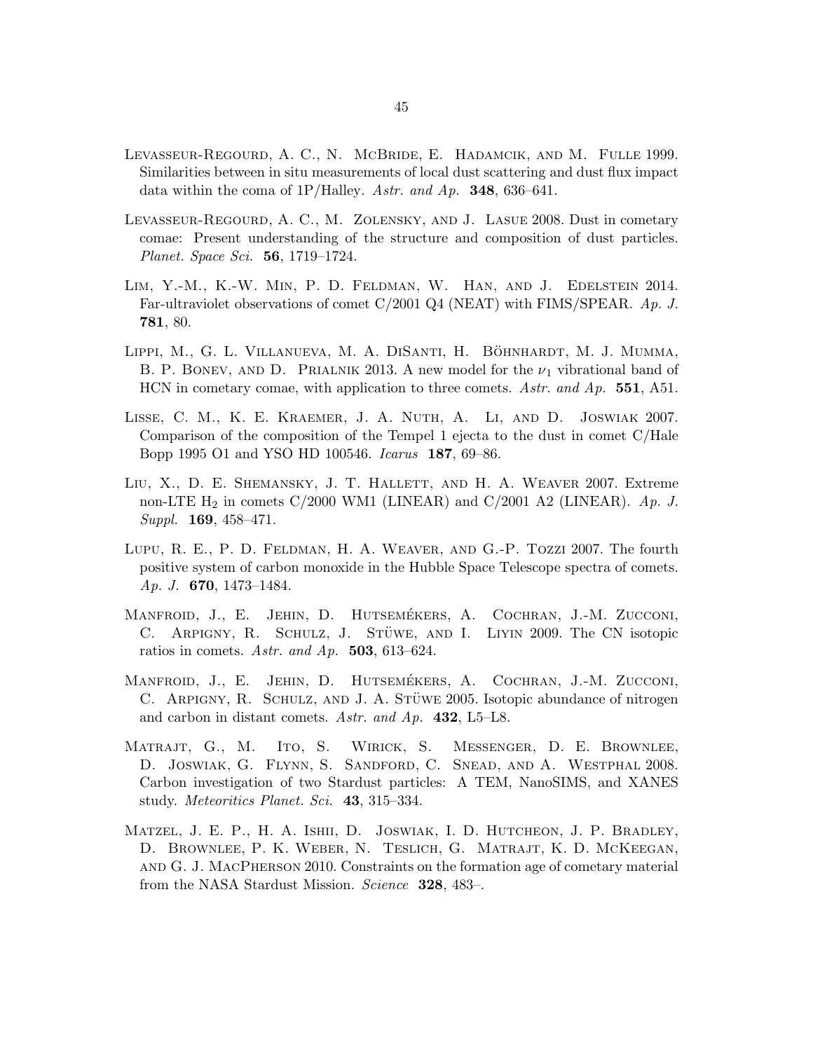Levasseur-Regourd, A. C., N. McBride, E. Hadamcik, and M. Fulle 1999. Similarities between in situ measurements of local dust scattering and dust flux impact data within the coma of 1P/Halley. *Astr. and Ap.* **348**, 636–641.

Levasseur-Regourd, A. C., M. Zolensky, and J. Lasue 2008. Dust in cometary comae: Present understanding of the structure and composition of dust particles. *Planet. Space Sci.* **56**, 1719–1724.

Lim, Y.-M., K.-W. Min, P. D. Feldman, W. Han, and J. Edelstein 2014. Far-ultraviolet observations of comet C/2001 Q4 (NEAT) with FIMS/SPEAR. *Ap. J.* **781**, 80.

Lippi, M., G. L. Villanueva, M. A. DiSanti, H. Böhnhardt, M. J. Mumma, B. P. Bonev, and D. Prialnik 2013. A new model for the $\nu_1$ vibrational band of HCN in cometary comae, with application to three comets. *Astr. and Ap.* **551**, A51.

Lisse, C. M., K. E. Kraemer, J. A. Nuth, A. Li, and D. Joswiak 2007. Comparison of the composition of the Tempel 1 ejecta to the dust in comet C/Hale Bopp 1995 O1 and YSO HD 100546. *Icarus* **187**, 69–86.

Liu, X., D. E. Shemansky, J. T. Hallett, and H. A. Weaver 2007. Extreme non-LTE $H_2$ in comets C/2000 WM1 (LINEAR) and C/2001 A2 (LINEAR). *Ap. J. Suppl.* **169**, 458–471.

Lupu, R. E., P. D. Feldman, H. A. Weaver, and G.-P. Tozzi 2007. The fourth positive system of carbon monoxide in the Hubble Space Telescope spectra of comets. *Ap. J.* **670**, 1473–1484.

Manfroid, J., E. Jehin, D. Hutsemékers, A. Cochran, J.-M. Zucconi, C. Arpigny, R. Schulz, J. Stüwe, and I. Liyin 2009. The CN isotopic ratios in comets. *Astr. and Ap.* **503**, 613–624.

Manfroid, J., E. Jehin, D. Hutsemékers, A. Cochran, J.-M. Zucconi, C. Arpigny, R. Schulz, and J. A. Stüwe 2005. Isotopic abundance of nitrogen and carbon in distant comets. *Astr. and Ap.* **432**, L5–L8.

Matrajt, G., M. Ito, S. Wirick, S. Messenger, D. E. Brownlee, D. Joswiak, G. Flynn, S. Sandford, C. Snead, and A. Westphal 2008. Carbon investigation of two Stardust particles: A TEM, NanoSIMS, and XANES study. *Meteoritics Planet. Sci.* **43**, 315–334.

Matzel, J. E. P., H. A. Ishii, D. Joswiak, I. D. Hutcheon, J. P. Bradley, D. Brownlee, P. K. Weber, N. Teslich, G. Matrajt, K. D. McKeegan, and G. J. MacPherson 2010. Constraints on the formation age of cometary material from the NASA Stardust Mission. *Science* **328**, 483–.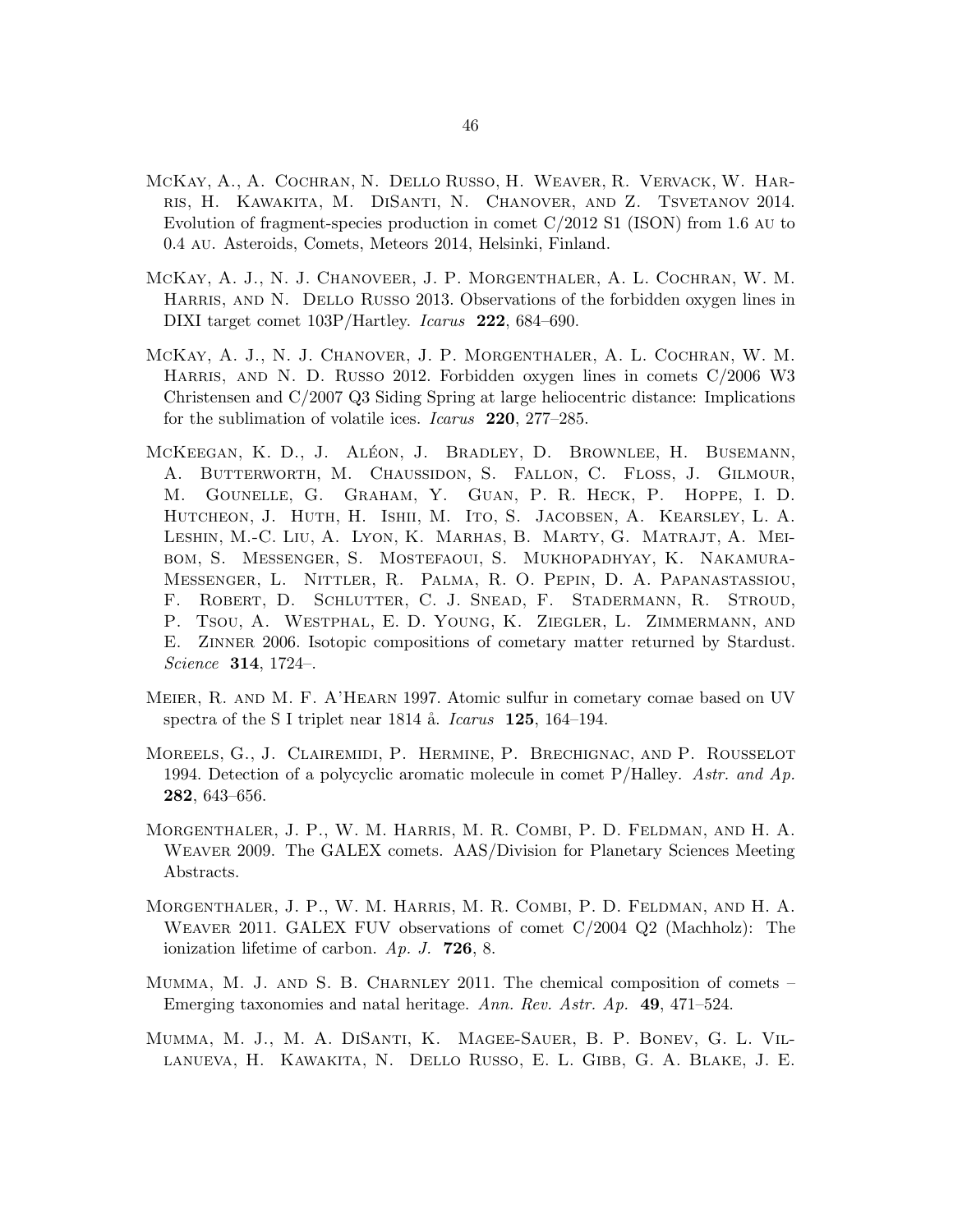McKay, A., A. Cochran, N. Dello Russo, H. Weaver, R. Vervack, W. Harris, H. Kawakita, M. DiSanti, N. Chanover, and Z. Tsvetanov 2014. Evolution of fragment-species production in comet C/2012 S1 (ISON) from 1.6 au to 0.4 au. Asteroids, Comets, Meteors 2014, Helsinki, Finland.

McKay, A. J., N. J. Chanoveer, J. P. Morgenthaler, A. L. Cochran, W. M. Harris, and N. Dello Russo 2013. Observations of the forbidden oxygen lines in DIXI target comet 103P/Hartley. *Icarus* **222**, 684–690.

McKay, A. J., N. J. Chanover, J. P. Morgenthaler, A. L. Cochran, W. M. Harris, and N. D. Russo 2012. Forbidden oxygen lines in comets C/2006 W3 Christensen and C/2007 Q3 Siding Spring at large heliocentric distance: Implications for the sublimation of volatile ices. *Icarus* **220**, 277–285.

McKeegan, K. D., J. Aléon, J. Bradley, D. Brownlee, H. Busemann, A. Butterworth, M. Chaussidon, S. Fallon, C. Floss, J. Gilmour, M. Gounelle, G. Graham, Y. Guan, P. R. Heck, P. Hoppe, I. D. Hutcheon, J. Huth, H. Ishii, M. Ito, S. Jacobsen, A. Kearsley, L. A. Leshin, M.-C. Liu, A. Lyon, K. Marhas, B. Marty, G. Matrajt, A. Meibom, S. Messenger, S. Mostefaoui, S. Mukhopadhyay, K. Nakamura-Messenger, L. Nittler, R. Palma, R. O. Pepin, D. A. Papanastassiou, F. Robert, D. Schlutter, C. J. Snead, F. Stadermann, R. Stroud, P. Tsou, A. Westphal, E. D. Young, K. Ziegler, L. Zimmermann, and E. Zinner 2006. Isotopic compositions of cometary matter returned by Stardust. *Science* **314**, 1724–.

Meier, R. and M. F. A'Hearn 1997. Atomic sulfur in cometary comae based on UV spectra of the S I triplet near 1814 å. *Icarus* **125**, 164–194.

Moreels, G., J. Clairemidi, P. Hermine, P. Brechignac, and P. Rousselot 1994. Detection of a polycyclic aromatic molecule in comet P/Halley. *Astr. and Ap.* **282**, 643–656.

Morgenthaler, J. P., W. M. Harris, M. R. Combi, P. D. Feldman, and H. A. Weaver 2009. The GALEX comets. AAS/Division for Planetary Sciences Meeting Abstracts.

Morgenthaler, J. P., W. M. Harris, M. R. Combi, P. D. Feldman, and H. A. Weaver 2011. GALEX FUV observations of comet C/2004 Q2 (Machholz): The ionization lifetime of carbon. *Ap. J.* **726**, 8.

Mumma, M. J. and S. B. Charnley 2011. The chemical composition of comets – Emerging taxonomies and natal heritage. *Ann. Rev. Astr. Ap.* **49**, 471–524.

Mumma, M. J., M. A. DiSanti, K. Magee-Sauer, B. P. Bonev, G. L. Villanueva, H. Kawakita, N. Dello Russo, E. L. Gibb, G. A. Blake, J. E.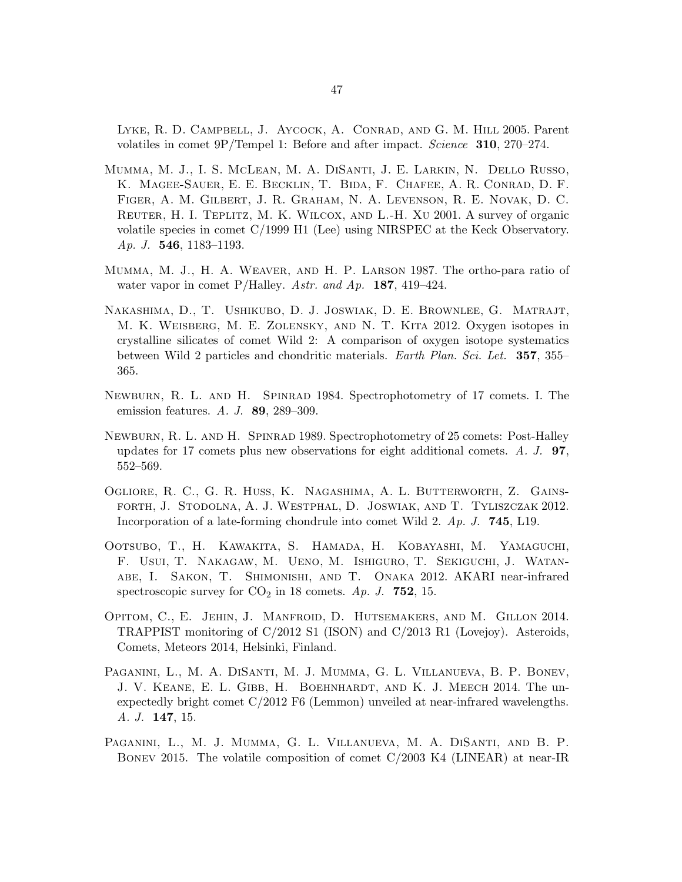Lyke, R. D. Campbell, J. Aycock, A. Conrad, and G. M. Hill 2005. Parent volatiles in comet 9P/Tempel 1: Before and after impact. *Science* **310**, 270–274.

Mumma, M. J., I. S. McLean, M. A. DiSanti, J. E. Larkin, N. Dello Russo, K. Magee-Sauer, E. E. Becklin, T. Bida, F. Chafee, A. R. Conrad, D. F. Figer, A. M. Gilbert, J. R. Graham, N. A. Levenson, R. E. Novak, D. C. Reuter, H. I. Teplitz, M. K. Wilcox, and L.-H. Xu 2001. A survey of organic volatile species in comet C/1999 H1 (Lee) using NIRSPEC at the Keck Observatory. *Ap. J.* **546**, 1183–1193.

Mumma, M. J., H. A. Weaver, and H. P. Larson 1987. The ortho-para ratio of water vapor in comet P/Halley. *Astr. and Ap.* **187**, 419–424.

Nakashima, D., T. Ushikubo, D. J. Joswiak, D. E. Brownlee, G. Matrajt, M. K. Weisberg, M. E. Zolensky, and N. T. Kita 2012. Oxygen isotopes in crystalline silicates of comet Wild 2: A comparison of oxygen isotope systematics between Wild 2 particles and chondritic materials. *Earth Plan. Sci. Let.* **357**, 355–365.

Newburn, R. L. and H. Spinrad 1984. Spectrophotometry of 17 comets. I. The emission features. *A. J.* **89**, 289–309.

Newburn, R. L. and H. Spinrad 1989. Spectrophotometry of 25 comets: Post-Halley updates for 17 comets plus new observations for eight additional comets. *A. J.* **97**, 552–569.

Ogliore, R. C., G. R. Huss, K. Nagashima, A. L. Butterworth, Z. Gainsforth, J. Stodolna, A. J. Westphal, D. Joswiak, and T. Tyliszczak 2012. Incorporation of a late-forming chondrule into comet Wild 2. *Ap. J.* **745**, L19.

Ootsubo, T., H. Kawakita, S. Hamada, H. Kobayashi, M. Yamaguchi, F. Usui, T. Nakagaw, M. Ueno, M. Ishiguro, T. Sekiguchi, J. Watanabe, I. Sakon, T. Shimonishi, and T. Onaka 2012. AKARI near-infrared spectroscopic survey for $CO_2$ in 18 comets. *Ap. J.* **752**, 15.

Opitom, C., E. Jehin, J. Manfroid, D. Hutsemakers, and M. Gillon 2014. TRAPPIST monitoring of C/2012 S1 (ISON) and C/2013 R1 (Lovejoy). Asteroids, Comets, Meteors 2014, Helsinki, Finland.

Paganini, L., M. A. DiSanti, M. J. Mumma, G. L. Villanueva, B. P. Bonev, J. V. Keane, E. L. Gibb, H. Boehnhardt, and K. J. Meech 2014. The unexpectedly bright comet C/2012 F6 (Lemmon) unveiled at near-infrared wavelengths. *A. J.* **147**, 15.

Paganini, L., M. J. Mumma, G. L. Villanueva, M. A. DiSanti, and B. P. Bonev 2015. The volatile composition of comet C/2003 K4 (LINEAR) at near-IR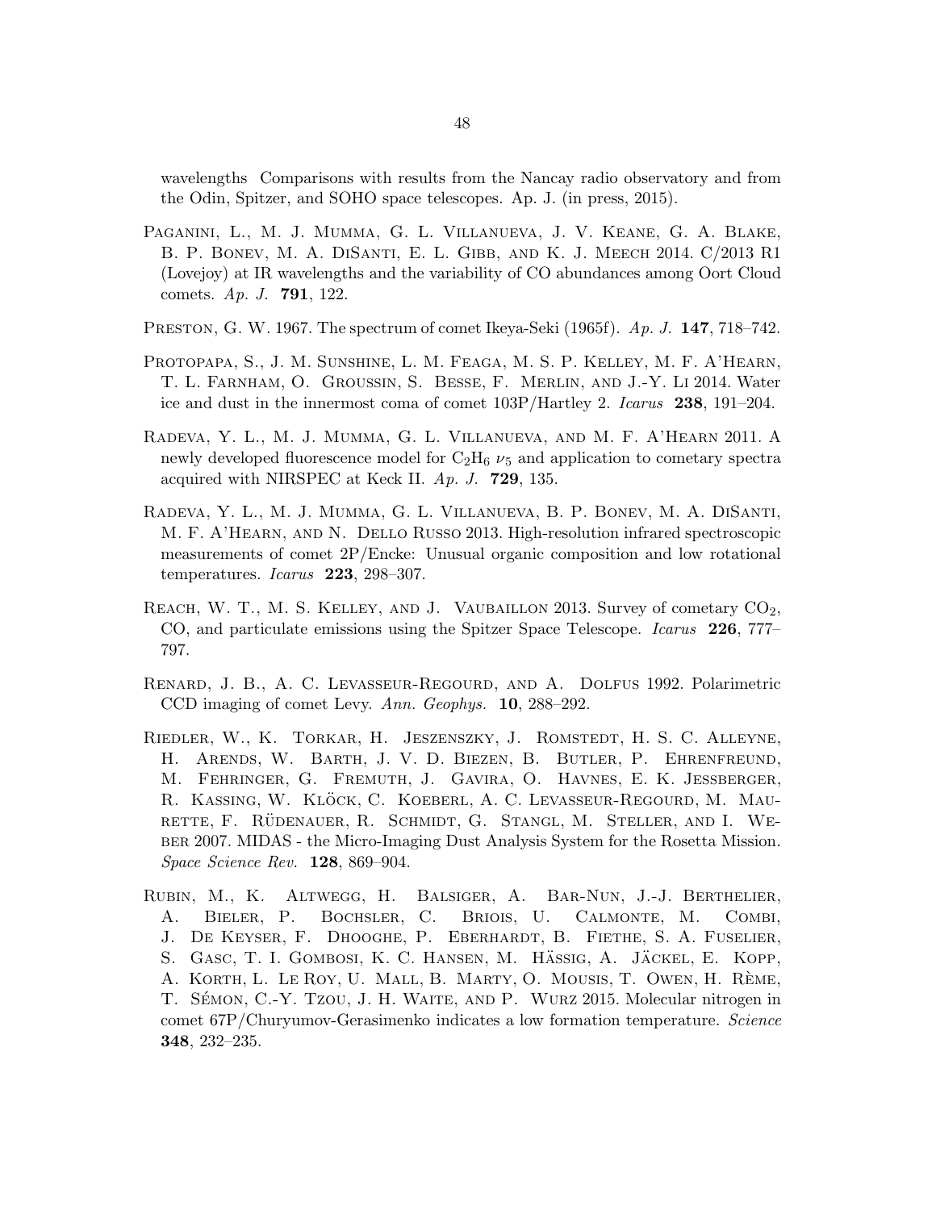wavelengths Comparisons with results from the Nancay radio observatory and from the Odin, Spitzer, and SOHO space telescopes. Ap. J. (in press, 2015).

Paganini, L., M. J. Mumma, G. L. Villanueva, J. V. Keane, G. A. Blake, B. P. Bonev, M. A. DiSanti, E. L. Gibb, and K. J. Meech 2014. C/2013 R1 (Lovejoy) at IR wavelengths and the variability of CO abundances among Oort Cloud comets. *Ap. J.* **791**, 122.

Preston, G. W. 1967. The spectrum of comet Ikeya-Seki (1965f). *Ap. J.* **147**, 718–742.

Protopapa, S., J. M. Sunshine, L. M. Feaga, M. S. P. Kelley, M. F. A'Hearn, T. L. Farnham, O. Groussin, S. Besse, F. Merlin, and J.-Y. Li 2014. Water ice and dust in the innermost coma of comet 103P/Hartley 2. *Icarus* **238**, 191–204.

Radeva, Y. L., M. J. Mumma, G. L. Villanueva, and M. F. A'Hearn 2011. A newly developed fluorescence model for $C_2H_6$ $\nu_5$ and application to cometary spectra acquired with NIRSPEC at Keck II. *Ap. J.* **729**, 135.

Radeva, Y. L., M. J. Mumma, G. L. Villanueva, B. P. Bonev, M. A. DiSanti, M. F. A'Hearn, and N. Dello Russo 2013. High-resolution infrared spectroscopic measurements of comet 2P/Encke: Unusual organic composition and low rotational temperatures. *Icarus* **223**, 298–307.

Reach, W. T., M. S. Kelley, and J. Vaubaillon 2013. Survey of cometary $CO_2$, CO, and particulate emissions using the Spitzer Space Telescope. *Icarus* **226**, 777–797.

Renard, J. B., A. C. Levasseur-Regourd, and A. Dolfus 1992. Polarimetric CCD imaging of comet Levy. *Ann. Geophys.* **10**, 288–292.

Riedler, W., K. Torkar, H. Jeszenszky, J. Romstedt, H. S. C. Alleyne, H. Arends, W. Barth, J. V. D. Biezen, B. Butler, P. Ehrenfreund, M. Fehringer, G. Fremuth, J. Gavira, O. Havnes, E. K. Jessberger, R. Kassing, W. Klöck, C. Koeberl, A. C. Levasseur-Regourd, M. Maurette, F. Rüdenauer, R. Schmidt, G. Stangl, M. Steller, and I. Weber 2007. MIDAS - the Micro-Imaging Dust Analysis System for the Rosetta Mission. *Space Science Rev.* **128**, 869–904.

Rubin, M., K. Altwegg, H. Balsiger, A. Bar-Nun, J.-J. Berthelier, A. Bieler, P. Bochsler, C. Briois, U. Calmonte, M. Combi, J. De Keyser, F. Dhooghe, P. Eberhardt, B. Fiethe, S. A. Fuselier, S. Gasc, T. I. Gombosi, K. C. Hansen, M. Hässig, A. Jäckel, E. Kopp, A. Korth, L. Le Roy, U. Mall, B. Marty, O. Mousis, T. Owen, H. Rème, T. Sémon, C.-Y. Tzou, J. H. Waite, and P. Wurz 2015. Molecular nitrogen in comet 67P/Churyumov-Gerasimenko indicates a low formation temperature. *Science* **348**, 232–235.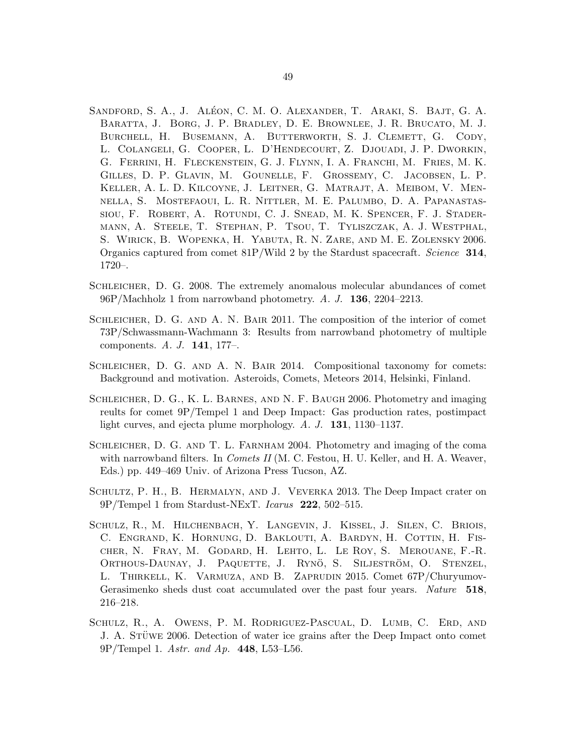Sandford, S. A., J. Aléon, C. M. O. Alexander, T. Araki, S. Bajt, G. A. Baratta, J. Borg, J. P. Bradley, D. E. Brownlee, J. R. Brucato, M. J. Burchell, H. Busemann, A. Butterworth, S. J. Clemett, G. Cody, L. Colangeli, G. Cooper, L. D'Hendecourt, Z. Djouadi, J. P. Dworkin, G. Ferrini, H. Fleckenstein, G. J. Flynn, I. A. Franchi, M. Fries, M. K. Gilles, D. P. Glavin, M. Gounelle, F. Grossemy, C. Jacobsen, L. P. Keller, A. L. D. Kilcoyne, J. Leitner, G. Matrajt, A. Meibom, V. Mennella, S. Mostefaoui, L. R. Nittler, M. E. Palumbo, D. A. Papanastassiou, F. Robert, A. Rotundi, C. J. Snead, M. K. Spencer, F. J. Stadermann, A. Steele, T. Stephan, P. Tsou, T. Tyliszczak, A. J. Westphal, S. Wirick, B. Wopenka, H. Yabuta, R. N. Zare, and M. E. Zolensky 2006. Organics captured from comet 81P/Wild 2 by the Stardust spacecraft. *Science* **314**, 1720–.

Schleicher, D. G. 2008. The extremely anomalous molecular abundances of comet 96P/Machholz 1 from narrowband photometry. *A. J.* **136**, 2204–2213.

Schleicher, D. G. and A. N. Bair 2011. The composition of the interior of comet 73P/Schwassmann-Wachmann 3: Results from narrowband photometry of multiple components. *A. J.* **141**, 177–.

Schleicher, D. G. and A. N. Bair 2014. Compositional taxonomy for comets: Background and motivation. Asteroids, Comets, Meteors 2014, Helsinki, Finland.

Schleicher, D. G., K. L. Barnes, and N. F. Baugh 2006. Photometry and imaging reults for comet 9P/Tempel 1 and Deep Impact: Gas production rates, postimpact light curves, and ejecta plume morphology. *A. J.* **131**, 1130–1137.

Schleicher, D. G. and T. L. Farnham 2004. Photometry and imaging of the coma with narrowband filters. In *Comets II* (M. C. Festou, H. U. Keller, and H. A. Weaver, Eds.) pp. 449–469 Univ. of Arizona Press Tucson, AZ.

Schultz, P. H., B. Hermalyn, and J. Veverka 2013. The Deep Impact crater on 9P/Tempel 1 from Stardust-NExT. *Icarus* **222**, 502–515.

Schulz, R., M. Hilchenbach, Y. Langevin, J. Kissel, J. Silen, C. Briois, C. Engrand, K. Hornung, D. Baklouti, A. Bardyn, H. Cottin, H. Fischer, N. Fray, M. Godard, H. Lehto, L. Le Roy, S. Merouane, F.-R. Orthous-Daunay, J. Paquette, J. Rynö, S. Siljeström, O. Stenzel, L. Thirkell, K. Varmuza, and B. Zaprudin 2015. Comet 67P/Churyumov-Gerasimenko sheds dust coat accumulated over the past four years. *Nature* **518**, 216–218.

Schulz, R., A. Owens, P. M. Rodriguez-Pascual, D. Lumb, C. Erd, and J. A. Stüwe 2006. Detection of water ice grains after the Deep Impact onto comet 9P/Tempel 1. *Astr. and Ap.* **448**, L53–L56.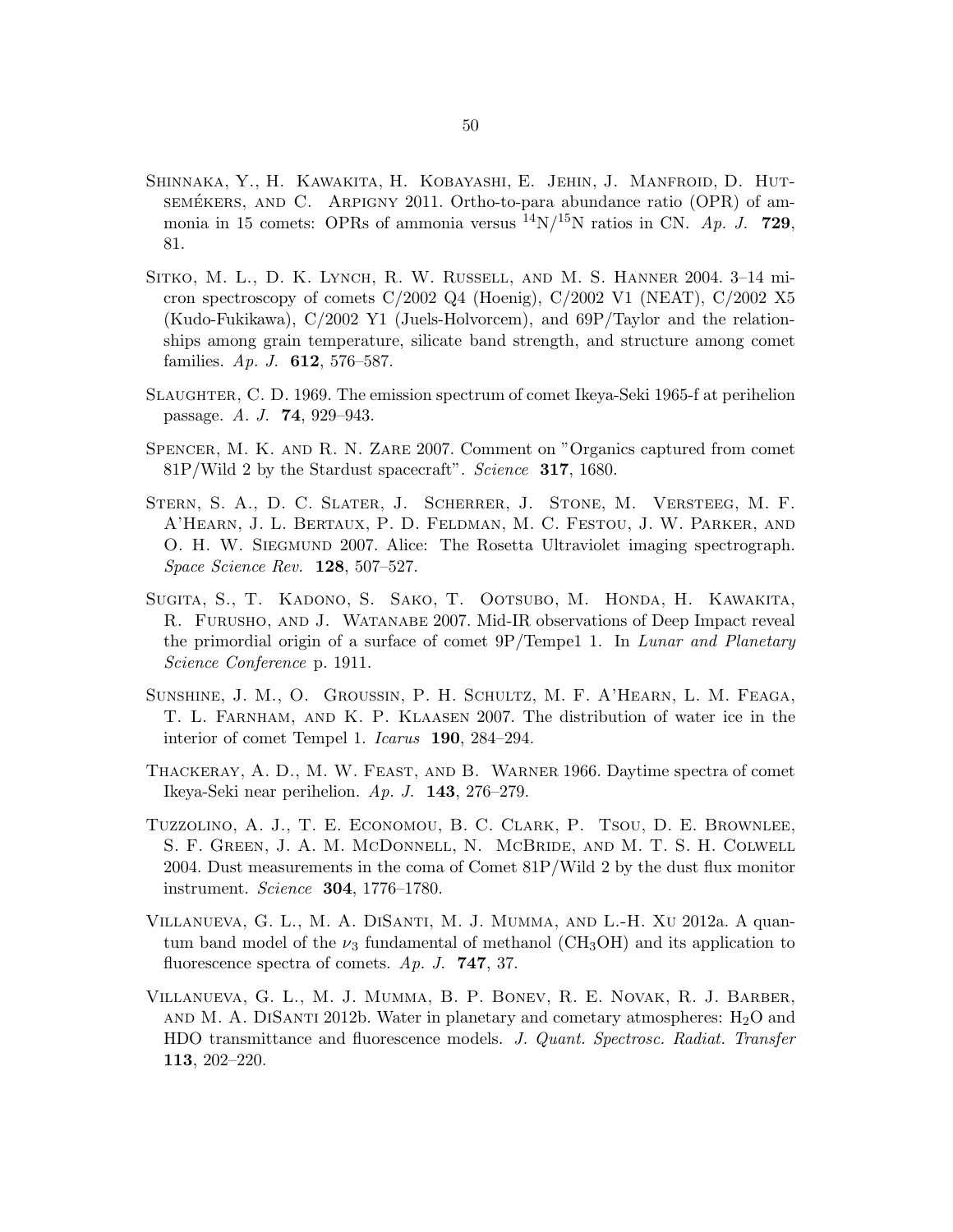Shinnaka, Y., H. Kawakita, H. Kobayashi, E. Jehin, J. Manfroid, D. Hutsemékers, and C. Arpigny 2011. Ortho-to-para abundance ratio (OPR) of ammonia in 15 comets: OPRs of ammonia versus $^{14}N/^{15}N$ ratios in CN. *Ap. J.* **729**, 81.

Sitko, M. L., D. K. Lynch, R. W. Russell, and M. S. Hanner 2004. 3–14 micron spectroscopy of comets C/2002 Q4 (Hoenig), C/2002 V1 (NEAT), C/2002 X5 (Kudo-Fukikawa), C/2002 Y1 (Juels-Holvorcem), and 69P/Taylor and the relationships among grain temperature, silicate band strength, and structure among comet families. *Ap. J.* **612**, 576–587.

Slaughter, C. D. 1969. The emission spectrum of comet Ikeya-Seki 1965-f at perihelion passage. *A. J.* **74**, 929–943.

Spencer, M. K. and R. N. Zare 2007. Comment on "Organics captured from comet 81P/Wild 2 by the Stardust spacecraft". *Science* **317**, 1680.

Stern, S. A., D. C. Slater, J. Scherrer, J. Stone, M. Versteeg, M. F. A'Hearn, J. L. Bertaux, P. D. Feldman, M. C. Festou, J. W. Parker, and O. H. W. Siegmund 2007. Alice: The Rosetta Ultraviolet imaging spectrograph. *Space Science Rev.* **128**, 507–527.

Sugita, S., T. Kadono, S. Sako, T. Ootsubo, M. Honda, H. Kawakita, R. Furusho, and J. Watanabe 2007. Mid-IR observations of Deep Impact reveal the primordial origin of a surface of comet 9P/Tempel 1. In *Lunar and Planetary Science Conference* p. 1911.

Sunshine, J. M., O. Groussin, P. H. Schultz, M. F. A'Hearn, L. M. Feaga, T. L. Farnham, and K. P. Klaasen 2007. The distribution of water ice in the interior of comet Tempel 1. *Icarus* **190**, 284–294.

Thackeray, A. D., M. W. Feast, and B. Warner 1966. Daytime spectra of comet Ikeya-Seki near perihelion. *Ap. J.* **143**, 276–279.

Tuzzolino, A. J., T. E. Economou, B. C. Clark, P. Tsou, D. E. Brownlee, S. F. Green, J. A. M. McDonnell, N. McBride, and M. T. S. H. Colwell 2004. Dust measurements in the coma of Comet 81P/Wild 2 by the dust flux monitor instrument. *Science* **304**, 1776–1780.

Villanueva, G. L., M. A. DiSanti, M. J. Mumma, and L.-H. Xu 2012a. A quantum band model of the $\nu_3$ fundamental of methanol ($CH_3OH$) and its application to fluorescence spectra of comets. *Ap. J.* **747**, 37.

Villanueva, G. L., M. J. Mumma, B. P. Bonev, R. E. Novak, R. J. Barber, and M. A. DiSanti 2012b. Water in planetary and cometary atmospheres: $H_2O$ and HDO transmittance and fluorescence models. *J. Quant. Spectrosc. Radiat. Transfer* **113**, 202–220.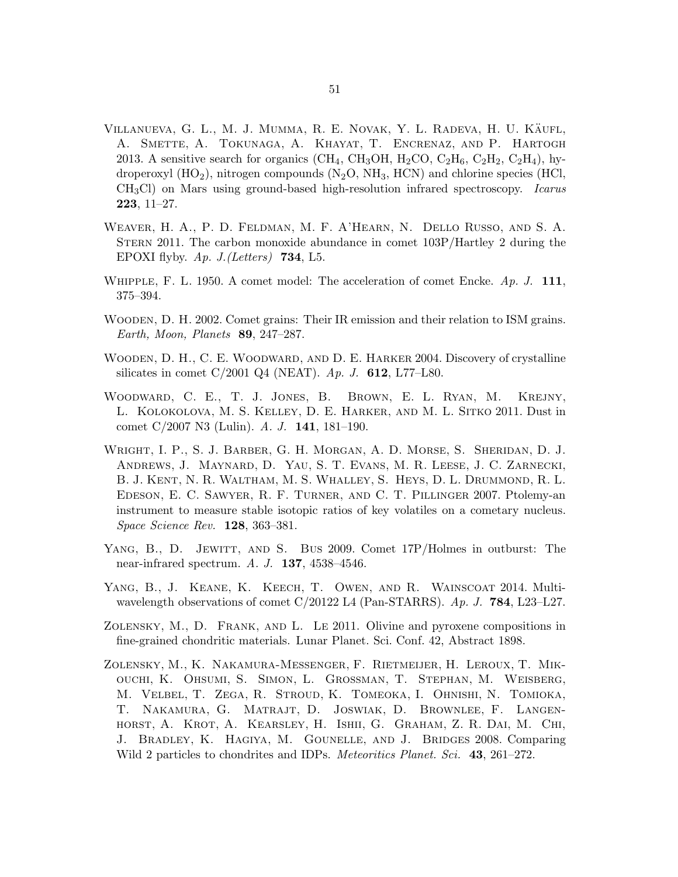Villanueva, G. L., M. J. Mumma, R. E. Novak, Y. L. Radeva, H. U. Käufl, A. Smette, A. Tokunaga, A. Khayat, T. Encrenaz, and P. Hartogh 2013. A sensitive search for organics ($CH_4$, $CH_3OH$, $H_2CO$, $C_2H_6$, $C_2H_2$, $C_2H_4$), hydroperoxyl ($HO_2$), nitrogen compounds ($N_2O$, $NH_3$, HCN) and chlorine species (HCl, $CH_3Cl$) on Mars using ground-based high-resolution infrared spectroscopy. *Icarus* **223**, 11–27.

Weaver, H. A., P. D. Feldman, M. F. A'Hearn, N. Dello Russo, and S. A. Stern 2011. The carbon monoxide abundance in comet 103P/Hartley 2 during the EPOXI flyby. *Ap. J.(Letters)* **734**, L5.

Whipple, F. L. 1950. A comet model: The acceleration of comet Encke. *Ap. J.* **111**, 375–394.

Wooden, D. H. 2002. Comet grains: Their IR emission and their relation to ISM grains. *Earth, Moon, Planets* **89**, 247–287.

Wooden, D. H., C. E. Woodward, and D. E. Harker 2004. Discovery of crystalline silicates in comet C/2001 Q4 (NEAT). *Ap. J.* **612**, L77–L80.

Woodward, C. E., T. J. Jones, B. Brown, E. L. Ryan, M. Krejny, L. Kolokolova, M. S. Kelley, D. E. Harker, and M. L. Sitko 2011. Dust in comet C/2007 N3 (Lulin). *A. J.* **141**, 181–190.

Wright, I. P., S. J. Barber, G. H. Morgan, A. D. Morse, S. Sheridan, D. J. Andrews, J. Maynard, D. Yau, S. T. Evans, M. R. Leese, J. C. Zarnecki, B. J. Kent, N. R. Waltham, M. S. Whalley, S. Heys, D. L. Drummond, R. L. Edeson, E. C. Sawyer, R. F. Turner, and C. T. Pillinger 2007. Ptolemy-an instrument to measure stable isotopic ratios of key volatiles on a cometary nucleus. *Space Science Rev.* **128**, 363–381.

Yang, B., D. Jewitt, and S. Bus 2009. Comet 17P/Holmes in outburst: The near-infrared spectrum. *A. J.* **137**, 4538–4546.

Yang, B., J. Keane, K. Keech, T. Owen, and R. Wainscoat 2014. Multi-wavelength observations of comet C/20122 L4 (Pan-STARRS). *Ap. J.* **784**, L23–L27.

Zolensky, M., D. Frank, and L. Le 2011. Olivine and pyroxene compositions in fine-grained chondritic materials. Lunar Planet. Sci. Conf. 42, Abstract 1898.

Zolensky, M., K. Nakamura-Messenger, F. Rietmeijer, H. Leroux, T. Mikouchi, K. Ohsumi, S. Simon, L. Grossman, T. Stephan, M. Weisberg, M. Velbel, T. Zega, R. Stroud, K. Tomeoka, I. Ohnishi, N. Tomioka, T. Nakamura, G. Matrajt, D. Joswiak, D. Brownlee, F. Langenhorst, A. Krot, A. Kearsley, H. Ishii, G. Graham, Z. R. Dai, M. Chi, J. Bradley, K. Hagiya, M. Gounelle, and J. Bridges 2008. Comparing Wild 2 particles to chondrites and IDPs. *Meteoritics Planet. Sci.* **43**, 261–272.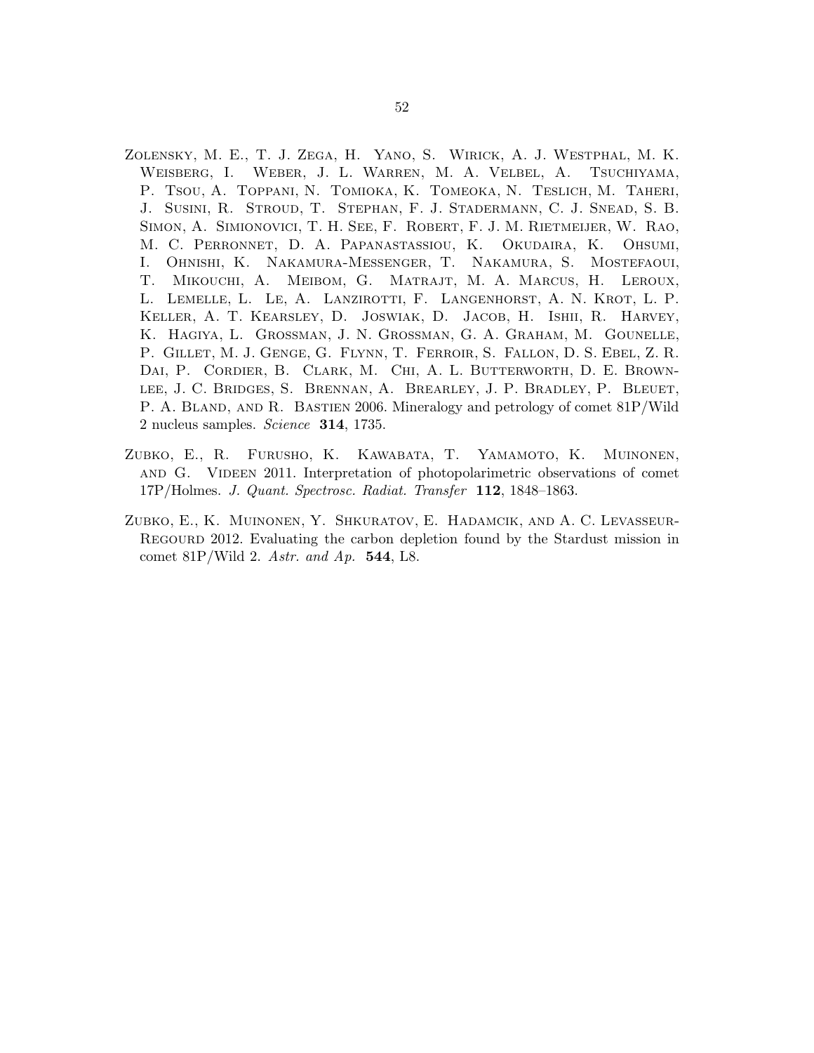Zolensky, M. E., T. J. Zega, H. Yano, S. Wirick, A. J. Westphal, M. K. Weisberg, I. Weber, J. L. Warren, M. A. Velbel, A. Tsuchiyama, P. Tsou, A. Toppani, N. Tomioka, K. Tomeoka, N. Teslich, M. Taheri, J. Susini, R. Stroud, T. Stephan, F. J. Stadermann, C. J. Snead, S. B. Simon, A. Simionovici, T. H. See, F. Robert, F. J. M. Rietmeijer, W. Rao, M. C. Perronnet, D. A. Papanastassiou, K. Okudaira, K. Ohsumi, I. Ohnishi, K. Nakamura-Messenger, T. Nakamura, S. Mostefaoui, T. Mikouchi, A. Meibom, G. Matrajt, M. A. Marcus, H. Leroux, L. Lemelle, L. Le, A. Lanzirotti, F. Langenhorst, A. N. Krot, L. P. Keller, A. T. Kearsley, D. Joswiak, D. Jacob, H. Ishii, R. Harvey, K. Hagiya, L. Grossman, J. N. Grossman, G. A. Graham, M. Gounelle, P. Gillet, M. J. Genge, G. Flynn, T. Ferroir, S. Fallon, D. S. Ebel, Z. R. Dai, P. Cordier, B. Clark, M. Chi, A. L. Butterworth, D. E. Brownlee, J. C. Bridges, S. Brennan, A. Brearley, J. P. Bradley, P. Bleuet, P. A. Bland, and R. Bastien 2006. Mineralogy and petrology of comet 81P/Wild 2 nucleus samples. *Science* **314**, 1735.

Zubko, E., R. Furusho, K. Kawabata, T. Yamamoto, K. Muinonen, and G. Videen 2011. Interpretation of photopolarimetric observations of comet 17P/Holmes. *J. Quant. Spectrosc. Radiat. Transfer* **112**, 1848–1863.

Zubko, E., K. Muinonen, Y. Shkuratov, E. Hadamcik, and A. C. Levasseur-Regourd 2012. Evaluating the carbon depletion found by the Stardust mission in comet 81P/Wild 2. *Astr. and Ap.* **544**, L8.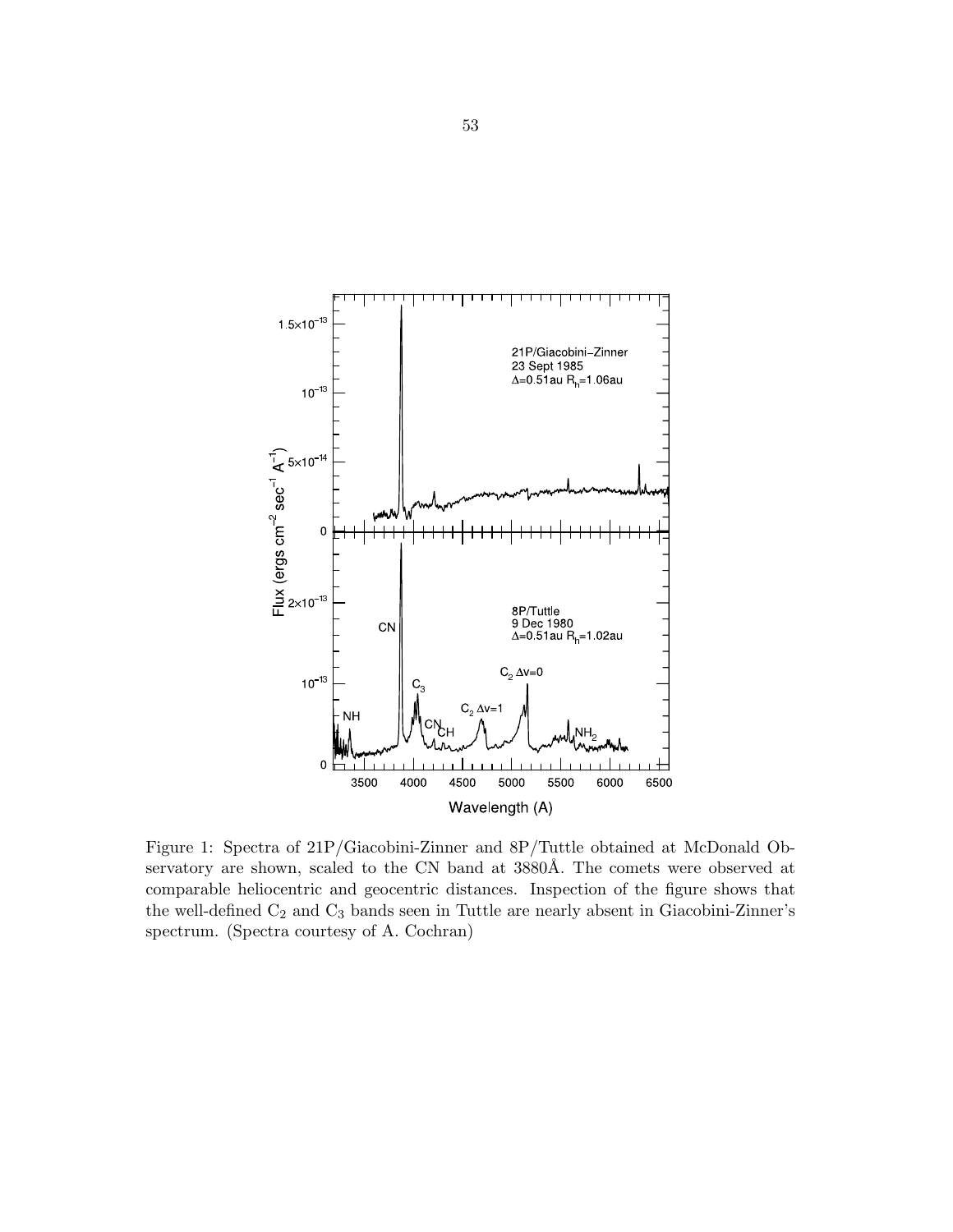Figure 1: Spectra of 21P/Giacobini-Zinner and 8P/Tuttle obtained at McDonald Observatory are shown, scaled to the CN band at 3880Å. The comets were observed at comparable heliocentric and geocentric distances. Inspection of the figure shows that the well-defined $C_2$ and $C_3$ bands seen in Tuttle are nearly absent in Giacobini-Zinner's spectrum. (Spectra courtesy of A. Cochran)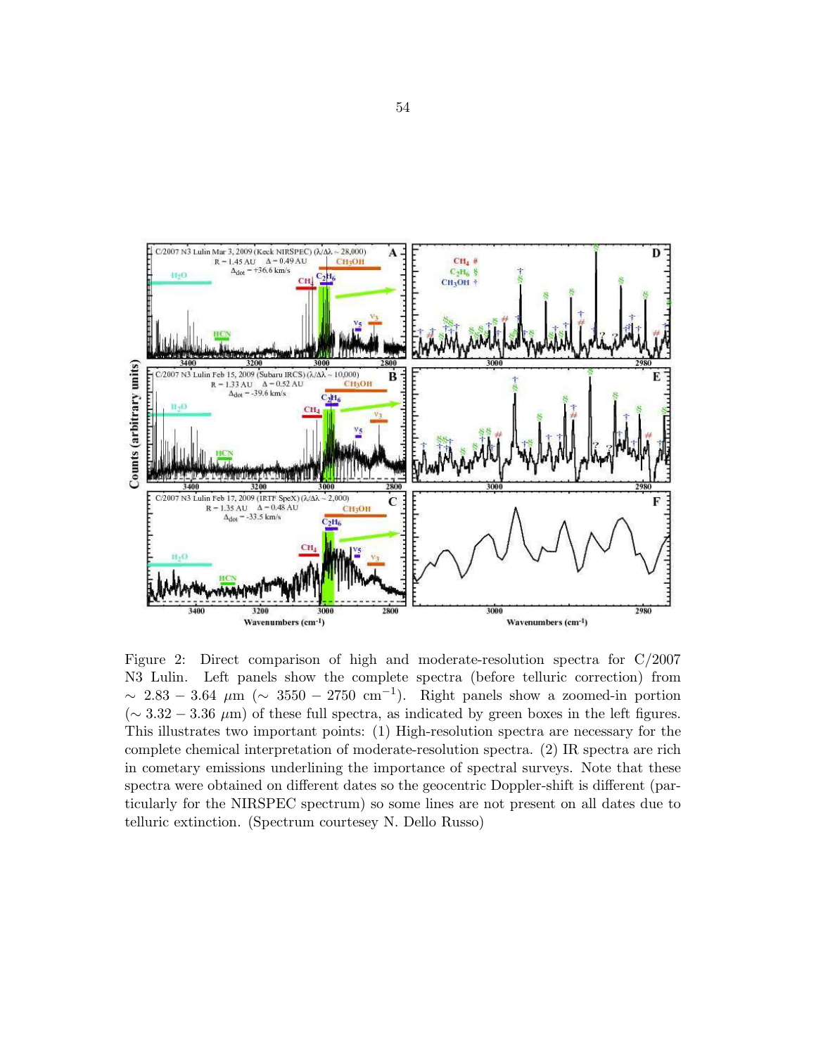Figure 2: Direct comparison of high and moderate-resolution spectra for C/2007 N3 Lulin. Left panels show the complete spectra (before telluric correction) from $\sim 2.83 - 3.64$ $\mu$m ($\sim 3550 - 2750$ cm$^{-1}$). Right panels show a zoomed-in portion ($\sim 3.32 - 3.36$ $\mu$m) of these full spectra, as indicated by green boxes in the left figures. This illustrates two important points: (1) High-resolution spectra are necessary for the complete chemical interpretation of moderate-resolution spectra. (2) IR spectra are rich in cometary emissions underlining the importance of spectral surveys. Note that these spectra were obtained on different dates so the geocentric Doppler-shift is different (particularly for the NIRSPEC spectrum) so some lines are not present on all dates due to telluric extinction. (Spectrum courtesey N. Dello Russo)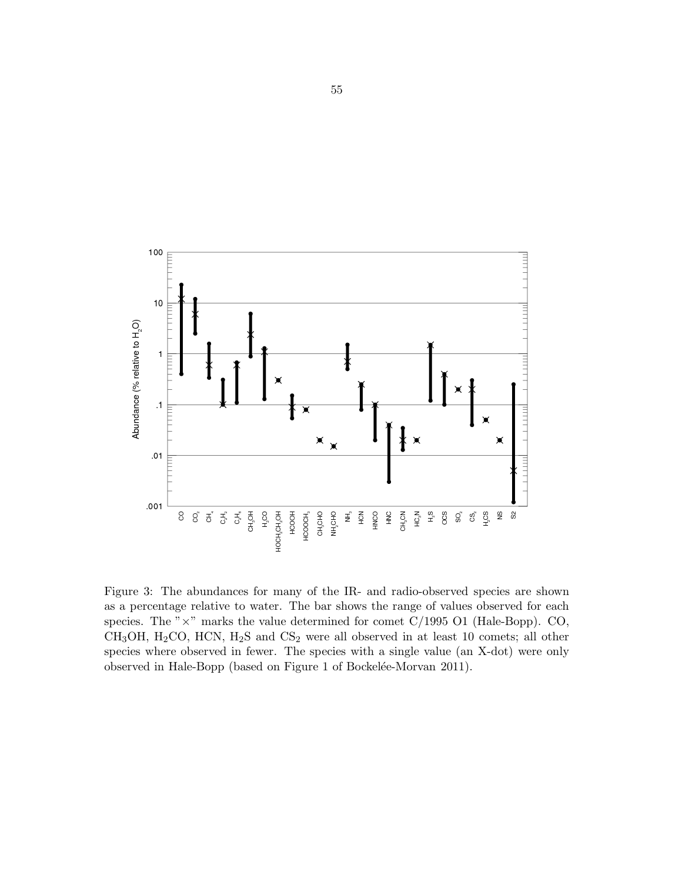Figure 3: The abundances for many of the IR- and radio-observed species are shown as a percentage relative to water. The bar shows the range of values observed for each species. The "×" marks the value determined for comet C/1995 O1 (Hale-Bopp). CO, $CH_3OH$, $H_2CO$, HCN, $H_2S$ and $CS_2$ were all observed in at least 10 comets; all other species where observed in fewer. The species with a single value (an X-dot) were only observed in Hale-Bopp (based on Figure 1 of Bockelée-Morvan 2011).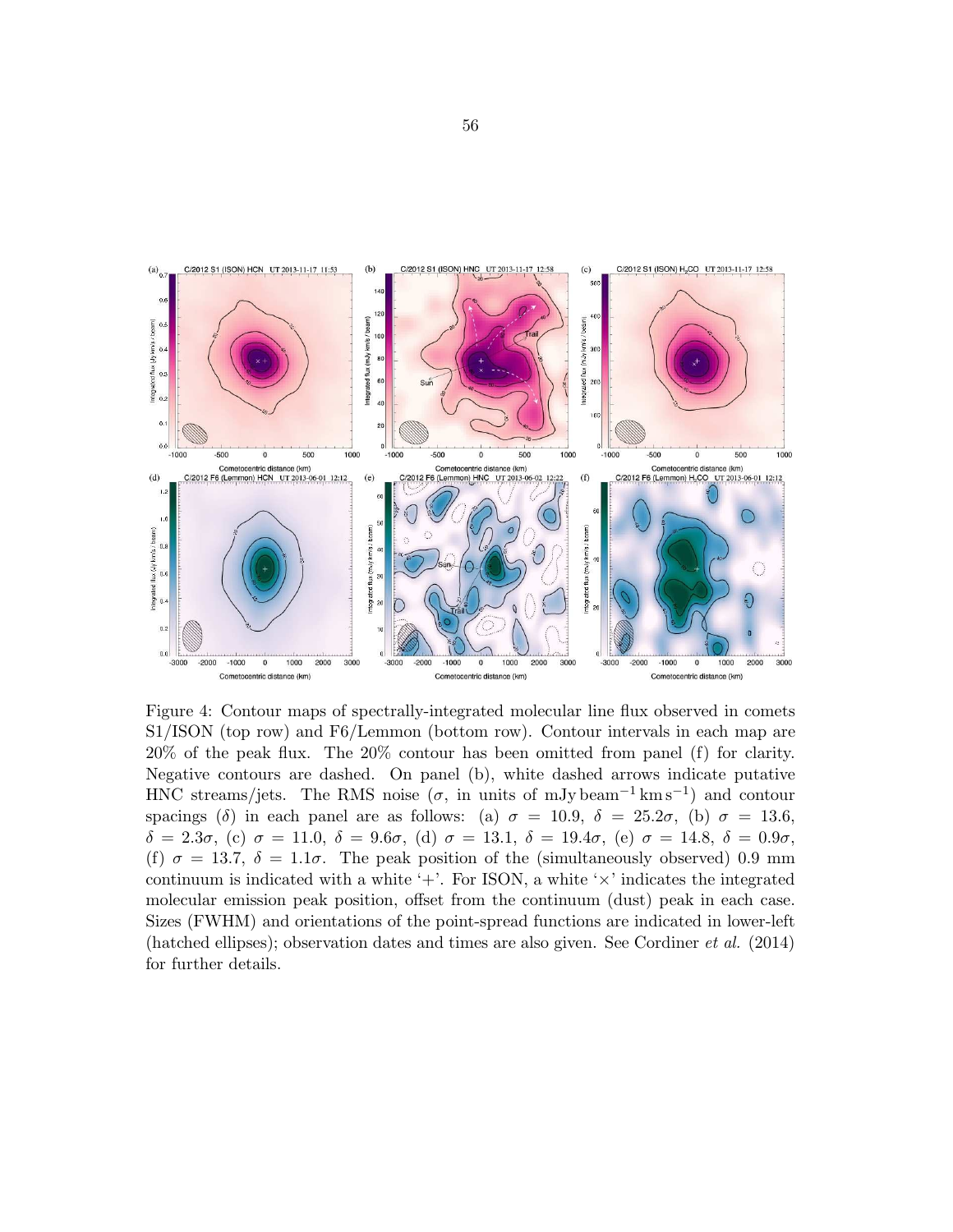Figure 4: Contour maps of spectrally-integrated molecular line flux observed in comets S1/ISON (top row) and F6/Lemmon (bottom row). Contour intervals in each map are 20% of the peak flux. The 20% contour has been omitted from panel (f) for clarity. Negative contours are dashed. On panel (b), white dashed arrows indicate putative HNC streams/jets. The RMS noise ($\sigma$, in units of $\mathrm{mJy\,beam^{-1}\,km\,s^{-1}}$) and contour spacings ($\delta$) in each panel are as follows: (a) $\sigma = 10.9$, $\delta = 25.2\sigma$, (b) $\sigma = 13.6$, $\delta = 2.3\sigma$, (c) $\sigma = 11.0$, $\delta = 9.6\sigma$, (d) $\sigma = 13.1$, $\delta = 19.4\sigma$, (e) $\sigma = 14.8$, $\delta = 0.9\sigma$, (f) $\sigma = 13.7$, $\delta = 1.1\sigma$. The peak position of the (simultaneously observed) 0.9 mm continuum is indicated with a white '+'. For ISON, a white '×' indicates the integrated molecular emission peak position, offset from the continuum (dust) peak in each case. Sizes (FWHM) and orientations of the point-spread functions are indicated in lower-left (hatched ellipses); observation dates and times are also given. See Cordiner *et al.* (2014) for further details.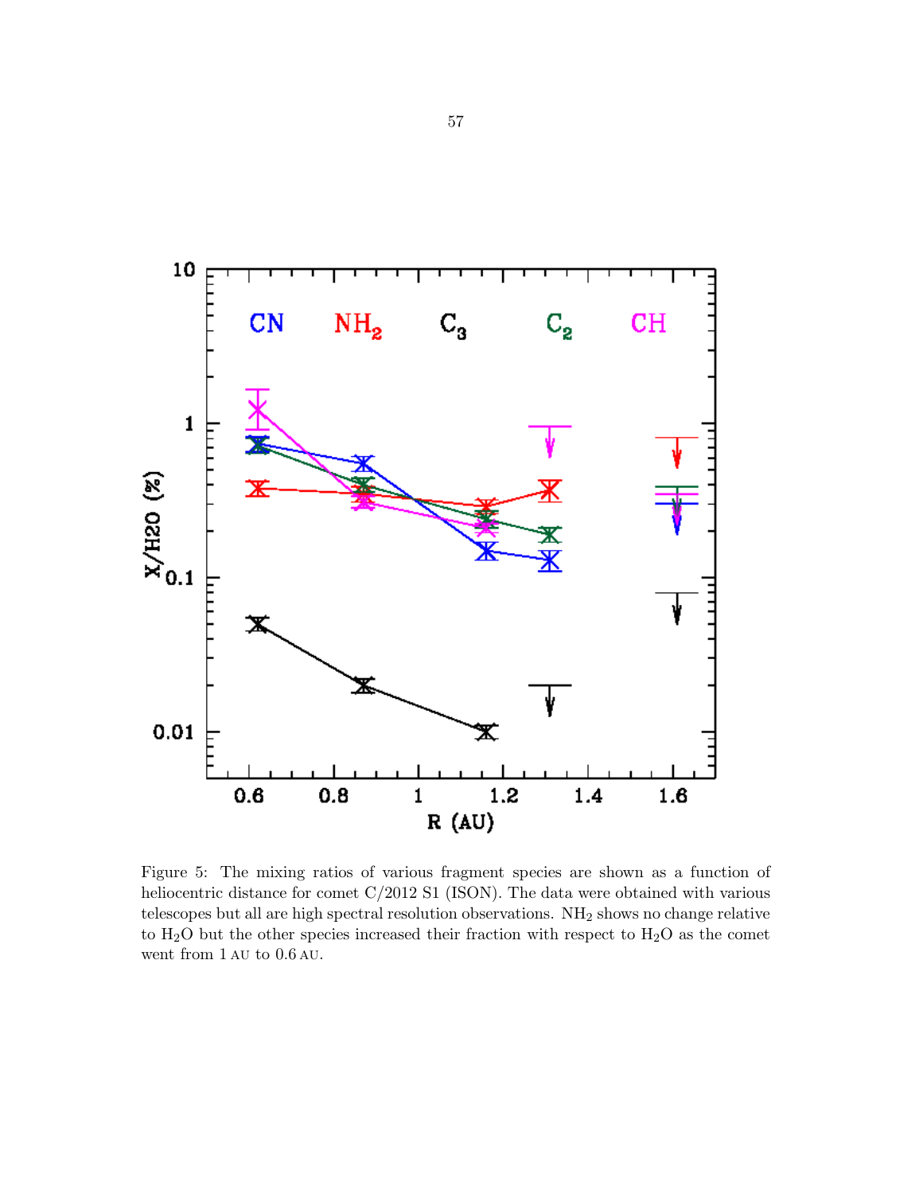Figure 5: The mixing ratios of various fragment species are shown as a function of heliocentric distance for comet C/2012 S1 (ISON). The data were obtained with various telescopes but all are high spectral resolution observations. $NH_2$ shows no change relative to $H_2O$ but the other species increased their fraction with respect to $H_2O$ as the comet went from 1 AU to 0.6 AU.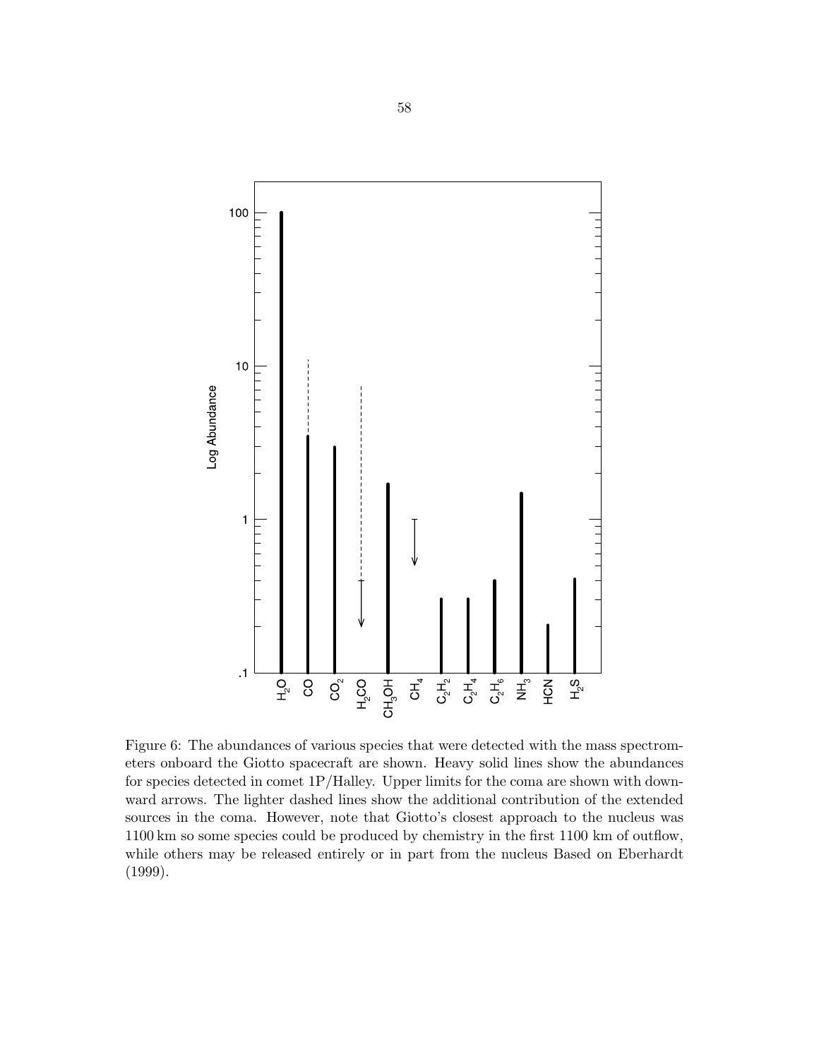Figure 6: The abundances of various species that were detected with the mass spectrometers onboard the Giotto spacecraft are shown. Heavy solid lines show the abundances for species detected in comet 1P/Halley. Upper limits for the coma are shown with downward arrows. The lighter dashed lines show the additional contribution of the extended sources in the coma. However, note that Giotto's closest approach to the nucleus was 1100 km so some species could be produced by chemistry in the first 1100 km of outflow, while others may be released entirely or in part from the nucleus Based on Eberhardt (1999).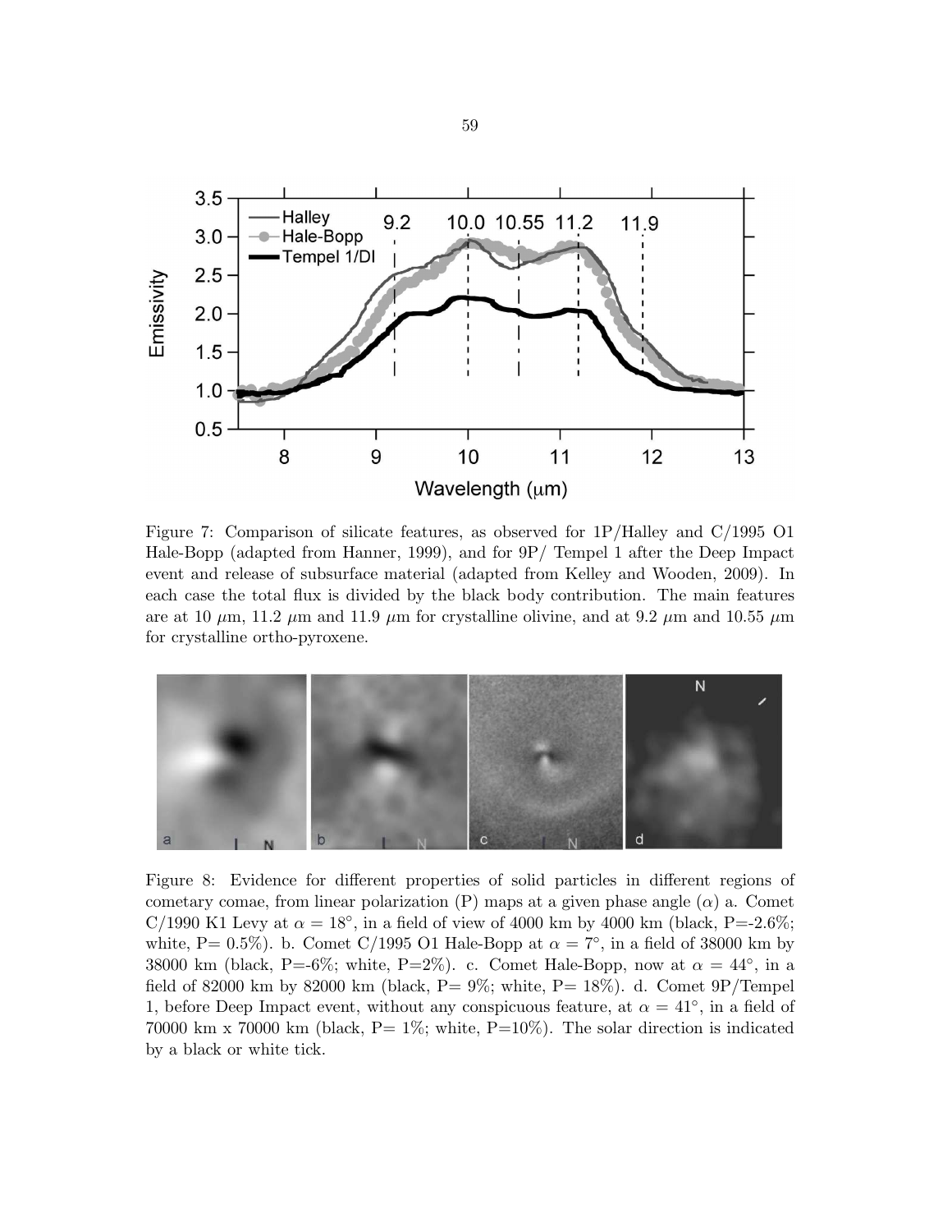Figure 7: Comparison of silicate features, as observed for 1P/Halley and C/1995 O1 Hale-Bopp (adapted from Hanner, 1999), and for 9P/ Tempel 1 after the Deep Impact event and release of subsurface material (adapted from Kelley and Wooden, 2009). In each case the total flux is divided by the black body contribution. The main features are at 10 $\mu$m, 11.2 $\mu$m and 11.9 $\mu$m for crystalline olivine, and at 9.2 $\mu$m and 10.55 $\mu$m for crystalline ortho-pyroxene.

Figure 8: Evidence for different properties of solid particles in different regions of cometary comae, from linear polarization (P) maps at a given phase angle ($\alpha$) a. Comet C/1990 K1 Levy at $\alpha = 18°$, in a field of view of 4000 km by 4000 km (black, P=-2.6%; white, P= 0.5%). b. Comet C/1995 O1 Hale-Bopp at $\alpha = 7°$, in a field of 38000 km by 38000 km (black, P=-6%; white, P=2%). c. Comet Hale-Bopp, now at $\alpha = 44°$, in a field of 82000 km by 82000 km (black, P= 9%; white, P= 18%). d. Comet 9P/Tempel 1, before Deep Impact event, without any conspicuous feature, at $\alpha = 41°$, in a field of 70000 km x 70000 km (black, P= 1%; white, P=10%). The solar direction is indicated by a black or white tick.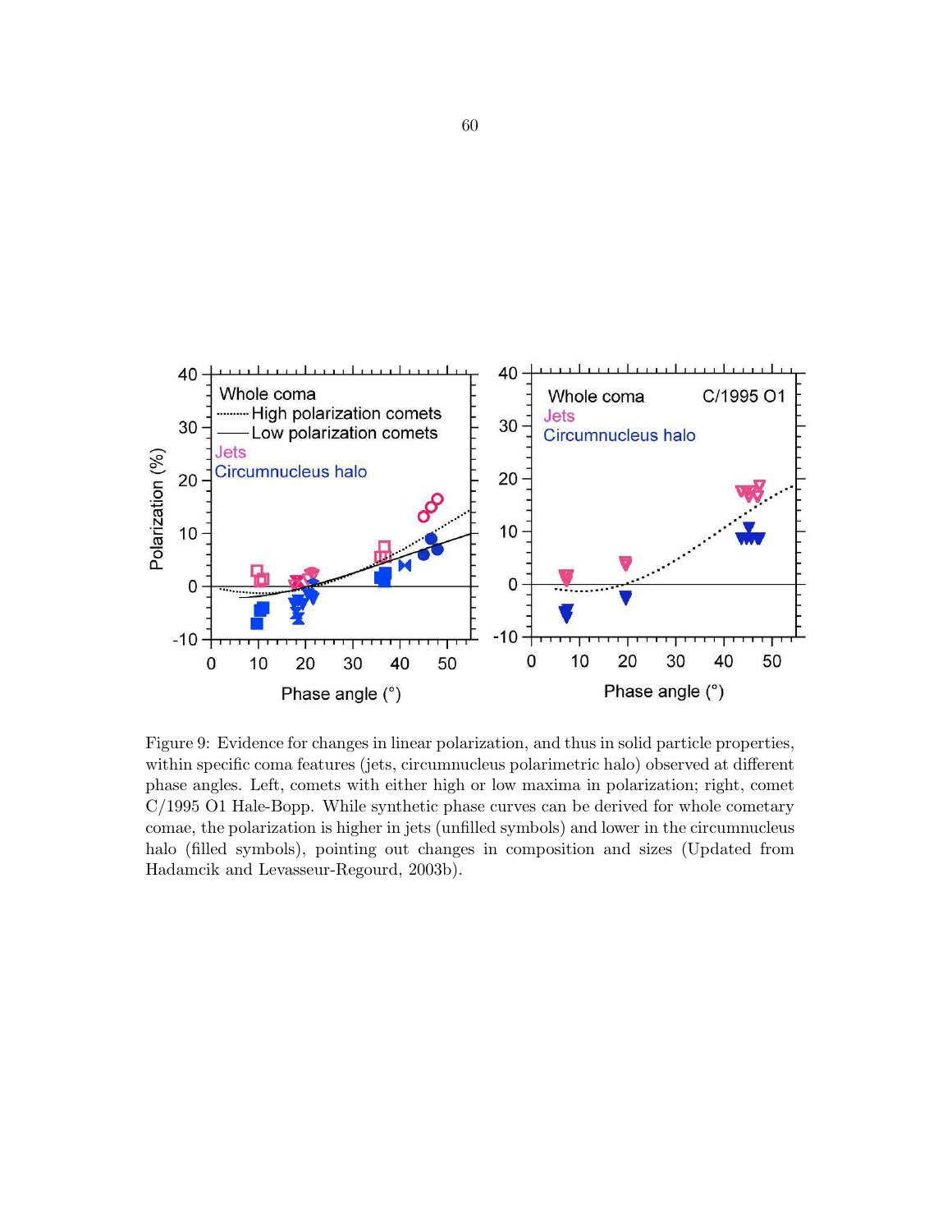Whole coma
High polarization comets
Low polarization comets
Jets
Circumnucleus halo

Polarization (%)

40
30
20
10
0
-10

0 10 20 30 40 50

Phase angle (°)

Whole coma
C/1995 O1
Jets
Circumnucleus halo

40
30
20
10
0
-10

0 10 20 30 40 50

Phase angle (°)

Figure 9: Evidence for changes in linear polarization, and thus in solid particle properties, within specific coma features (jets, circumnucleus polarimetric halo) observed at different phase angles. Left, comets with either high or low maxima in polarization; right, comet C/1995 O1 Hale-Bopp. While synthetic phase curves can be derived for whole cometary comae, the polarization is higher in jets (unfilled symbols) and lower in the circumnucleus halo (filled symbols), pointing out changes in composition and sizes (Updated from Hadamcik and Levasseur-Regourd, 2003b).